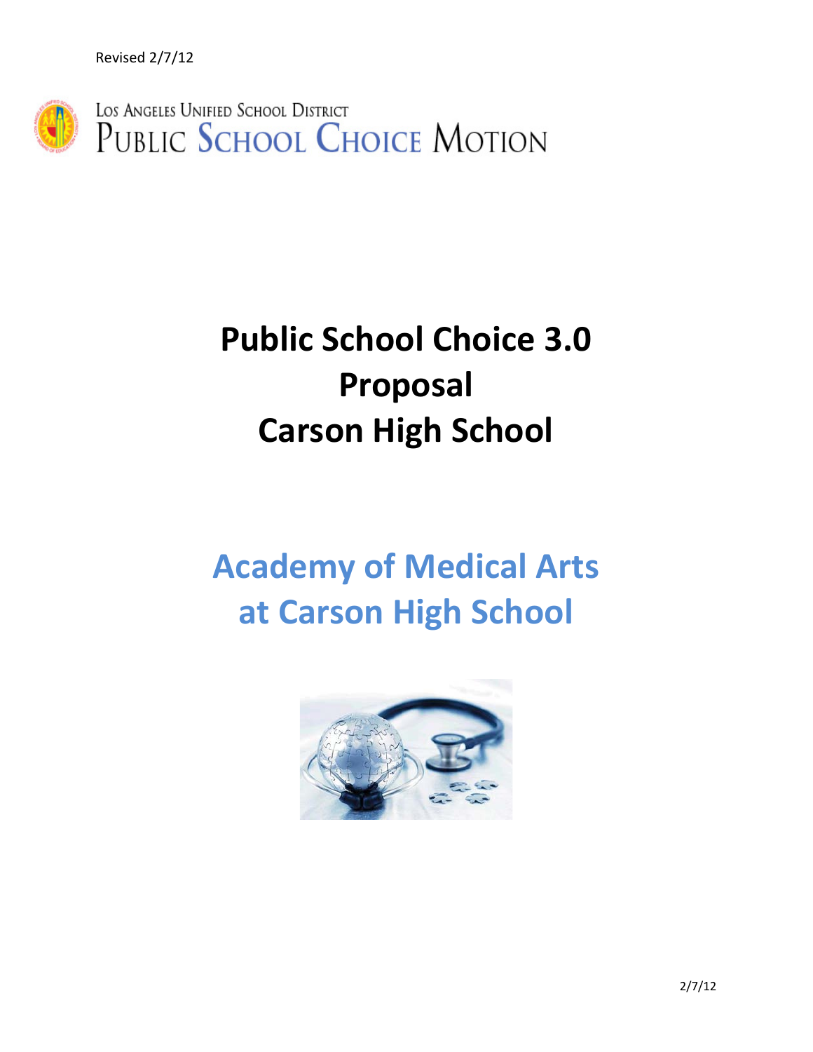Revised 2/7/12

Los Angeles Unified School District
Public School Choice Motion

# Public School Choice 3.0 Proposal Carson High School

# Academy of Medical Arts at Carson High School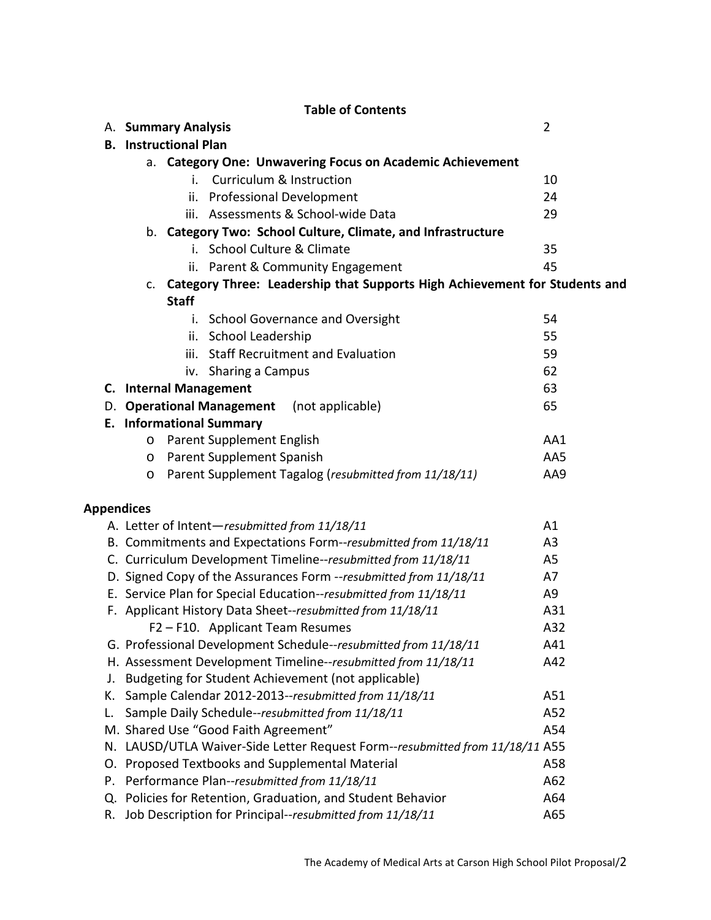## Table of Contents

| | |
|---|---|
| A. **Summary Analysis** | 2 |
| **B. Instructional Plan** | |
| a. **Category One: Unwavering Focus on Academic Achievement** | |
| i. Curriculum & Instruction | 10 |
| ii. Professional Development | 24 |
| iii. Assessments & School-wide Data | 29 |
| b. **Category Two: School Culture, Climate, and Infrastructure** | |
| i. School Culture & Climate | 35 |
| ii. Parent & Community Engagement | 45 |
| c. **Category Three: Leadership that Supports High Achievement for Students and Staff** | |
| i. School Governance and Oversight | 54 |
| ii. School Leadership | 55 |
| iii. Staff Recruitment and Evaluation | 59 |
| iv. Sharing a Campus | 62 |
| **C. Internal Management** | 63 |
| D. **Operational Management** (not applicable) | 65 |
| **E. Informational Summary** | |
| o Parent Supplement English | AA1 |
| o Parent Supplement Spanish | AA5 |
| o Parent Supplement Tagalog (*resubmitted from 11/18/11*) | AA9 |

### Appendices

| | |
|---|---|
| A. Letter of Intent—*resubmitted from 11/18/11* | A1 |
| B. Commitments and Expectations Form--*resubmitted from 11/18/11* | A3 |
| C. Curriculum Development Timeline--*resubmitted from 11/18/11* | A5 |
| D. Signed Copy of the Assurances Form --*resubmitted from 11/18/11* | A7 |
| E. Service Plan for Special Education--*resubmitted from 11/18/11* | A9 |
| F. Applicant History Data Sheet--*resubmitted from 11/18/11* | A31 |
| F2 – F10. Applicant Team Resumes | A32 |
| G. Professional Development Schedule--*resubmitted from 11/18/11* | A41 |
| H. Assessment Development Timeline--*resubmitted from 11/18/11* | A42 |
| J. Budgeting for Student Achievement (not applicable) | |
| K. Sample Calendar 2012-2013--*resubmitted from 11/18/11* | A51 |
| L. Sample Daily Schedule--*resubmitted from 11/18/11* | A52 |
| M. Shared Use "Good Faith Agreement" | A54 |
| N. LAUSD/UTLA Waiver-Side Letter Request Form--*resubmitted from 11/18/11* | A55 |
| O. Proposed Textbooks and Supplemental Material | A58 |
| P. Performance Plan--*resubmitted from 11/18/11* | A62 |
| Q. Policies for Retention, Graduation, and Student Behavior | A64 |
| R. Job Description for Principal--*resubmitted from 11/18/11* | A65 |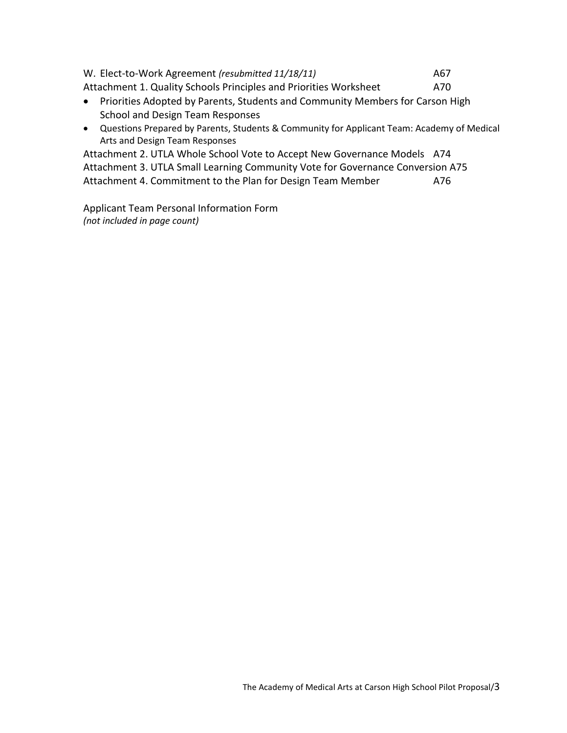W. Elect-to-Work Agreement *(resubmitted 11/18/11)* A67

Attachment 1. Quality Schools Principles and Priorities Worksheet A70

- Priorities Adopted by Parents, Students and Community Members for Carson High School and Design Team Responses
- Questions Prepared by Parents, Students & Community for Applicant Team: Academy of Medical Arts and Design Team Responses

Attachment 2. UTLA Whole School Vote to Accept New Governance Models A74

Attachment 3. UTLA Small Learning Community Vote for Governance Conversion A75

Attachment 4. Commitment to the Plan for Design Team Member A76

Applicant Team Personal Information Form
*(not included in page count)*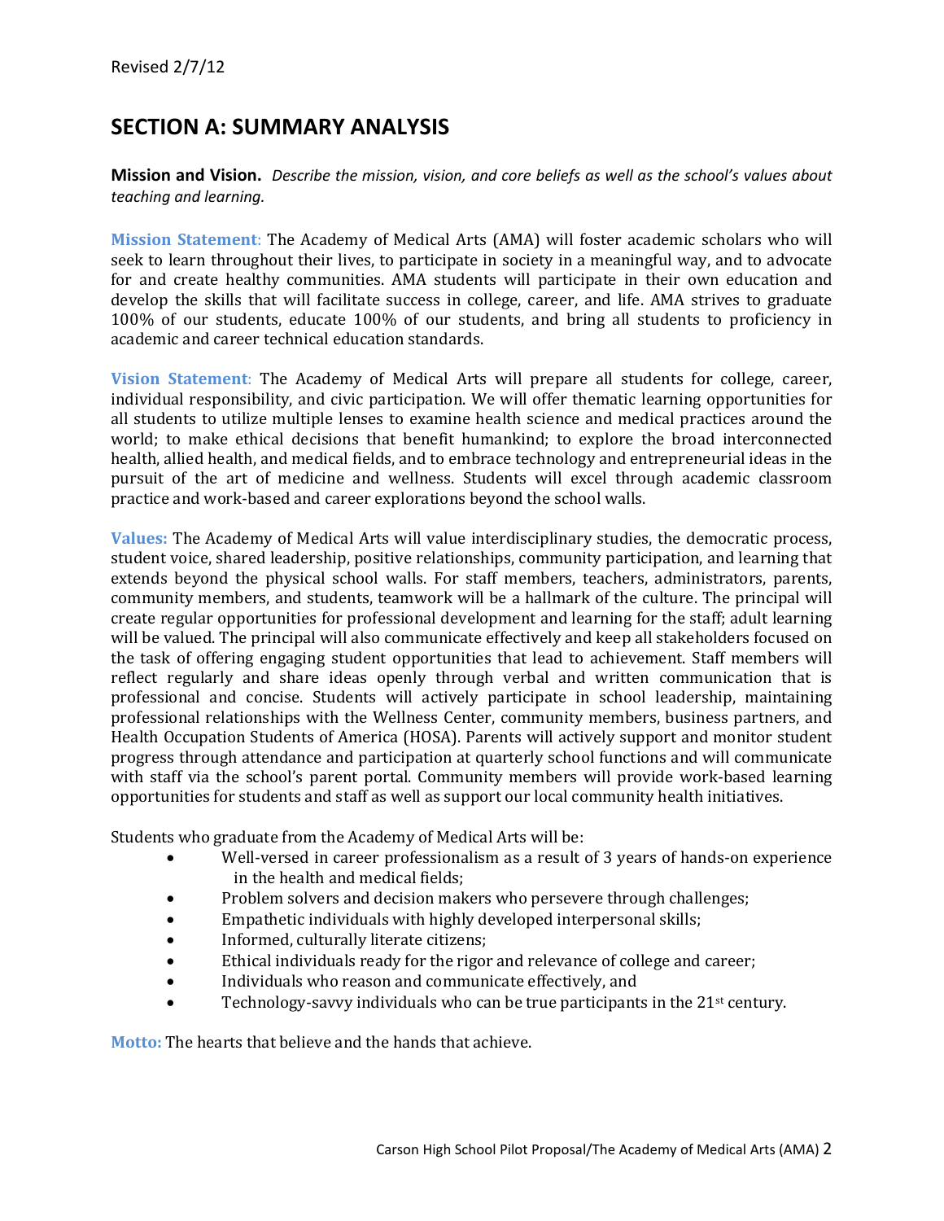## SECTION A: SUMMARY ANALYSIS

**Mission and Vision.** *Describe the mission, vision, and core beliefs as well as the school's values about teaching and learning.*

**Mission Statement**: The Academy of Medical Arts (AMA) will foster academic scholars who will seek to learn throughout their lives, to participate in society in a meaningful way, and to advocate for and create healthy communities. AMA students will participate in their own education and develop the skills that will facilitate success in college, career, and life. AMA strives to graduate 100% of our students, educate 100% of our students, and bring all students to proficiency in academic and career technical education standards.

**Vision Statement**: The Academy of Medical Arts will prepare all students for college, career, individual responsibility, and civic participation. We will offer thematic learning opportunities for all students to utilize multiple lenses to examine health science and medical practices around the world; to make ethical decisions that benefit humankind; to explore the broad interconnected health, allied health, and medical fields, and to embrace technology and entrepreneurial ideas in the pursuit of the art of medicine and wellness. Students will excel through academic classroom practice and work-based and career explorations beyond the school walls.

**Values:** The Academy of Medical Arts will value interdisciplinary studies, the democratic process, student voice, shared leadership, positive relationships, community participation, and learning that extends beyond the physical school walls. For staff members, teachers, administrators, parents, community members, and students, teamwork will be a hallmark of the culture. The principal will create regular opportunities for professional development and learning for the staff; adult learning will be valued. The principal will also communicate effectively and keep all stakeholders focused on the task of offering engaging student opportunities that lead to achievement. Staff members will reflect regularly and share ideas openly through verbal and written communication that is professional and concise. Students will actively participate in school leadership, maintaining professional relationships with the Wellness Center, community members, business partners, and Health Occupation Students of America (HOSA). Parents will actively support and monitor student progress through attendance and participation at quarterly school functions and will communicate with staff via the school's parent portal. Community members will provide work-based learning opportunities for students and staff as well as support our local community health initiatives.

Students who graduate from the Academy of Medical Arts will be:

- Well-versed in career professionalism as a result of 3 years of hands-on experience in the health and medical fields;
- Problem solvers and decision makers who persevere through challenges;
- Empathetic individuals with highly developed interpersonal skills;
- Informed, culturally literate citizens;
- Ethical individuals ready for the rigor and relevance of college and career;
- Individuals who reason and communicate effectively, and
- Technology-savvy individuals who can be true participants in the 21st century.

**Motto:** The hearts that believe and the hands that achieve.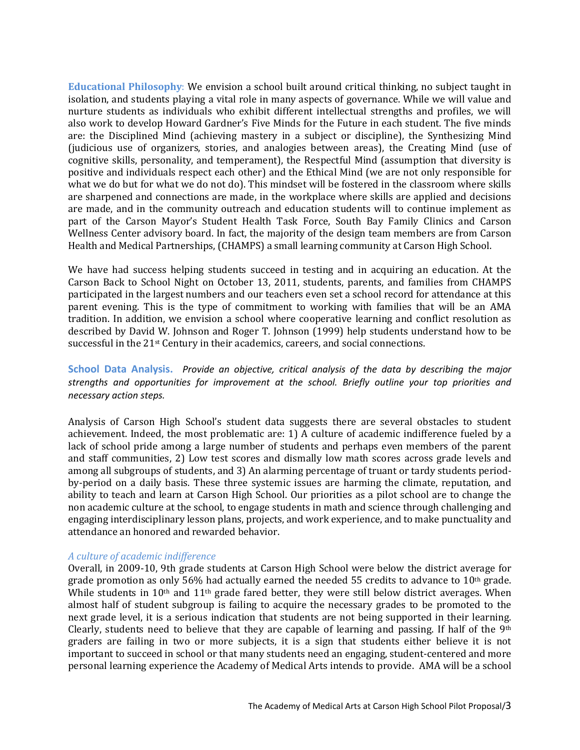**Educational Philosophy**: We envision a school built around critical thinking, no subject taught in isolation, and students playing a vital role in many aspects of governance. While we will value and nurture students as individuals who exhibit different intellectual strengths and profiles, we will also work to develop Howard Gardner's Five Minds for the Future in each student. The five minds are: the Disciplined Mind (achieving mastery in a subject or discipline), the Synthesizing Mind (judicious use of organizers, stories, and analogies between areas), the Creating Mind (use of cognitive skills, personality, and temperament), the Respectful Mind (assumption that diversity is positive and individuals respect each other) and the Ethical Mind (we are not only responsible for what we do but for what we do not do). This mindset will be fostered in the classroom where skills are sharpened and connections are made, in the workplace where skills are applied and decisions are made, and in the community outreach and education students will to continue implement as part of the Carson Mayor's Student Health Task Force, South Bay Family Clinics and Carson Wellness Center advisory board. In fact, the majority of the design team members are from Carson Health and Medical Partnerships, (CHAMPS) a small learning community at Carson High School.

We have had success helping students succeed in testing and in acquiring an education. At the Carson Back to School Night on October 13, 2011, students, parents, and families from CHAMPS participated in the largest numbers and our teachers even set a school record for attendance at this parent evening. This is the type of commitment to working with families that will be an AMA tradition. In addition, we envision a school where cooperative learning and conflict resolution as described by David W. Johnson and Roger T. Johnson (1999) help students understand how to be successful in the 21st Century in their academics, careers, and social connections.

**School Data Analysis.** *Provide an objective, critical analysis of the data by describing the major strengths and opportunities for improvement at the school. Briefly outline your top priorities and necessary action steps.*

Analysis of Carson High School's student data suggests there are several obstacles to student achievement. Indeed, the most problematic are: 1) A culture of academic indifference fueled by a lack of school pride among a large number of students and perhaps even members of the parent and staff communities, 2) Low test scores and dismally low math scores across grade levels and among all subgroups of students, and 3) An alarming percentage of truant or tardy students period-by-period on a daily basis. These three systemic issues are harming the climate, reputation, and ability to teach and learn at Carson High School. Our priorities as a pilot school are to change the non academic culture at the school, to engage students in math and science through challenging and engaging interdisciplinary lesson plans, projects, and work experience, and to make punctuality and attendance an honored and rewarded behavior.

*A culture of academic indifference*

Overall, in 2009-10, 9th grade students at Carson High School were below the district average for grade promotion as only 56% had actually earned the needed 55 credits to advance to 10th grade. While students in 10th and 11th grade fared better, they were still below district averages. When almost half of student subgroup is failing to acquire the necessary grades to be promoted to the next grade level, it is a serious indication that students are not being supported in their learning. Clearly, students need to believe that they are capable of learning and passing. If half of the 9th graders are failing in two or more subjects, it is a sign that students either believe it is not important to succeed in school or that many students need an engaging, student-centered and more personal learning experience the Academy of Medical Arts intends to provide. AMA will be a school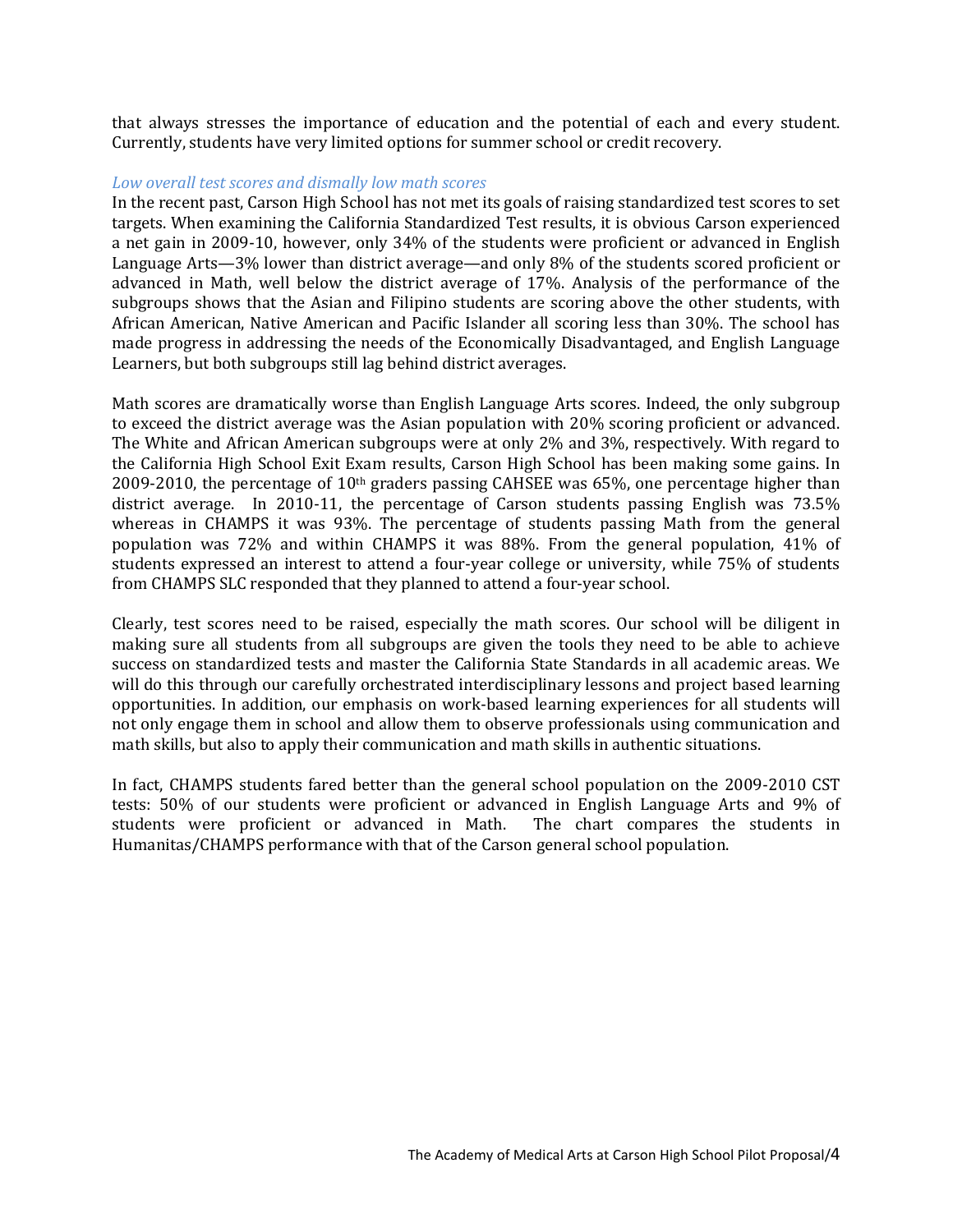that always stresses the importance of education and the potential of each and every student. Currently, students have very limited options for summer school or credit recovery.

*Low overall test scores and dismally low math scores*

In the recent past, Carson High School has not met its goals of raising standardized test scores to set targets. When examining the California Standardized Test results, it is obvious Carson experienced a net gain in 2009-10, however, only 34% of the students were proficient or advanced in English Language Arts—3% lower than district average—and only 8% of the students scored proficient or advanced in Math, well below the district average of 17%. Analysis of the performance of the subgroups shows that the Asian and Filipino students are scoring above the other students, with African American, Native American and Pacific Islander all scoring less than 30%. The school has made progress in addressing the needs of the Economically Disadvantaged, and English Language Learners, but both subgroups still lag behind district averages.

Math scores are dramatically worse than English Language Arts scores. Indeed, the only subgroup to exceed the district average was the Asian population with 20% scoring proficient or advanced. The White and African American subgroups were at only 2% and 3%, respectively. With regard to the California High School Exit Exam results, Carson High School has been making some gains. In 2009-2010, the percentage of 10th graders passing CAHSEE was 65%, one percentage higher than district average. In 2010-11, the percentage of Carson students passing English was 73.5% whereas in CHAMPS it was 93%. The percentage of students passing Math from the general population was 72% and within CHAMPS it was 88%. From the general population, 41% of students expressed an interest to attend a four-year college or university, while 75% of students from CHAMPS SLC responded that they planned to attend a four-year school.

Clearly, test scores need to be raised, especially the math scores. Our school will be diligent in making sure all students from all subgroups are given the tools they need to be able to achieve success on standardized tests and master the California State Standards in all academic areas. We will do this through our carefully orchestrated interdisciplinary lessons and project based learning opportunities. In addition, our emphasis on work-based learning experiences for all students will not only engage them in school and allow them to observe professionals using communication and math skills, but also to apply their communication and math skills in authentic situations.

In fact, CHAMPS students fared better than the general school population on the 2009-2010 CST tests: 50% of our students were proficient or advanced in English Language Arts and 9% of students were proficient or advanced in Math. The chart compares the students in Humanitas/CHAMPS performance with that of the Carson general school population.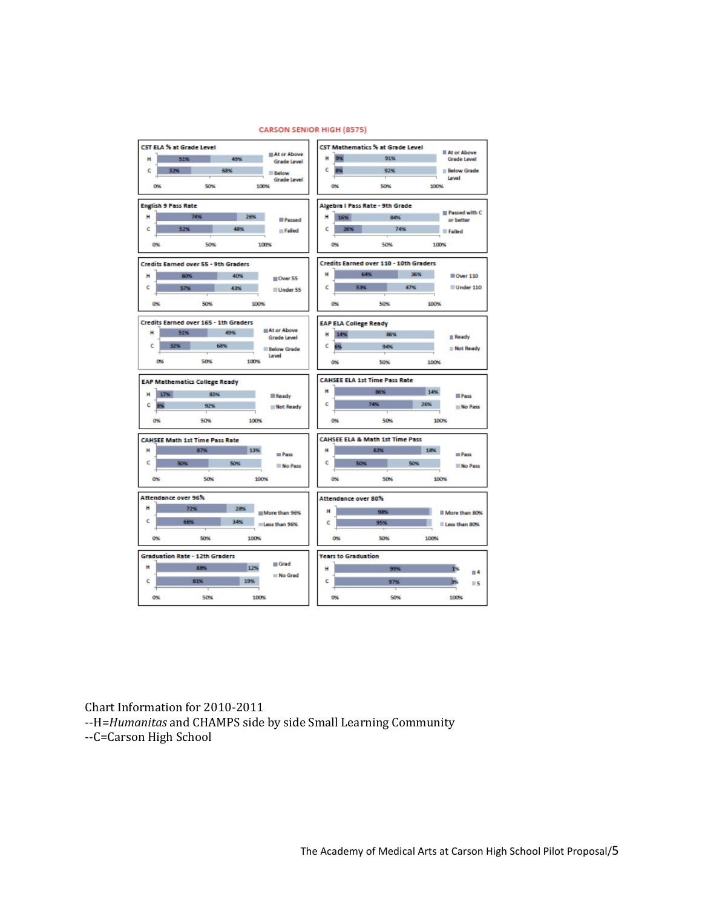## CARSON SENIOR HIGH (8575)

| Chart | Group | Value 1 | Value 2 | Legend |
|---|---|---|---|---|
| CST ELA % at Grade Level | H | 51% | 49% | At or Above Grade Level / Below Grade Level |
| | C | 32% | 68% | |
| CST Mathematics % at Grade Level | H | 9% | 91% | At or Above Grade Level / Below Grade Level |
| | C | 8% | 92% | |
| English 9 Pass Rate | H | 74% | 26% | Passed / Failed |
| | C | 52% | 48% | |
| Algebra I Pass Rate - 9th Grade | H | 16% | 84% | Passed with C or better / Failed |
| | C | 26% | 74% | |
| Credits Earned over 55 - 9th Graders | H | 60% | 40% | Over 55 / Under 55 |
| | C | 57% | 43% | |
| Credits Earned over 110 - 10th Graders | H | 64% | 36% | Over 110 / Under 110 |
| | C | 53% | 47% | |
| Credits Earned over 165 - 1th Graders | H | 51% | 49% | At or Above Grade Level / Below Grade Level |
| | C | 32% | 68% | |
| EAP ELA College Ready | H | 14% | 86% | Ready / Not Ready |
| | C | 6% | 94% | |
| EAP Mathematics College Ready | H | 17% | 83% | Ready / Not Ready |
| | C | 8% | 92% | |
| CAHSEE ELA 1st Time Pass Rate | H | 86% | 14% | Pass / No Pass |
| | C | 74% | 26% | |
| CAHSEE Math 1st Time Pass Rate | H | 87% | 13% | Pass / No Pass |
| | C | 50% | 50% | |
| CAHSEE ELA & Math 1st Time Pass | H | 82% | 18% | Pass / No Pass |
| | C | 50% | 50% | |
| Attendance over 96% | H | 72% | 28% | More than 96% / Less than 96% |
| | C | 66% | 34% | |
| Attendance over 80% | H | 98% | | More than 80% / Less than 80% |
| | C | 95% | | |
| Graduation Rate - 12th Graders | H | 88% | 12% | Grad / No Grad |
| | C | 81% | 19% | |
| Years to Graduation | H | 99% | 1% | 4 / 5 |
| | C | 97% | 3% | |

Chart Information for 2010-2011
--H=*Humanitas* and CHAMPS side by side Small Learning Community
--C=Carson High School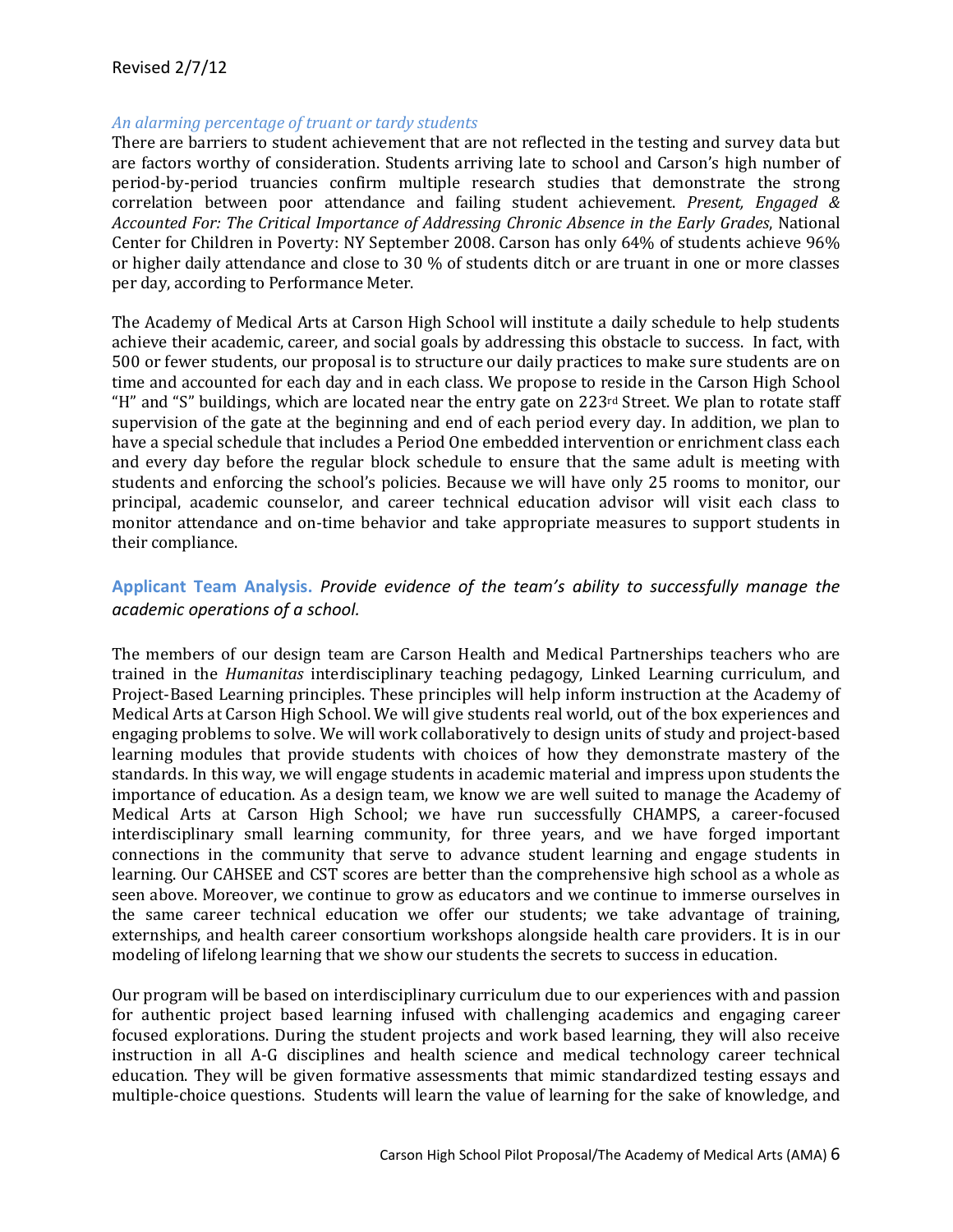*An alarming percentage of truant or tardy students*

There are barriers to student achievement that are not reflected in the testing and survey data but are factors worthy of consideration. Students arriving late to school and Carson's high number of period-by-period truancies confirm multiple research studies that demonstrate the strong correlation between poor attendance and failing student achievement. *Present, Engaged & Accounted For: The Critical Importance of Addressing Chronic Absence in the Early Grades*, National Center for Children in Poverty: NY September 2008. Carson has only 64% of students achieve 96% or higher daily attendance and close to 30 % of students ditch or are truant in one or more classes per day, according to Performance Meter.

The Academy of Medical Arts at Carson High School will institute a daily schedule to help students achieve their academic, career, and social goals by addressing this obstacle to success. In fact, with 500 or fewer students, our proposal is to structure our daily practices to make sure students are on time and accounted for each day and in each class. We propose to reside in the Carson High School "H" and "S" buildings, which are located near the entry gate on 223rd Street. We plan to rotate staff supervision of the gate at the beginning and end of each period every day. In addition, we plan to have a special schedule that includes a Period One embedded intervention or enrichment class each and every day before the regular block schedule to ensure that the same adult is meeting with students and enforcing the school's policies. Because we will have only 25 rooms to monitor, our principal, academic counselor, and career technical education advisor will visit each class to monitor attendance and on-time behavior and take appropriate measures to support students in their compliance.

**Applicant Team Analysis.** *Provide evidence of the team's ability to successfully manage the academic operations of a school.*

The members of our design team are Carson Health and Medical Partnerships teachers who are trained in the *Humanitas* interdisciplinary teaching pedagogy, Linked Learning curriculum, and Project-Based Learning principles. These principles will help inform instruction at the Academy of Medical Arts at Carson High School. We will give students real world, out of the box experiences and engaging problems to solve. We will work collaboratively to design units of study and project-based learning modules that provide students with choices of how they demonstrate mastery of the standards. In this way, we will engage students in academic material and impress upon students the importance of education. As a design team, we know we are well suited to manage the Academy of Medical Arts at Carson High School; we have run successfully CHAMPS, a career-focused interdisciplinary small learning community, for three years, and we have forged important connections in the community that serve to advance student learning and engage students in learning. Our CAHSEE and CST scores are better than the comprehensive high school as a whole as seen above. Moreover, we continue to grow as educators and we continue to immerse ourselves in the same career technical education we offer our students; we take advantage of training, externships, and health career consortium workshops alongside health care providers. It is in our modeling of lifelong learning that we show our students the secrets to success in education.

Our program will be based on interdisciplinary curriculum due to our experiences with and passion for authentic project based learning infused with challenging academics and engaging career focused explorations. During the student projects and work based learning, they will also receive instruction in all A-G disciplines and health science and medical technology career technical education. They will be given formative assessments that mimic standardized testing essays and multiple-choice questions. Students will learn the value of learning for the sake of knowledge, and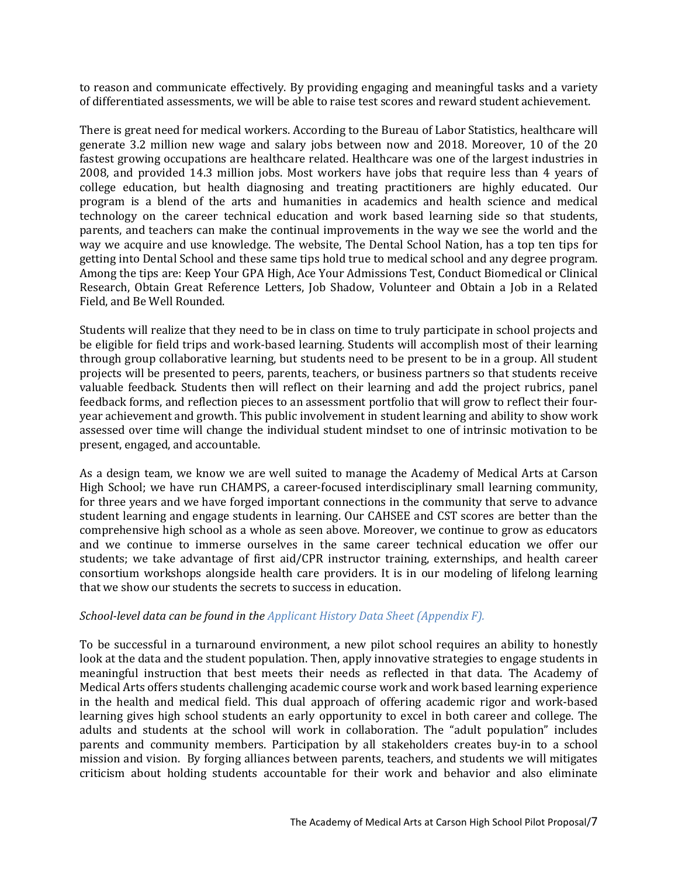to reason and communicate effectively. By providing engaging and meaningful tasks and a variety of differentiated assessments, we will be able to raise test scores and reward student achievement.

There is great need for medical workers. According to the Bureau of Labor Statistics, healthcare will generate 3.2 million new wage and salary jobs between now and 2018. Moreover, 10 of the 20 fastest growing occupations are healthcare related. Healthcare was one of the largest industries in 2008, and provided 14.3 million jobs. Most workers have jobs that require less than 4 years of college education, but health diagnosing and treating practitioners are highly educated. Our program is a blend of the arts and humanities in academics and health science and medical technology on the career technical education and work based learning side so that students, parents, and teachers can make the continual improvements in the way we see the world and the way we acquire and use knowledge. The website, The Dental School Nation, has a top ten tips for getting into Dental School and these same tips hold true to medical school and any degree program. Among the tips are: Keep Your GPA High, Ace Your Admissions Test, Conduct Biomedical or Clinical Research, Obtain Great Reference Letters, Job Shadow, Volunteer and Obtain a Job in a Related Field, and Be Well Rounded.

Students will realize that they need to be in class on time to truly participate in school projects and be eligible for field trips and work-based learning. Students will accomplish most of their learning through group collaborative learning, but students need to be present to be in a group. All student projects will be presented to peers, parents, teachers, or business partners so that students receive valuable feedback. Students then will reflect on their learning and add the project rubrics, panel feedback forms, and reflection pieces to an assessment portfolio that will grow to reflect their four-year achievement and growth. This public involvement in student learning and ability to show work assessed over time will change the individual student mindset to one of intrinsic motivation to be present, engaged, and accountable.

As a design team, we know we are well suited to manage the Academy of Medical Arts at Carson High School; we have run CHAMPS, a career-focused interdisciplinary small learning community, for three years and we have forged important connections in the community that serve to advance student learning and engage students in learning. Our CAHSEE and CST scores are better than the comprehensive high school as a whole as seen above. Moreover, we continue to grow as educators and we continue to immerse ourselves in the same career technical education we offer our students; we take advantage of first aid/CPR instructor training, externships, and health career consortium workshops alongside health care providers. It is in our modeling of lifelong learning that we show our students the secrets to success in education.

*School-level data can be found in the Applicant History Data Sheet (Appendix F).*

To be successful in a turnaround environment, a new pilot school requires an ability to honestly look at the data and the student population. Then, apply innovative strategies to engage students in meaningful instruction that best meets their needs as reflected in that data. The Academy of Medical Arts offers students challenging academic course work and work based learning experience in the health and medical field. This dual approach of offering academic rigor and work-based learning gives high school students an early opportunity to excel in both career and college. The adults and students at the school will work in collaboration. The "adult population" includes parents and community members. Participation by all stakeholders creates buy-in to a school mission and vision. By forging alliances between parents, teachers, and students we will mitigates criticism about holding students accountable for their work and behavior and also eliminate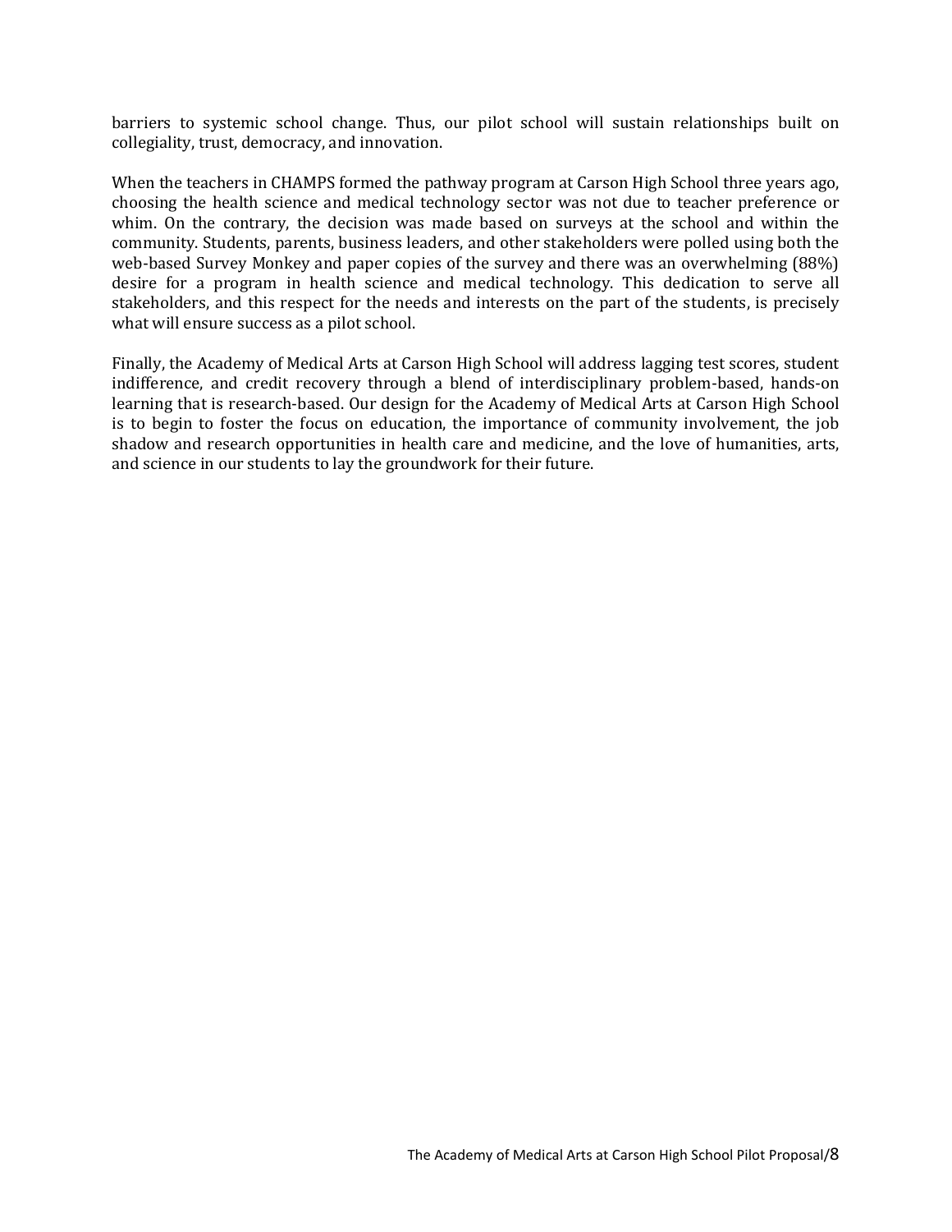barriers to systemic school change. Thus, our pilot school will sustain relationships built on collegiality, trust, democracy, and innovation.

When the teachers in CHAMPS formed the pathway program at Carson High School three years ago, choosing the health science and medical technology sector was not due to teacher preference or whim. On the contrary, the decision was made based on surveys at the school and within the community. Students, parents, business leaders, and other stakeholders were polled using both the web-based Survey Monkey and paper copies of the survey and there was an overwhelming (88%) desire for a program in health science and medical technology. This dedication to serve all stakeholders, and this respect for the needs and interests on the part of the students, is precisely what will ensure success as a pilot school.

Finally, the Academy of Medical Arts at Carson High School will address lagging test scores, student indifference, and credit recovery through a blend of interdisciplinary problem-based, hands-on learning that is research-based. Our design for the Academy of Medical Arts at Carson High School is to begin to foster the focus on education, the importance of community involvement, the job shadow and research opportunities in health care and medicine, and the love of humanities, arts, and science in our students to lay the groundwork for their future.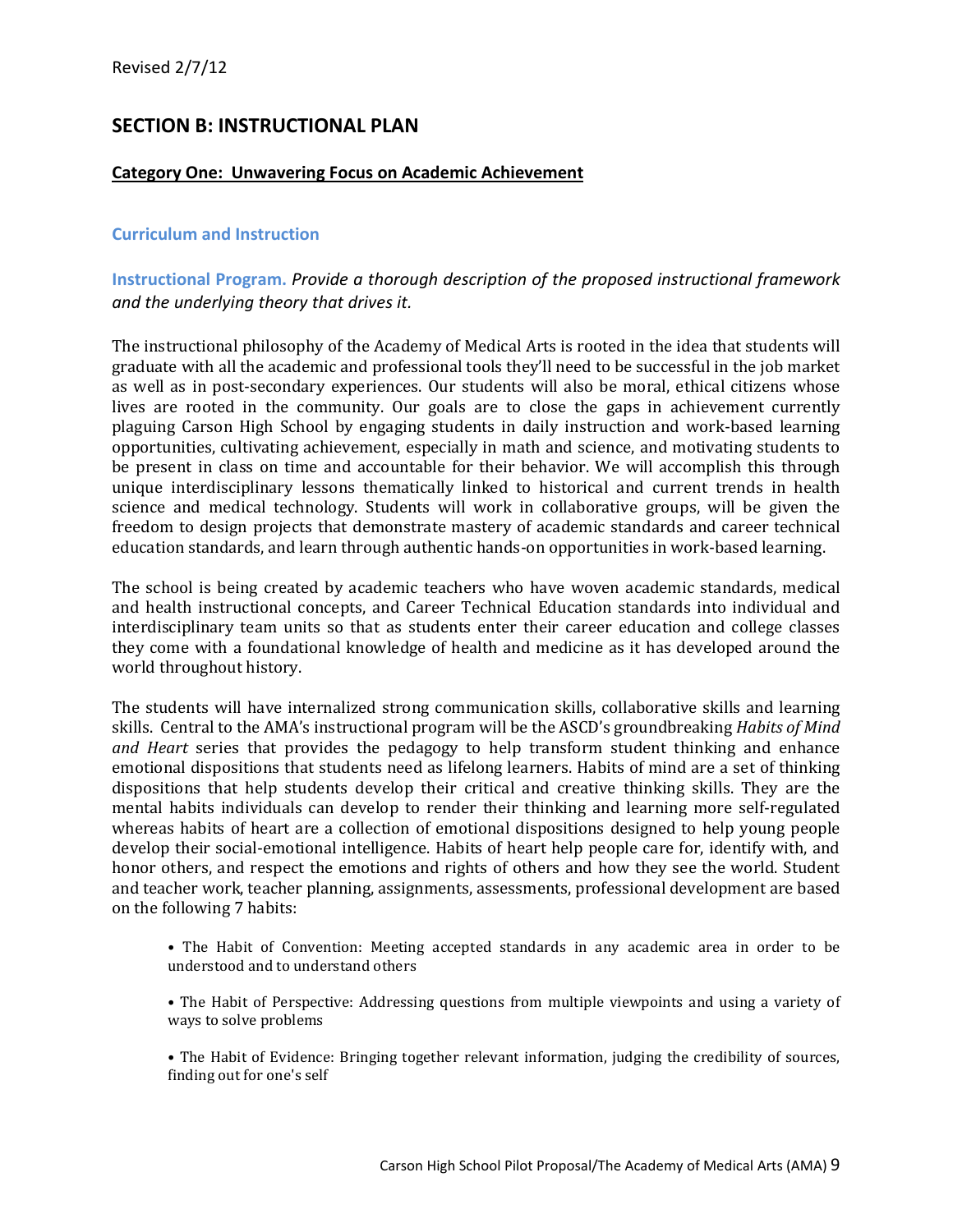## SECTION B: INSTRUCTIONAL PLAN

### Category One: Unwavering Focus on Academic Achievement

#### Curriculum and Instruction

**Instructional Program.** *Provide a thorough description of the proposed instructional framework and the underlying theory that drives it.*

The instructional philosophy of the Academy of Medical Arts is rooted in the idea that students will graduate with all the academic and professional tools they'll need to be successful in the job market as well as in post-secondary experiences. Our students will also be moral, ethical citizens whose lives are rooted in the community. Our goals are to close the gaps in achievement currently plaguing Carson High School by engaging students in daily instruction and work-based learning opportunities, cultivating achievement, especially in math and science, and motivating students to be present in class on time and accountable for their behavior. We will accomplish this through unique interdisciplinary lessons thematically linked to historical and current trends in health science and medical technology. Students will work in collaborative groups, will be given the freedom to design projects that demonstrate mastery of academic standards and career technical education standards, and learn through authentic hands-on opportunities in work-based learning.

The school is being created by academic teachers who have woven academic standards, medical and health instructional concepts, and Career Technical Education standards into individual and interdisciplinary team units so that as students enter their career education and college classes they come with a foundational knowledge of health and medicine as it has developed around the world throughout history.

The students will have internalized strong communication skills, collaborative skills and learning skills. Central to the AMA's instructional program will be the ASCD's groundbreaking *Habits of Mind and Heart* series that provides the pedagogy to help transform student thinking and enhance emotional dispositions that students need as lifelong learners. Habits of mind are a set of thinking dispositions that help students develop their critical and creative thinking skills. They are the mental habits individuals can develop to render their thinking and learning more self-regulated whereas habits of heart are a collection of emotional dispositions designed to help young people develop their social-emotional intelligence. Habits of heart help people care for, identify with, and honor others, and respect the emotions and rights of others and how they see the world. Student and teacher work, teacher planning, assignments, assessments, professional development are based on the following 7 habits:

- The Habit of Convention: Meeting accepted standards in any academic area in order to be understood and to understand others
- The Habit of Perspective: Addressing questions from multiple viewpoints and using a variety of ways to solve problems
- The Habit of Evidence: Bringing together relevant information, judging the credibility of sources, finding out for one's self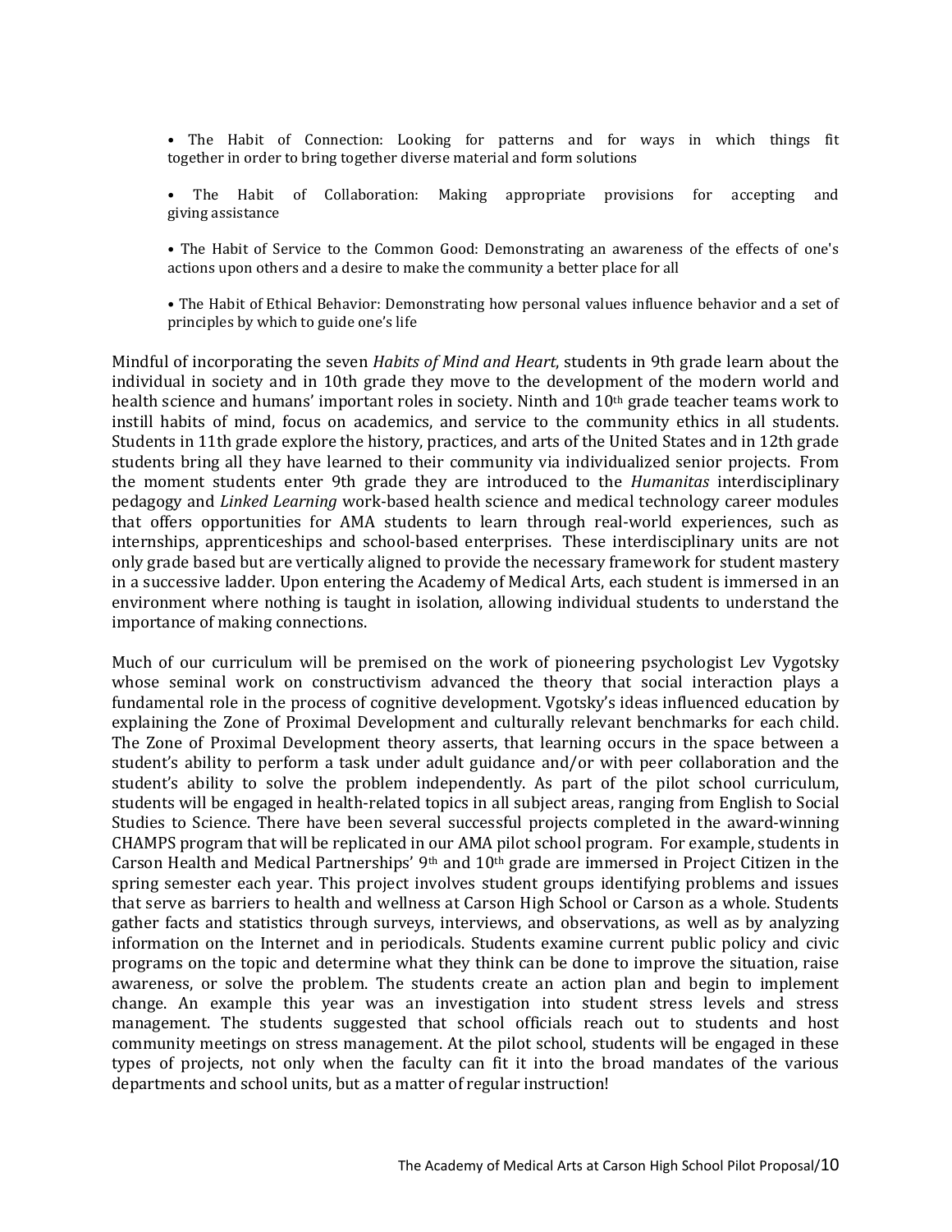- The Habit of Connection: Looking for patterns and for ways in which things fit together in order to bring together diverse material and form solutions

- The Habit of Collaboration: Making appropriate provisions for accepting and giving assistance

- The Habit of Service to the Common Good: Demonstrating an awareness of the effects of one's actions upon others and a desire to make the community a better place for all

- The Habit of Ethical Behavior: Demonstrating how personal values influence behavior and a set of principles by which to guide one's life

Mindful of incorporating the seven *Habits of Mind and Heart*, students in 9th grade learn about the individual in society and in 10th grade they move to the development of the modern world and health science and humans' important roles in society. Ninth and 10th grade teacher teams work to instill habits of mind, focus on academics, and service to the community ethics in all students. Students in 11th grade explore the history, practices, and arts of the United States and in 12th grade students bring all they have learned to their community via individualized senior projects. From the moment students enter 9th grade they are introduced to the *Humanitas* interdisciplinary pedagogy and *Linked Learning* work-based health science and medical technology career modules that offers opportunities for AMA students to learn through real-world experiences, such as internships, apprenticeships and school-based enterprises. These interdisciplinary units are not only grade based but are vertically aligned to provide the necessary framework for student mastery in a successive ladder. Upon entering the Academy of Medical Arts, each student is immersed in an environment where nothing is taught in isolation, allowing individual students to understand the importance of making connections.

Much of our curriculum will be premised on the work of pioneering psychologist Lev Vygotsky whose seminal work on constructivism advanced the theory that social interaction plays a fundamental role in the process of cognitive development. Vgotsky's ideas influenced education by explaining the Zone of Proximal Development and culturally relevant benchmarks for each child. The Zone of Proximal Development theory asserts, that learning occurs in the space between a student's ability to perform a task under adult guidance and/or with peer collaboration and the student's ability to solve the problem independently. As part of the pilot school curriculum, students will be engaged in health-related topics in all subject areas, ranging from English to Social Studies to Science. There have been several successful projects completed in the award-winning CHAMPS program that will be replicated in our AMA pilot school program. For example, students in Carson Health and Medical Partnerships' 9th and 10th grade are immersed in Project Citizen in the spring semester each year. This project involves student groups identifying problems and issues that serve as barriers to health and wellness at Carson High School or Carson as a whole. Students gather facts and statistics through surveys, interviews, and observations, as well as by analyzing information on the Internet and in periodicals. Students examine current public policy and civic programs on the topic and determine what they think can be done to improve the situation, raise awareness, or solve the problem. The students create an action plan and begin to implement change. An example this year was an investigation into student stress levels and stress management. The students suggested that school officials reach out to students and host community meetings on stress management. At the pilot school, students will be engaged in these types of projects, not only when the faculty can fit it into the broad mandates of the various departments and school units, but as a matter of regular instruction!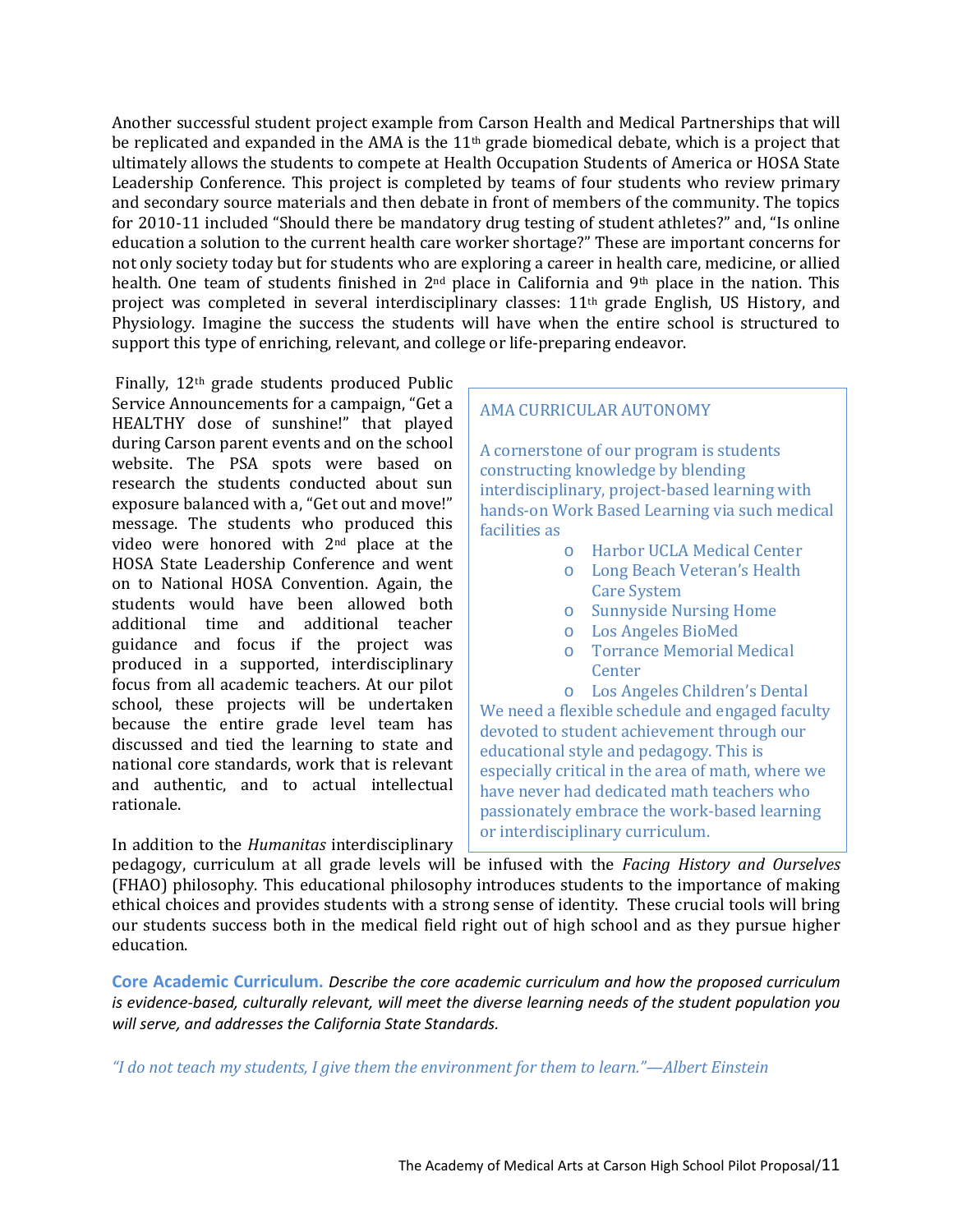Another successful student project example from Carson Health and Medical Partnerships that will be replicated and expanded in the AMA is the 11th grade biomedical debate, which is a project that ultimately allows the students to compete at Health Occupation Students of America or HOSA State Leadership Conference. This project is completed by teams of four students who review primary and secondary source materials and then debate in front of members of the community. The topics for 2010-11 included "Should there be mandatory drug testing of student athletes?" and, "Is online education a solution to the current health care worker shortage?" These are important concerns for not only society today but for students who are exploring a career in health care, medicine, or allied health. One team of students finished in 2nd place in California and 9th place in the nation. This project was completed in several interdisciplinary classes: 11th grade English, US History, and Physiology. Imagine the success the students will have when the entire school is structured to support this type of enriching, relevant, and college or life-preparing endeavor.

Finally, 12th grade students produced Public Service Announcements for a campaign, "Get a HEALTHY dose of sunshine!" that played during Carson parent events and on the school website. The PSA spots were based on research the students conducted about sun exposure balanced with a, "Get out and move!" message. The students who produced this video were honored with 2nd place at the HOSA State Leadership Conference and went on to National HOSA Convention. Again, the students would have been allowed both additional time and additional teacher guidance and focus if the project was produced in a supported, interdisciplinary focus from all academic teachers. At our pilot school, these projects will be undertaken because the entire grade level team has discussed and tied the learning to state and national core standards, work that is relevant and authentic, and to actual intellectual rationale.

> AMA CURRICULAR AUTONOMY
>
> A cornerstone of our program is students constructing knowledge by blending interdisciplinary, project-based learning with hands-on Work Based Learning via such medical facilities as
>
> - Harbor UCLA Medical Center
> - Long Beach Veteran's Health Care System
> - Sunnyside Nursing Home
> - Los Angeles BioMed
> - Torrance Memorial Medical Center
> - Los Angeles Children's Dental
>
> We need a flexible schedule and engaged faculty devoted to student achievement through our educational style and pedagogy. This is especially critical in the area of math, where we have never had dedicated math teachers who passionately embrace the work-based learning or interdisciplinary curriculum.

In addition to the *Humanitas* interdisciplinary pedagogy, curriculum at all grade levels will be infused with the *Facing History and Ourselves* (FHAO) philosophy. This educational philosophy introduces students to the importance of making ethical choices and provides students with a strong sense of identity. These crucial tools will bring our students success both in the medical field right out of high school and as they pursue higher education.

**Core Academic Curriculum.** *Describe the core academic curriculum and how the proposed curriculum is evidence-based, culturally relevant, will meet the diverse learning needs of the student population you will serve, and addresses the California State Standards.*

*"I do not teach my students, I give them the environment for them to learn."—Albert Einstein*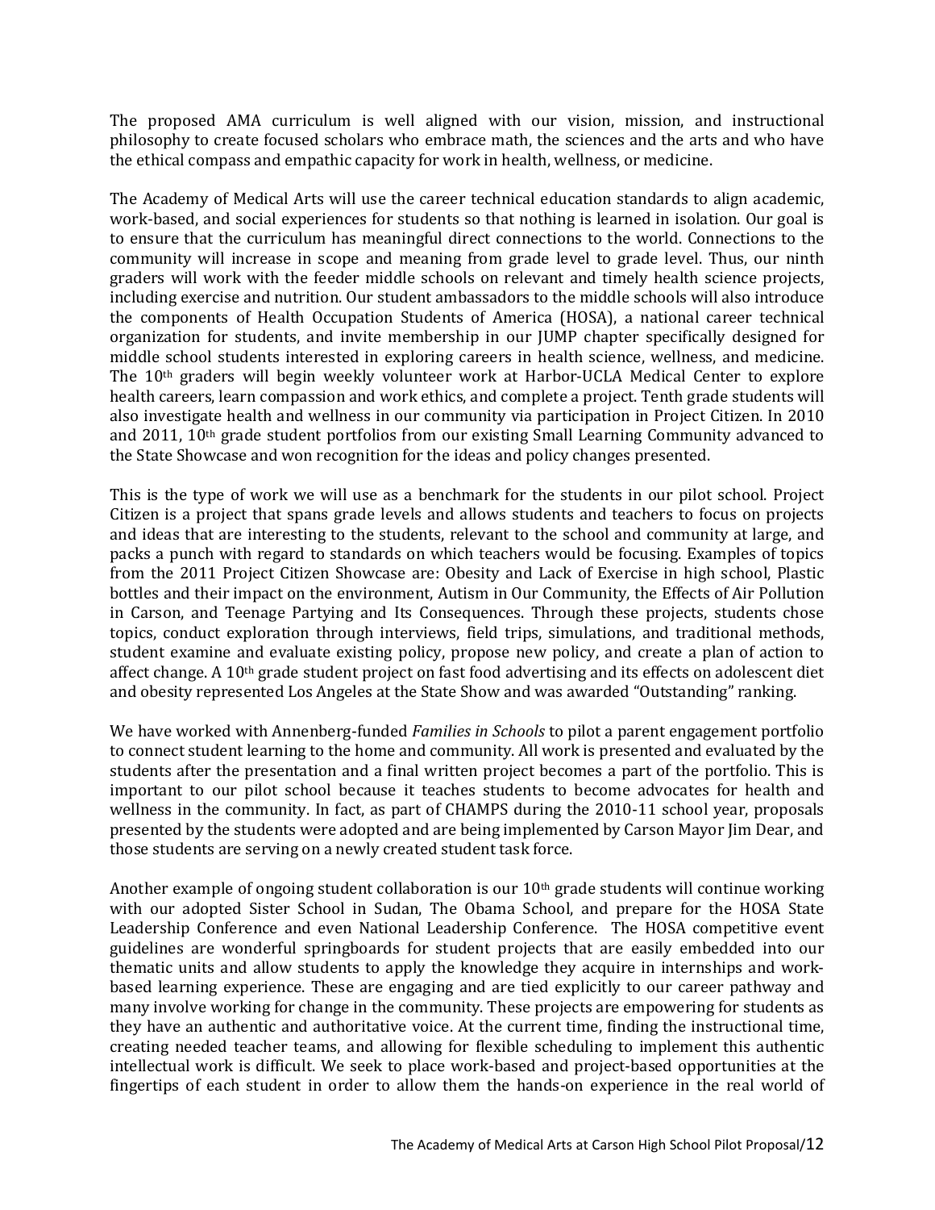The proposed AMA curriculum is well aligned with our vision, mission, and instructional philosophy to create focused scholars who embrace math, the sciences and the arts and who have the ethical compass and empathic capacity for work in health, wellness, or medicine.

The Academy of Medical Arts will use the career technical education standards to align academic, work-based, and social experiences for students so that nothing is learned in isolation. Our goal is to ensure that the curriculum has meaningful direct connections to the world. Connections to the community will increase in scope and meaning from grade level to grade level. Thus, our ninth graders will work with the feeder middle schools on relevant and timely health science projects, including exercise and nutrition. Our student ambassadors to the middle schools will also introduce the components of Health Occupation Students of America (HOSA), a national career technical organization for students, and invite membership in our JUMP chapter specifically designed for middle school students interested in exploring careers in health science, wellness, and medicine. The 10th graders will begin weekly volunteer work at Harbor-UCLA Medical Center to explore health careers, learn compassion and work ethics, and complete a project. Tenth grade students will also investigate health and wellness in our community via participation in Project Citizen. In 2010 and 2011, 10th grade student portfolios from our existing Small Learning Community advanced to the State Showcase and won recognition for the ideas and policy changes presented.

This is the type of work we will use as a benchmark for the students in our pilot school. Project Citizen is a project that spans grade levels and allows students and teachers to focus on projects and ideas that are interesting to the students, relevant to the school and community at large, and packs a punch with regard to standards on which teachers would be focusing. Examples of topics from the 2011 Project Citizen Showcase are: Obesity and Lack of Exercise in high school, Plastic bottles and their impact on the environment, Autism in Our Community, the Effects of Air Pollution in Carson, and Teenage Partying and Its Consequences. Through these projects, students chose topics, conduct exploration through interviews, field trips, simulations, and traditional methods, student examine and evaluate existing policy, propose new policy, and create a plan of action to affect change. A 10th grade student project on fast food advertising and its effects on adolescent diet and obesity represented Los Angeles at the State Show and was awarded "Outstanding" ranking.

We have worked with Annenberg-funded *Families in Schools* to pilot a parent engagement portfolio to connect student learning to the home and community. All work is presented and evaluated by the students after the presentation and a final written project becomes a part of the portfolio. This is important to our pilot school because it teaches students to become advocates for health and wellness in the community. In fact, as part of CHAMPS during the 2010-11 school year, proposals presented by the students were adopted and are being implemented by Carson Mayor Jim Dear, and those students are serving on a newly created student task force.

Another example of ongoing student collaboration is our 10th grade students will continue working with our adopted Sister School in Sudan, The Obama School, and prepare for the HOSA State Leadership Conference and even National Leadership Conference. The HOSA competitive event guidelines are wonderful springboards for student projects that are easily embedded into our thematic units and allow students to apply the knowledge they acquire in internships and work-based learning experience. These are engaging and are tied explicitly to our career pathway and many involve working for change in the community. These projects are empowering for students as they have an authentic and authoritative voice. At the current time, finding the instructional time, creating needed teacher teams, and allowing for flexible scheduling to implement this authentic intellectual work is difficult. We seek to place work-based and project-based opportunities at the fingertips of each student in order to allow them the hands-on experience in the real world of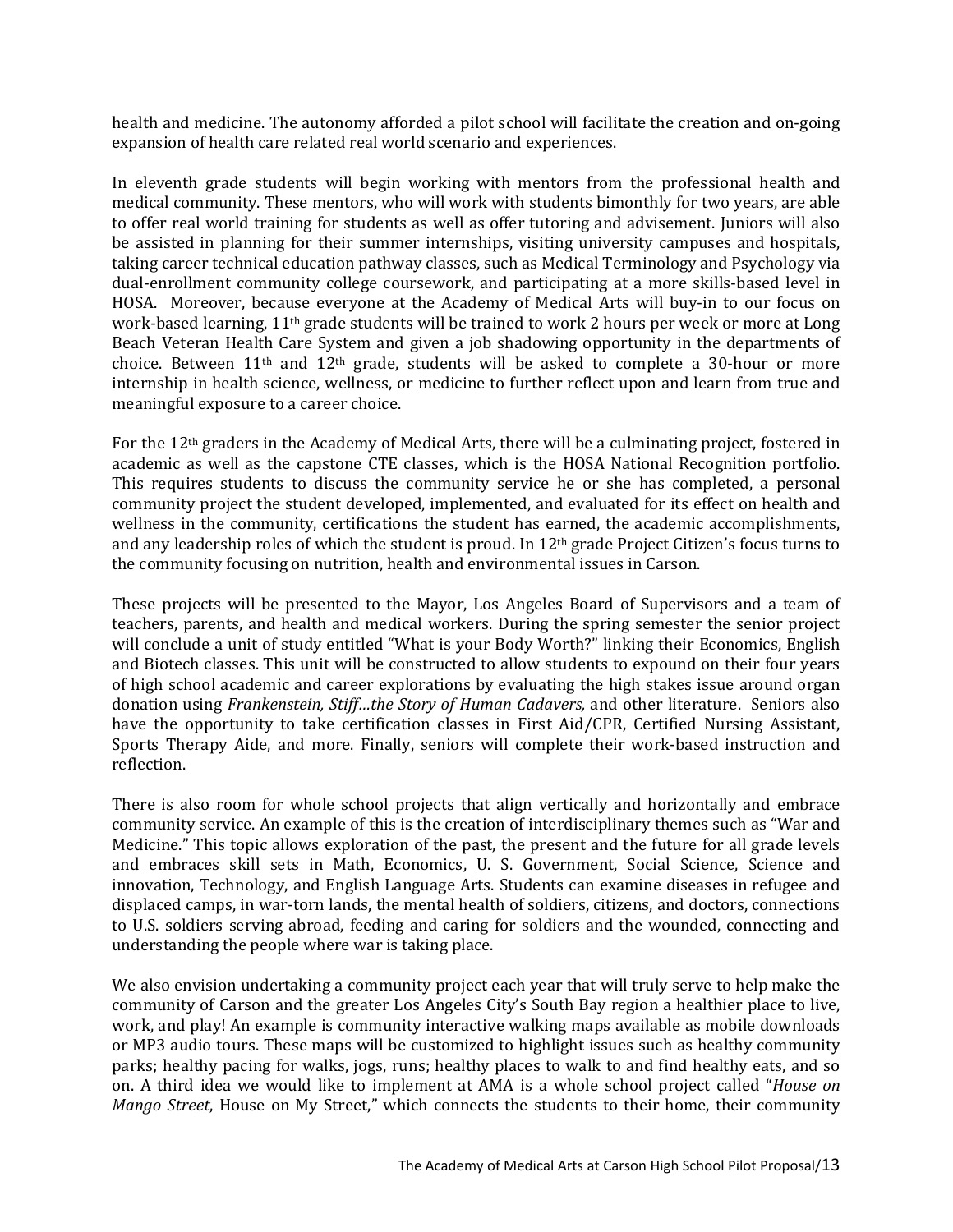health and medicine. The autonomy afforded a pilot school will facilitate the creation and on-going expansion of health care related real world scenario and experiences.

In eleventh grade students will begin working with mentors from the professional health and medical community. These mentors, who will work with students bimonthly for two years, are able to offer real world training for students as well as offer tutoring and advisement. Juniors will also be assisted in planning for their summer internships, visiting university campuses and hospitals, taking career technical education pathway classes, such as Medical Terminology and Psychology via dual-enrollment community college coursework, and participating at a more skills-based level in HOSA. Moreover, because everyone at the Academy of Medical Arts will buy-in to our focus on work-based learning, 11th grade students will be trained to work 2 hours per week or more at Long Beach Veteran Health Care System and given a job shadowing opportunity in the departments of choice. Between 11th and 12th grade, students will be asked to complete a 30-hour or more internship in health science, wellness, or medicine to further reflect upon and learn from true and meaningful exposure to a career choice.

For the 12th graders in the Academy of Medical Arts, there will be a culminating project, fostered in academic as well as the capstone CTE classes, which is the HOSA National Recognition portfolio. This requires students to discuss the community service he or she has completed, a personal community project the student developed, implemented, and evaluated for its effect on health and wellness in the community, certifications the student has earned, the academic accomplishments, and any leadership roles of which the student is proud. In 12th grade Project Citizen's focus turns to the community focusing on nutrition, health and environmental issues in Carson.

These projects will be presented to the Mayor, Los Angeles Board of Supervisors and a team of teachers, parents, and health and medical workers. During the spring semester the senior project will conclude a unit of study entitled "What is your Body Worth?" linking their Economics, English and Biotech classes. This unit will be constructed to allow students to expound on their four years of high school academic and career explorations by evaluating the high stakes issue around organ donation using *Frankenstein, Stiff…the Story of Human Cadavers,* and other literature. Seniors also have the opportunity to take certification classes in First Aid/CPR, Certified Nursing Assistant, Sports Therapy Aide, and more. Finally, seniors will complete their work-based instruction and reflection.

There is also room for whole school projects that align vertically and horizontally and embrace community service. An example of this is the creation of interdisciplinary themes such as "War and Medicine." This topic allows exploration of the past, the present and the future for all grade levels and embraces skill sets in Math, Economics, U. S. Government, Social Science, Science and innovation, Technology, and English Language Arts. Students can examine diseases in refugee and displaced camps, in war-torn lands, the mental health of soldiers, citizens, and doctors, connections to U.S. soldiers serving abroad, feeding and caring for soldiers and the wounded, connecting and understanding the people where war is taking place.

We also envision undertaking a community project each year that will truly serve to help make the community of Carson and the greater Los Angeles City's South Bay region a healthier place to live, work, and play! An example is community interactive walking maps available as mobile downloads or MP3 audio tours. These maps will be customized to highlight issues such as healthy community parks; healthy pacing for walks, jogs, runs; healthy places to walk to and find healthy eats, and so on. A third idea we would like to implement at AMA is a whole school project called "*House on Mango Street*, House on My Street," which connects the students to their home, their community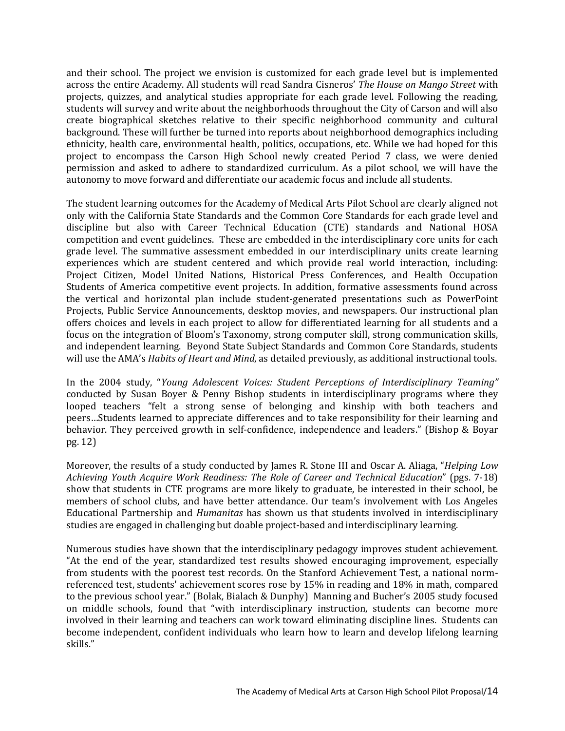and their school. The project we envision is customized for each grade level but is implemented across the entire Academy. All students will read Sandra Cisneros' *The House on Mango Street* with projects, quizzes, and analytical studies appropriate for each grade level. Following the reading, students will survey and write about the neighborhoods throughout the City of Carson and will also create biographical sketches relative to their specific neighborhood community and cultural background. These will further be turned into reports about neighborhood demographics including ethnicity, health care, environmental health, politics, occupations, etc. While we had hoped for this project to encompass the Carson High School newly created Period 7 class, we were denied permission and asked to adhere to standardized curriculum. As a pilot school, we will have the autonomy to move forward and differentiate our academic focus and include all students.

The student learning outcomes for the Academy of Medical Arts Pilot School are clearly aligned not only with the California State Standards and the Common Core Standards for each grade level and discipline but also with Career Technical Education (CTE) standards and National HOSA competition and event guidelines. These are embedded in the interdisciplinary core units for each grade level. The summative assessment embedded in our interdisciplinary units create learning experiences which are student centered and which provide real world interaction, including: Project Citizen, Model United Nations, Historical Press Conferences, and Health Occupation Students of America competitive event projects. In addition, formative assessments found across the vertical and horizontal plan include student-generated presentations such as PowerPoint Projects, Public Service Announcements, desktop movies, and newspapers. Our instructional plan offers choices and levels in each project to allow for differentiated learning for all students and a focus on the integration of Bloom's Taxonomy, strong computer skill, strong communication skills, and independent learning. Beyond State Subject Standards and Common Core Standards, students will use the AMA's *Habits of Heart and Mind*, as detailed previously, as additional instructional tools.

In the 2004 study, "*Young Adolescent Voices: Student Perceptions of Interdisciplinary Teaming"* conducted by Susan Boyer & Penny Bishop students in interdisciplinary programs where they looped teachers "felt a strong sense of belonging and kinship with both teachers and peers…Students learned to appreciate differences and to take responsibility for their learning and behavior. They perceived growth in self-confidence, independence and leaders." (Bishop & Boyar pg. 12)

Moreover, the results of a study conducted by James R. Stone III and Oscar A. Aliaga, "*Helping Low Achieving Youth Acquire Work Readiness: The Role of Career and Technical Education*" (pgs. 7-18) show that students in CTE programs are more likely to graduate, be interested in their school, be members of school clubs, and have better attendance. Our team's involvement with Los Angeles Educational Partnership and *Humanitas* has shown us that students involved in interdisciplinary studies are engaged in challenging but doable project-based and interdisciplinary learning.

Numerous studies have shown that the interdisciplinary pedagogy improves student achievement. "At the end of the year, standardized test results showed encouraging improvement, especially from students with the poorest test records. On the Stanford Achievement Test, a national norm-referenced test, students' achievement scores rose by 15% in reading and 18% in math, compared to the previous school year." (Bolak, Bialach & Dunphy) Manning and Bucher's 2005 study focused on middle schools, found that "with interdisciplinary instruction, students can become more involved in their learning and teachers can work toward eliminating discipline lines. Students can become independent, confident individuals who learn how to learn and develop lifelong learning skills."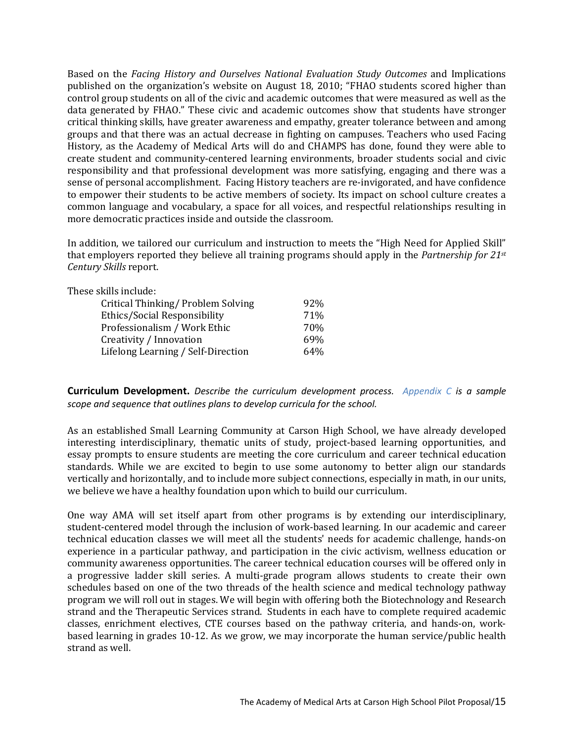Based on the *Facing History and Ourselves National Evaluation Study Outcomes* and Implications published on the organization's website on August 18, 2010; "FHAO students scored higher than control group students on all of the civic and academic outcomes that were measured as well as the data generated by FHAO." These civic and academic outcomes show that students have stronger critical thinking skills, have greater awareness and empathy, greater tolerance between and among groups and that there was an actual decrease in fighting on campuses. Teachers who used Facing History, as the Academy of Medical Arts will do and CHAMPS has done, found they were able to create student and community-centered learning environments, broader students social and civic responsibility and that professional development was more satisfying, engaging and there was a sense of personal accomplishment. Facing History teachers are re-invigorated, and have confidence to empower their students to be active members of society. Its impact on school culture creates a common language and vocabulary, a space for all voices, and respectful relationships resulting in more democratic practices inside and outside the classroom.

In addition, we tailored our curriculum and instruction to meets the "High Need for Applied Skill" that employers reported they believe all training programs should apply in the *Partnership for 21st Century Skills* report.

These skills include:

| | |
|---|---|
| Critical Thinking/ Problem Solving | 92% |
| Ethics/Social Responsibility | 71% |
| Professionalism / Work Ethic | 70% |
| Creativity / Innovation | 69% |
| Lifelong Learning / Self-Direction | 64% |

**Curriculum Development.** *Describe the curriculum development process. Appendix C is a sample scope and sequence that outlines plans to develop curricula for the school.*

As an established Small Learning Community at Carson High School, we have already developed interesting interdisciplinary, thematic units of study, project-based learning opportunities, and essay prompts to ensure students are meeting the core curriculum and career technical education standards. While we are excited to begin to use some autonomy to better align our standards vertically and horizontally, and to include more subject connections, especially in math, in our units, we believe we have a healthy foundation upon which to build our curriculum.

One way AMA will set itself apart from other programs is by extending our interdisciplinary, student-centered model through the inclusion of work-based learning. In our academic and career technical education classes we will meet all the students' needs for academic challenge, hands-on experience in a particular pathway, and participation in the civic activism, wellness education or community awareness opportunities. The career technical education courses will be offered only in a progressive ladder skill series. A multi-grade program allows students to create their own schedules based on one of the two threads of the health science and medical technology pathway program we will roll out in stages. We will begin with offering both the Biotechnology and Research strand and the Therapeutic Services strand. Students in each have to complete required academic classes, enrichment electives, CTE courses based on the pathway criteria, and hands-on, work-based learning in grades 10-12. As we grow, we may incorporate the human service/public health strand as well.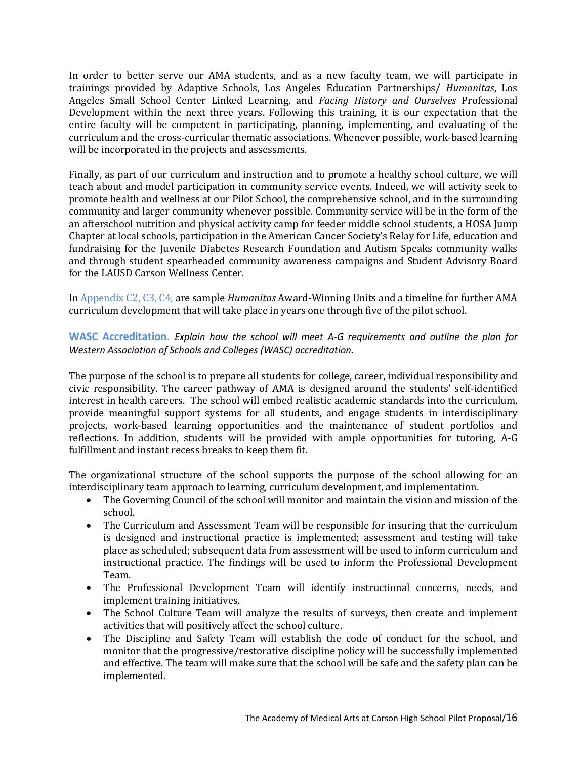In order to better serve our AMA students, and as a new faculty team, we will participate in trainings provided by Adaptive Schools, Los Angeles Education Partnerships/ *Humanitas*, Los Angeles Small School Center Linked Learning, and *Facing History and Ourselves* Professional Development within the next three years. Following this training, it is our expectation that the entire faculty will be competent in participating, planning, implementing, and evaluating of the curriculum and the cross-curricular thematic associations. Whenever possible, work-based learning will be incorporated in the projects and assessments.

Finally, as part of our curriculum and instruction and to promote a healthy school culture, we will teach about and model participation in community service events. Indeed, we will activity seek to promote health and wellness at our Pilot School, the comprehensive school, and in the surrounding community and larger community whenever possible. Community service will be in the form of the an afterschool nutrition and physical activity camp for feeder middle school students, a HOSA Jump Chapter at local schools, participation in the American Cancer Society's Relay for Life, education and fundraising for the Juvenile Diabetes Research Foundation and Autism Speaks community walks and through student spearheaded community awareness campaigns and Student Advisory Board for the LAUSD Carson Wellness Center.

In Appendix C2, C3, C4, are sample *Humanitas* Award-Winning Units and a timeline for further AMA curriculum development that will take place in years one through five of the pilot school.

**WASC Accreditation.** *Explain how the school will meet A-G requirements and outline the plan for Western Association of Schools and Colleges (WASC) accreditation.*

The purpose of the school is to prepare all students for college, career, individual responsibility and civic responsibility. The career pathway of AMA is designed around the students' self-identified interest in health careers. The school will embed realistic academic standards into the curriculum, provide meaningful support systems for all students, and engage students in interdisciplinary projects, work-based learning opportunities and the maintenance of student portfolios and reflections. In addition, students will be provided with ample opportunities for tutoring, A-G fulfillment and instant recess breaks to keep them fit.

The organizational structure of the school supports the purpose of the school allowing for an interdisciplinary team approach to learning, curriculum development, and implementation.

- The Governing Council of the school will monitor and maintain the vision and mission of the school.
- The Curriculum and Assessment Team will be responsible for insuring that the curriculum is designed and instructional practice is implemented; assessment and testing will take place as scheduled; subsequent data from assessment will be used to inform curriculum and instructional practice. The findings will be used to inform the Professional Development Team.
- The Professional Development Team will identify instructional concerns, needs, and implement training initiatives.
- The School Culture Team will analyze the results of surveys, then create and implement activities that will positively affect the school culture.
- The Discipline and Safety Team will establish the code of conduct for the school, and monitor that the progressive/restorative discipline policy will be successfully implemented and effective. The team will make sure that the school will be safe and the safety plan can be implemented.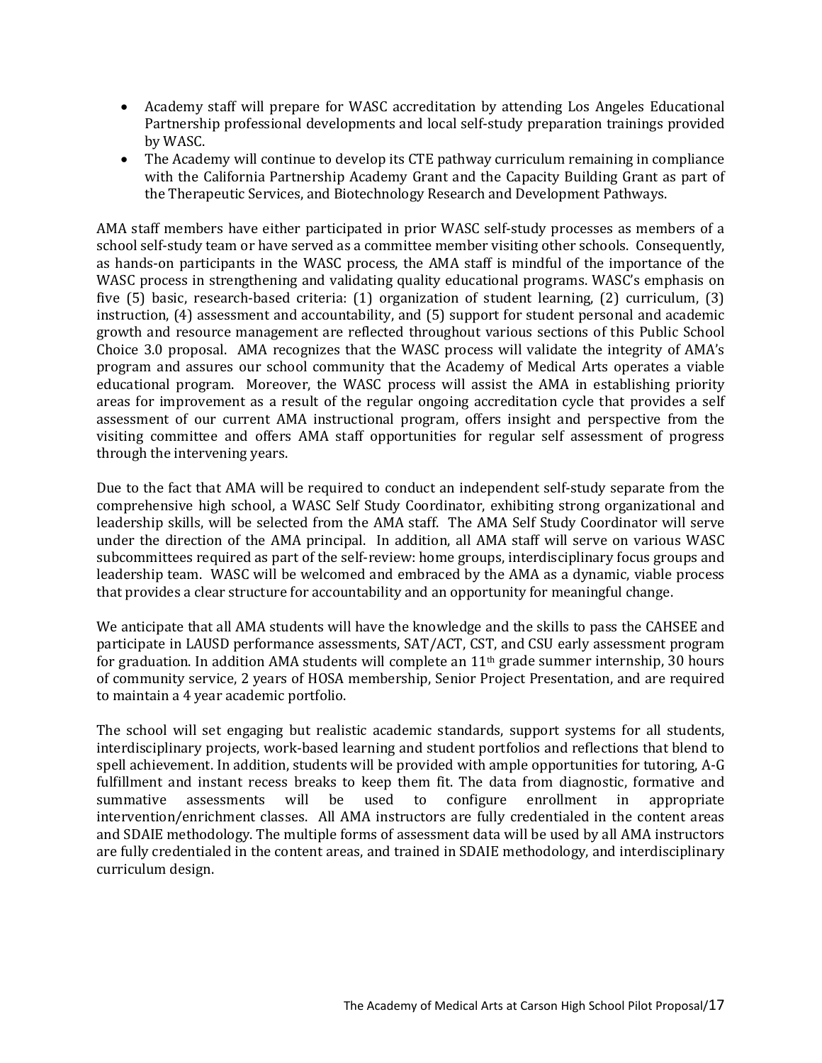- Academy staff will prepare for WASC accreditation by attending Los Angeles Educational Partnership professional developments and local self-study preparation trainings provided by WASC.
- The Academy will continue to develop its CTE pathway curriculum remaining in compliance with the California Partnership Academy Grant and the Capacity Building Grant as part of the Therapeutic Services, and Biotechnology Research and Development Pathways.

AMA staff members have either participated in prior WASC self-study processes as members of a school self-study team or have served as a committee member visiting other schools. Consequently, as hands-on participants in the WASC process, the AMA staff is mindful of the importance of the WASC process in strengthening and validating quality educational programs. WASC's emphasis on five (5) basic, research-based criteria: (1) organization of student learning, (2) curriculum, (3) instruction, (4) assessment and accountability, and (5) support for student personal and academic growth and resource management are reflected throughout various sections of this Public School Choice 3.0 proposal. AMA recognizes that the WASC process will validate the integrity of AMA's program and assures our school community that the Academy of Medical Arts operates a viable educational program. Moreover, the WASC process will assist the AMA in establishing priority areas for improvement as a result of the regular ongoing accreditation cycle that provides a self assessment of our current AMA instructional program, offers insight and perspective from the visiting committee and offers AMA staff opportunities for regular self assessment of progress through the intervening years.

Due to the fact that AMA will be required to conduct an independent self-study separate from the comprehensive high school, a WASC Self Study Coordinator, exhibiting strong organizational and leadership skills, will be selected from the AMA staff. The AMA Self Study Coordinator will serve under the direction of the AMA principal. In addition, all AMA staff will serve on various WASC subcommittees required as part of the self-review: home groups, interdisciplinary focus groups and leadership team. WASC will be welcomed and embraced by the AMA as a dynamic, viable process that provides a clear structure for accountability and an opportunity for meaningful change.

We anticipate that all AMA students will have the knowledge and the skills to pass the CAHSEE and participate in LAUSD performance assessments, SAT/ACT, CST, and CSU early assessment program for graduation. In addition AMA students will complete an 11th grade summer internship, 30 hours of community service, 2 years of HOSA membership, Senior Project Presentation, and are required to maintain a 4 year academic portfolio.

The school will set engaging but realistic academic standards, support systems for all students, interdisciplinary projects, work-based learning and student portfolios and reflections that blend to spell achievement. In addition, students will be provided with ample opportunities for tutoring, A-G fulfillment and instant recess breaks to keep them fit. The data from diagnostic, formative and summative assessments will be used to configure enrollment in appropriate intervention/enrichment classes. All AMA instructors are fully credentialed in the content areas and SDAIE methodology. The multiple forms of assessment data will be used by all AMA instructors are fully credentialed in the content areas, and trained in SDAIE methodology, and interdisciplinary curriculum design.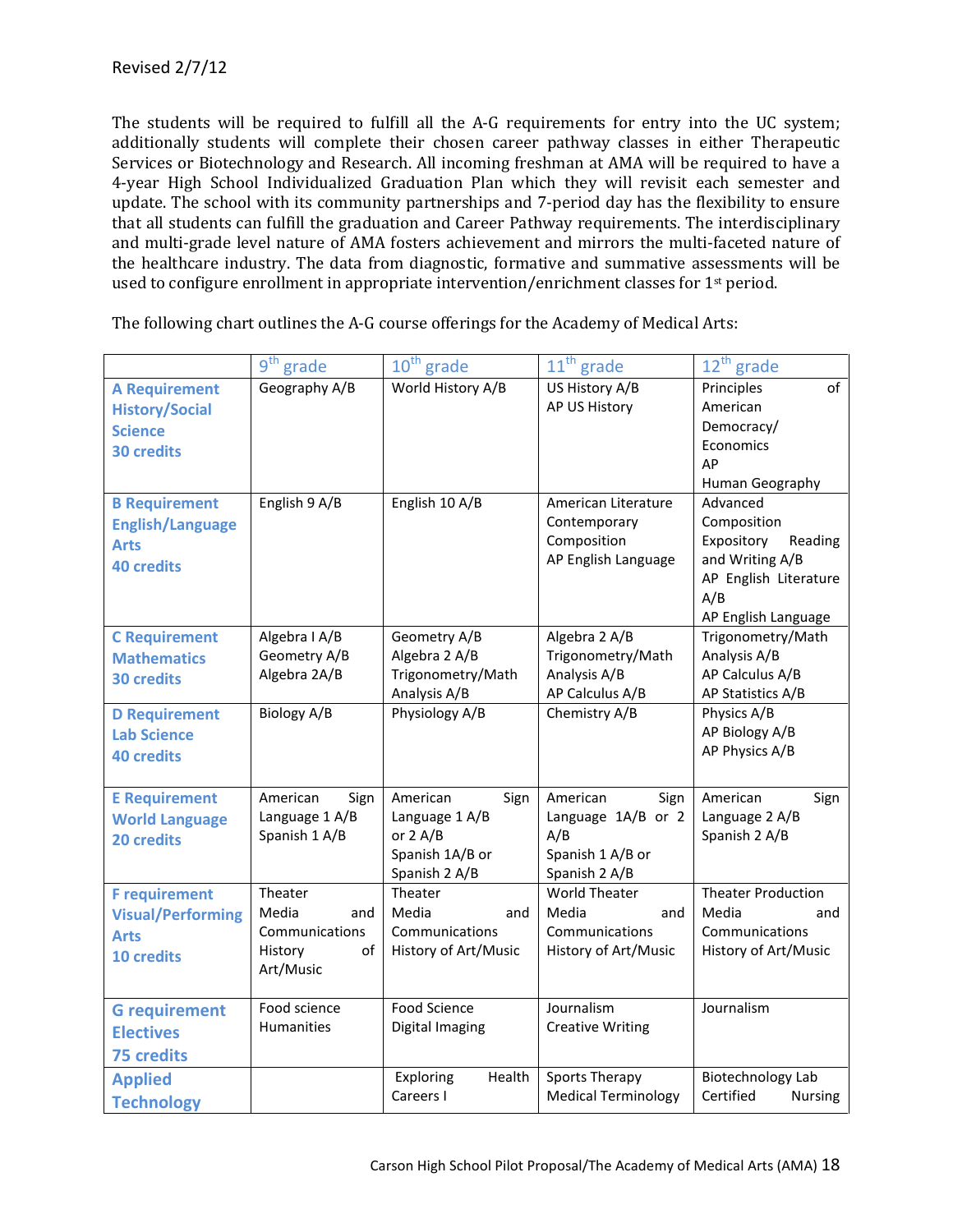Revised 2/7/12

The students will be required to fulfill all the A-G requirements for entry into the UC system; additionally students will complete their chosen career pathway classes in either Therapeutic Services or Biotechnology and Research. All incoming freshman at AMA will be required to have a 4-year High School Individualized Graduation Plan which they will revisit each semester and update. The school with its community partnerships and 7-period day has the flexibility to ensure that all students can fulfill the graduation and Career Pathway requirements. The interdisciplinary and multi-grade level nature of AMA fosters achievement and mirrors the multi-faceted nature of the healthcare industry. The data from diagnostic, formative and summative assessments will be used to configure enrollment in appropriate intervention/enrichment classes for 1st period.

The following chart outlines the A-G course offerings for the Academy of Medical Arts:

| | 9th grade | 10th grade | 11th grade | 12th grade |
|---|---|---|---|---|
| **A Requirement History/Social Science 30 credits** | Geography A/B | World History A/B | US History A/B<br>AP US History | Principles of American Democracy/ Economics<br>AP Human Geography |
| **B Requirement English/Language Arts 40 credits** | English 9 A/B | English 10 A/B | American Literature<br>Contemporary Composition<br>AP English Language | Advanced Composition<br>Expository Reading and Writing A/B<br>AP English Literature A/B<br>AP English Language |
| **C Requirement Mathematics 30 credits** | Algebra I A/B<br>Geometry A/B<br>Algebra 2A/B | Geometry A/B<br>Algebra 2 A/B<br>Trigonometry/Math Analysis A/B | Algebra 2 A/B<br>Trigonometry/Math Analysis A/B<br>AP Calculus A/B | Trigonometry/Math Analysis A/B<br>AP Calculus A/B<br>AP Statistics A/B |
| **D Requirement Lab Science 40 credits** | Biology A/B | Physiology A/B | Chemistry A/B | Physics A/B<br>AP Biology A/B<br>AP Physics A/B |
| **E Requirement World Language 20 credits** | American Sign Language 1 A/B<br>Spanish 1 A/B | American Sign Language 1 A/B or 2 A/B<br>Spanish 1A/B or Spanish 2 A/B | American Sign Language 1A/B or 2 A/B<br>Spanish 1 A/B or Spanish 2 A/B | American Sign Language 2 A/B<br>Spanish 2 A/B |
| **F requirement Visual/Performing Arts 10 credits** | Theater<br>Media and Communications<br>History of Art/Music | Theater<br>Media and Communications<br>History of Art/Music | World Theater<br>Media and Communications<br>History of Art/Music | Theater Production<br>Media and Communications<br>History of Art/Music |
| **G requirement Electives 75 credits** | Food science<br>Humanities | Food Science<br>Digital Imaging | Journalism<br>Creative Writing | Journalism |
| **Applied Technology** | | Exploring Health Careers I | Sports Therapy<br>Medical Terminology | Biotechnology Lab<br>Certified Nursing |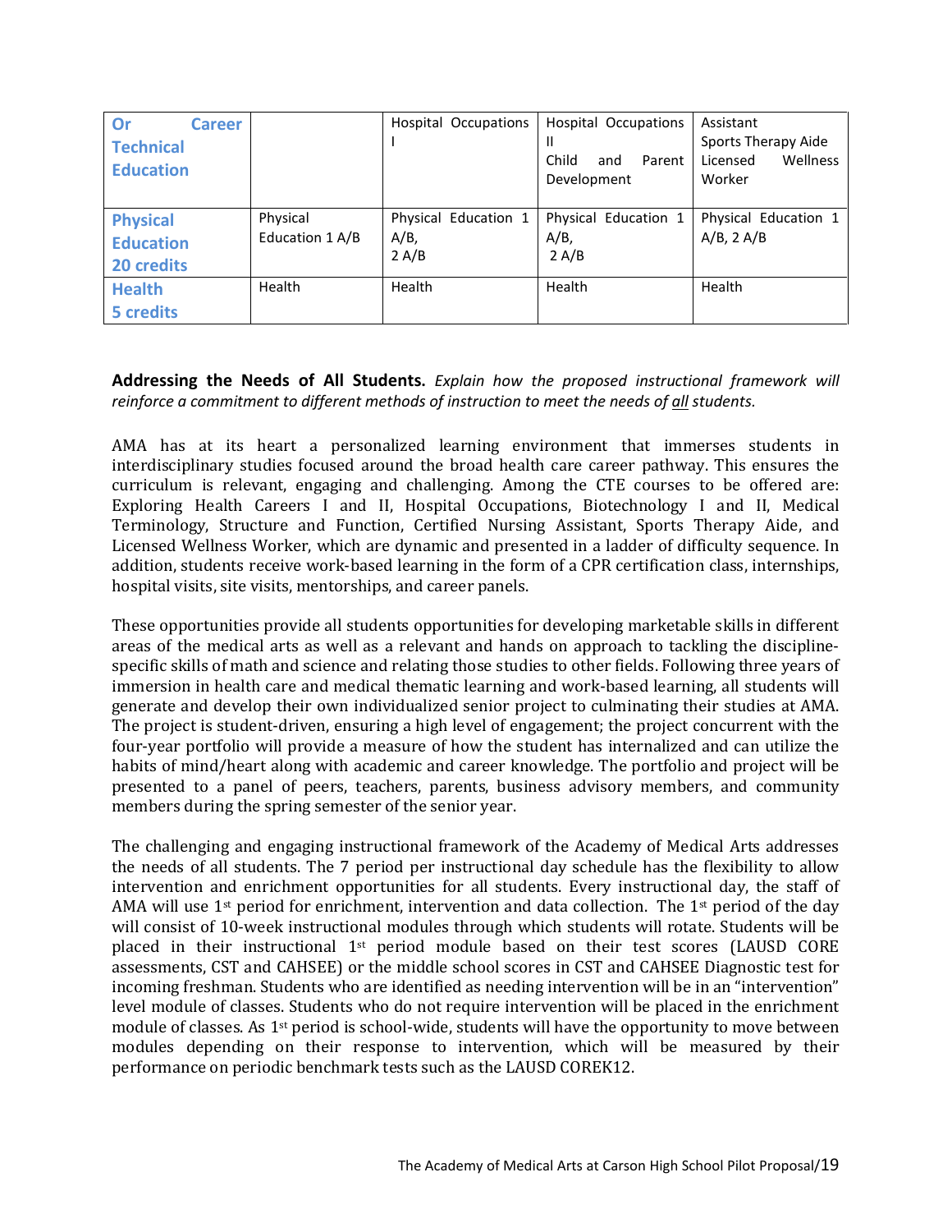| **Or Career Technical Education** | | Hospital Occupations I | Hospital Occupations II<br>Child and Parent Development | Assistant<br>Sports Therapy Aide<br>Licensed Wellness Worker |
|---|---|---|---|---|
| **Physical Education 20 credits** | Physical Education 1 A/B | Physical Education 1 A/B,<br>2 A/B | Physical Education 1 A/B,<br>2 A/B | Physical Education 1 A/B, 2 A/B |
| **Health 5 credits** | Health | Health | Health | Health |

**Addressing the Needs of All Students.** *Explain how the proposed instructional framework will reinforce a commitment to different methods of instruction to meet the needs of all students.*

AMA has at its heart a personalized learning environment that immerses students in interdisciplinary studies focused around the broad health care career pathway. This ensures the curriculum is relevant, engaging and challenging. Among the CTE courses to be offered are: Exploring Health Careers I and II, Hospital Occupations, Biotechnology I and II, Medical Terminology, Structure and Function, Certified Nursing Assistant, Sports Therapy Aide, and Licensed Wellness Worker, which are dynamic and presented in a ladder of difficulty sequence. In addition, students receive work-based learning in the form of a CPR certification class, internships, hospital visits, site visits, mentorships, and career panels.

These opportunities provide all students opportunities for developing marketable skills in different areas of the medical arts as well as a relevant and hands on approach to tackling the discipline-specific skills of math and science and relating those studies to other fields. Following three years of immersion in health care and medical thematic learning and work-based learning, all students will generate and develop their own individualized senior project to culminating their studies at AMA. The project is student-driven, ensuring a high level of engagement; the project concurrent with the four-year portfolio will provide a measure of how the student has internalized and can utilize the habits of mind/heart along with academic and career knowledge. The portfolio and project will be presented to a panel of peers, teachers, parents, business advisory members, and community members during the spring semester of the senior year.

The challenging and engaging instructional framework of the Academy of Medical Arts addresses the needs of all students. The 7 period per instructional day schedule has the flexibility to allow intervention and enrichment opportunities for all students. Every instructional day, the staff of AMA will use 1st period for enrichment, intervention and data collection. The 1st period of the day will consist of 10-week instructional modules through which students will rotate. Students will be placed in their instructional 1st period module based on their test scores (LAUSD CORE assessments, CST and CAHSEE) or the middle school scores in CST and CAHSEE Diagnostic test for incoming freshman. Students who are identified as needing intervention will be in an "intervention" level module of classes. Students who do not require intervention will be placed in the enrichment module of classes. As 1st period is school-wide, students will have the opportunity to move between modules depending on their response to intervention, which will be measured by their performance on periodic benchmark tests such as the LAUSD COREK12.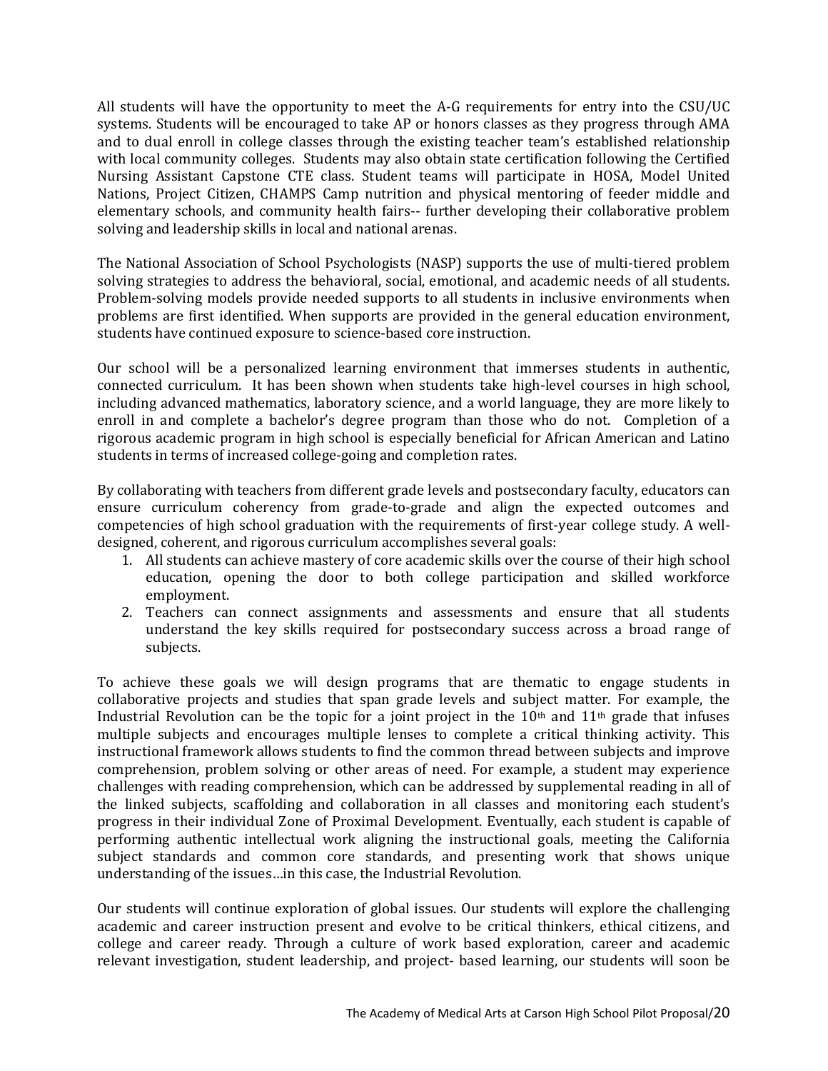All students will have the opportunity to meet the A-G requirements for entry into the CSU/UC systems. Students will be encouraged to take AP or honors classes as they progress through AMA and to dual enroll in college classes through the existing teacher team's established relationship with local community colleges. Students may also obtain state certification following the Certified Nursing Assistant Capstone CTE class. Student teams will participate in HOSA, Model United Nations, Project Citizen, CHAMPS Camp nutrition and physical mentoring of feeder middle and elementary schools, and community health fairs-- further developing their collaborative problem solving and leadership skills in local and national arenas.

The National Association of School Psychologists (NASP) supports the use of multi-tiered problem solving strategies to address the behavioral, social, emotional, and academic needs of all students. Problem-solving models provide needed supports to all students in inclusive environments when problems are first identified. When supports are provided in the general education environment, students have continued exposure to science-based core instruction.

Our school will be a personalized learning environment that immerses students in authentic, connected curriculum. It has been shown when students take high-level courses in high school, including advanced mathematics, laboratory science, and a world language, they are more likely to enroll in and complete a bachelor's degree program than those who do not. Completion of a rigorous academic program in high school is especially beneficial for African American and Latino students in terms of increased college-going and completion rates.

By collaborating with teachers from different grade levels and postsecondary faculty, educators can ensure curriculum coherency from grade-to-grade and align the expected outcomes and competencies of high school graduation with the requirements of first-year college study. A well-designed, coherent, and rigorous curriculum accomplishes several goals:

1. All students can achieve mastery of core academic skills over the course of their high school education, opening the door to both college participation and skilled workforce employment.
2. Teachers can connect assignments and assessments and ensure that all students understand the key skills required for postsecondary success across a broad range of subjects.

To achieve these goals we will design programs that are thematic to engage students in collaborative projects and studies that span grade levels and subject matter. For example, the Industrial Revolution can be the topic for a joint project in the 10th and 11th grade that infuses multiple subjects and encourages multiple lenses to complete a critical thinking activity. This instructional framework allows students to find the common thread between subjects and improve comprehension, problem solving or other areas of need. For example, a student may experience challenges with reading comprehension, which can be addressed by supplemental reading in all of the linked subjects, scaffolding and collaboration in all classes and monitoring each student's progress in their individual Zone of Proximal Development. Eventually, each student is capable of performing authentic intellectual work aligning the instructional goals, meeting the California subject standards and common core standards, and presenting work that shows unique understanding of the issues…in this case, the Industrial Revolution.

Our students will continue exploration of global issues. Our students will explore the challenging academic and career instruction present and evolve to be critical thinkers, ethical citizens, and college and career ready. Through a culture of work based exploration, career and academic relevant investigation, student leadership, and project- based learning, our students will soon be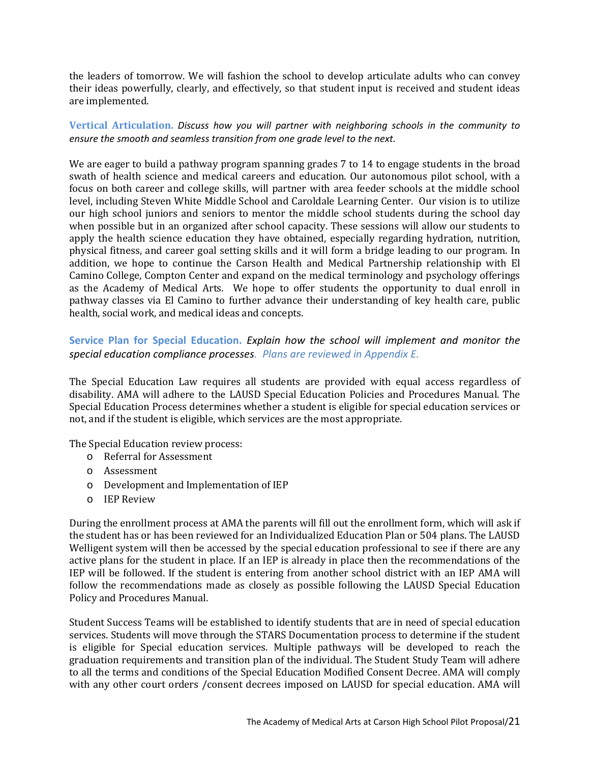the leaders of tomorrow. We will fashion the school to develop articulate adults who can convey their ideas powerfully, clearly, and effectively, so that student input is received and student ideas are implemented.

**Vertical Articulation.** *Discuss how you will partner with neighboring schools in the community to ensure the smooth and seamless transition from one grade level to the next.*

We are eager to build a pathway program spanning grades 7 to 14 to engage students in the broad swath of health science and medical careers and education. Our autonomous pilot school, with a focus on both career and college skills, will partner with area feeder schools at the middle school level, including Steven White Middle School and Caroldale Learning Center. Our vision is to utilize our high school juniors and seniors to mentor the middle school students during the school day when possible but in an organized after school capacity. These sessions will allow our students to apply the health science education they have obtained, especially regarding hydration, nutrition, physical fitness, and career goal setting skills and it will form a bridge leading to our program. In addition, we hope to continue the Carson Health and Medical Partnership relationship with El Camino College, Compton Center and expand on the medical terminology and psychology offerings as the Academy of Medical Arts. We hope to offer students the opportunity to dual enroll in pathway classes via El Camino to further advance their understanding of key health care, public health, social work, and medical ideas and concepts.

**Service Plan for Special Education.** *Explain how the school will implement and monitor the special education compliance processes. Plans are reviewed in Appendix E.*

The Special Education Law requires all students are provided with equal access regardless of disability. AMA will adhere to the LAUSD Special Education Policies and Procedures Manual. The Special Education Process determines whether a student is eligible for special education services or not, and if the student is eligible, which services are the most appropriate.

The Special Education review process:

- Referral for Assessment
- Assessment
- Development and Implementation of IEP
- IEP Review

During the enrollment process at AMA the parents will fill out the enrollment form, which will ask if the student has or has been reviewed for an Individualized Education Plan or 504 plans. The LAUSD Welligent system will then be accessed by the special education professional to see if there are any active plans for the student in place. If an IEP is already in place then the recommendations of the IEP will be followed. If the student is entering from another school district with an IEP AMA will follow the recommendations made as closely as possible following the LAUSD Special Education Policy and Procedures Manual.

Student Success Teams will be established to identify students that are in need of special education services. Students will move through the STARS Documentation process to determine if the student is eligible for Special education services. Multiple pathways will be developed to reach the graduation requirements and transition plan of the individual. The Student Study Team will adhere to all the terms and conditions of the Special Education Modified Consent Decree. AMA will comply with any other court orders /consent decrees imposed on LAUSD for special education. AMA will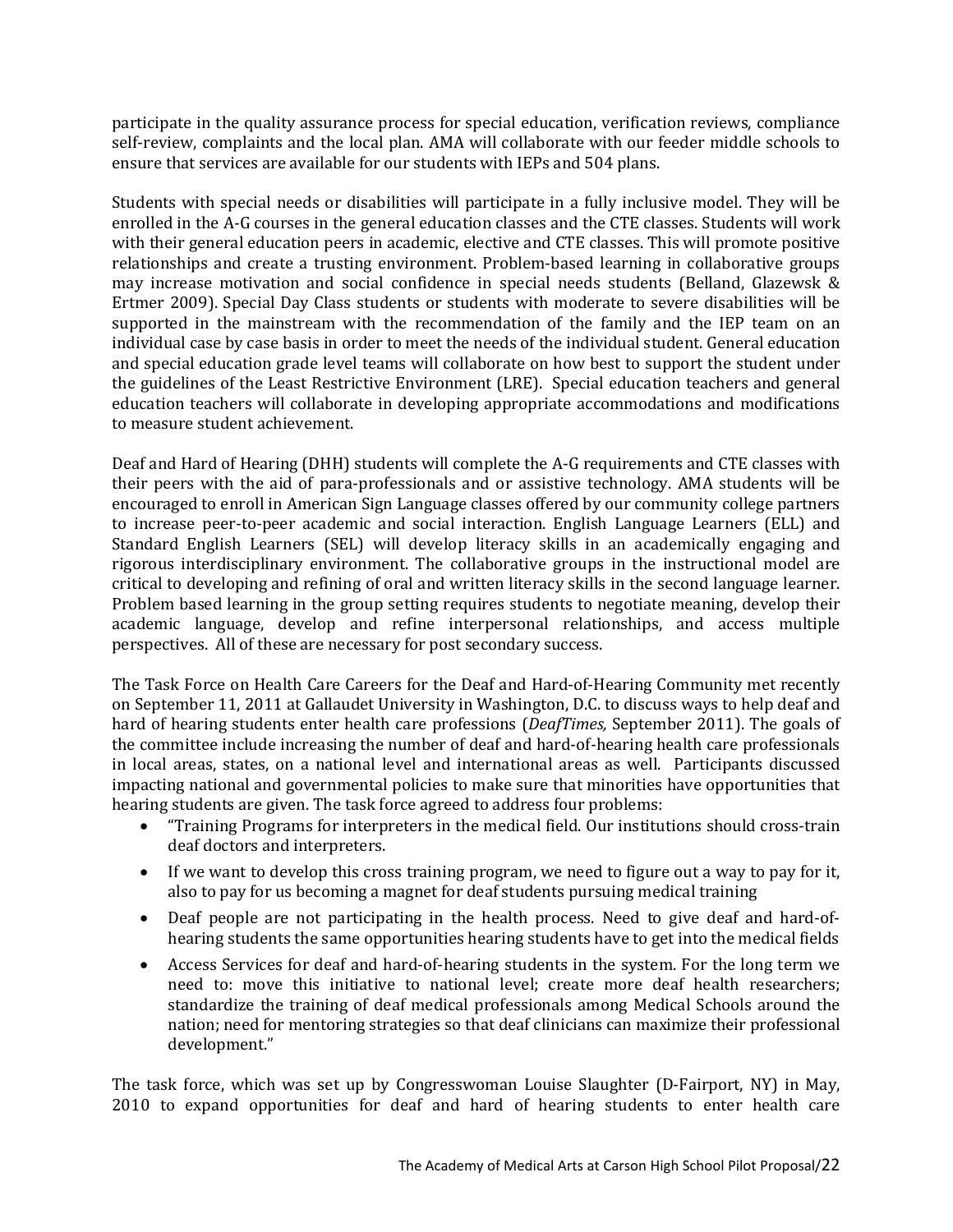participate in the quality assurance process for special education, verification reviews, compliance self-review, complaints and the local plan. AMA will collaborate with our feeder middle schools to ensure that services are available for our students with IEPs and 504 plans.

Students with special needs or disabilities will participate in a fully inclusive model. They will be enrolled in the A-G courses in the general education classes and the CTE classes. Students will work with their general education peers in academic, elective and CTE classes. This will promote positive relationships and create a trusting environment. Problem-based learning in collaborative groups may increase motivation and social confidence in special needs students (Belland, Glazewsk & Ertmer 2009). Special Day Class students or students with moderate to severe disabilities will be supported in the mainstream with the recommendation of the family and the IEP team on an individual case by case basis in order to meet the needs of the individual student. General education and special education grade level teams will collaborate on how best to support the student under the guidelines of the Least Restrictive Environment (LRE). Special education teachers and general education teachers will collaborate in developing appropriate accommodations and modifications to measure student achievement.

Deaf and Hard of Hearing (DHH) students will complete the A-G requirements and CTE classes with their peers with the aid of para-professionals and or assistive technology. AMA students will be encouraged to enroll in American Sign Language classes offered by our community college partners to increase peer-to-peer academic and social interaction. English Language Learners (ELL) and Standard English Learners (SEL) will develop literacy skills in an academically engaging and rigorous interdisciplinary environment. The collaborative groups in the instructional model are critical to developing and refining of oral and written literacy skills in the second language learner. Problem based learning in the group setting requires students to negotiate meaning, develop their academic language, develop and refine interpersonal relationships, and access multiple perspectives. All of these are necessary for post secondary success.

The Task Force on Health Care Careers for the Deaf and Hard-of-Hearing Community met recently on September 11, 2011 at Gallaudet University in Washington, D.C. to discuss ways to help deaf and hard of hearing students enter health care professions (*DeafTimes,* September 2011). The goals of the committee include increasing the number of deaf and hard-of-hearing health care professionals in local areas, states, on a national level and international areas as well. Participants discussed impacting national and governmental policies to make sure that minorities have opportunities that hearing students are given. The task force agreed to address four problems:

- "Training Programs for interpreters in the medical field. Our institutions should cross-train deaf doctors and interpreters.
- If we want to develop this cross training program, we need to figure out a way to pay for it, also to pay for us becoming a magnet for deaf students pursuing medical training
- Deaf people are not participating in the health process. Need to give deaf and hard-of-hearing students the same opportunities hearing students have to get into the medical fields
- Access Services for deaf and hard-of-hearing students in the system. For the long term we need to: move this initiative to national level; create more deaf health researchers; standardize the training of deaf medical professionals among Medical Schools around the nation; need for mentoring strategies so that deaf clinicians can maximize their professional development."

The task force, which was set up by Congresswoman Louise Slaughter (D-Fairport, NY) in May, 2010 to expand opportunities for deaf and hard of hearing students to enter health care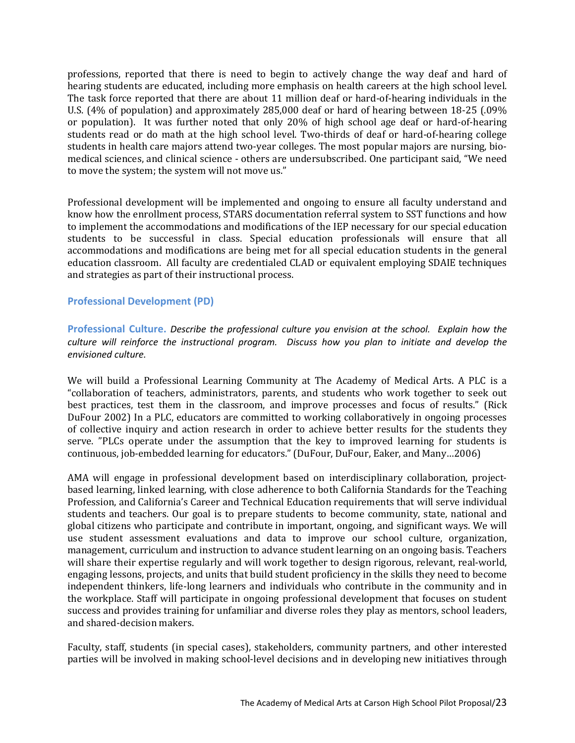professions, reported that there is need to begin to actively change the way deaf and hard of hearing students are educated, including more emphasis on health careers at the high school level. The task force reported that there are about 11 million deaf or hard-of-hearing individuals in the U.S. (4% of population) and approximately 285,000 deaf or hard of hearing between 18-25 (.09% or population). It was further noted that only 20% of high school age deaf or hard-of-hearing students read or do math at the high school level. Two-thirds of deaf or hard-of-hearing college students in health care majors attend two-year colleges. The most popular majors are nursing, bio-medical sciences, and clinical science - others are undersubscribed. One participant said, "We need to move the system; the system will not move us."

Professional development will be implemented and ongoing to ensure all faculty understand and know how the enrollment process, STARS documentation referral system to SST functions and how to implement the accommodations and modifications of the IEP necessary for our special education students to be successful in class. Special education professionals will ensure that all accommodations and modifications are being met for all special education students in the general education classroom. All faculty are credentialed CLAD or equivalent employing SDAIE techniques and strategies as part of their instructional process.

## Professional Development (PD)

**Professional Culture.** *Describe the professional culture you envision at the school. Explain how the culture will reinforce the instructional program. Discuss how you plan to initiate and develop the envisioned culture.*

We will build a Professional Learning Community at The Academy of Medical Arts. A PLC is a "collaboration of teachers, administrators, parents, and students who work together to seek out best practices, test them in the classroom, and improve processes and focus of results." (Rick DuFour 2002) In a PLC, educators are committed to working collaboratively in ongoing processes of collective inquiry and action research in order to achieve better results for the students they serve. "PLCs operate under the assumption that the key to improved learning for students is continuous, job-embedded learning for educators." (DuFour, DuFour, Eaker, and Many…2006)

AMA will engage in professional development based on interdisciplinary collaboration, project-based learning, linked learning, with close adherence to both California Standards for the Teaching Profession, and California's Career and Technical Education requirements that will serve individual students and teachers. Our goal is to prepare students to become community, state, national and global citizens who participate and contribute in important, ongoing, and significant ways. We will use student assessment evaluations and data to improve our school culture, organization, management, curriculum and instruction to advance student learning on an ongoing basis. Teachers will share their expertise regularly and will work together to design rigorous, relevant, real-world, engaging lessons, projects, and units that build student proficiency in the skills they need to become independent thinkers, life-long learners and individuals who contribute in the community and in the workplace. Staff will participate in ongoing professional development that focuses on student success and provides training for unfamiliar and diverse roles they play as mentors, school leaders, and shared-decision makers.

Faculty, staff, students (in special cases), stakeholders, community partners, and other interested parties will be involved in making school-level decisions and in developing new initiatives through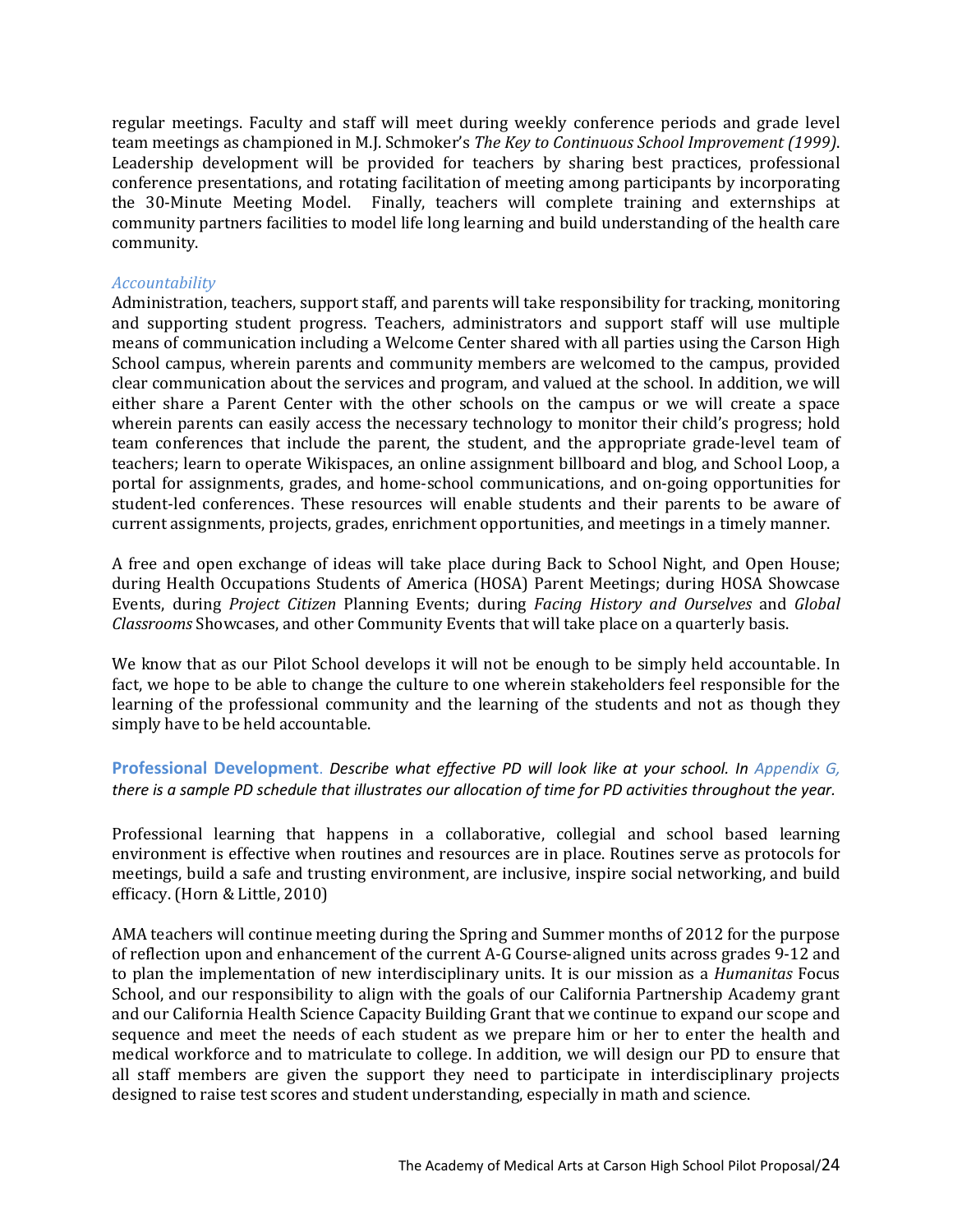regular meetings. Faculty and staff will meet during weekly conference periods and grade level team meetings as championed in M.J. Schmoker's *The Key to Continuous School Improvement (1999)*. Leadership development will be provided for teachers by sharing best practices, professional conference presentations, and rotating facilitation of meeting among participants by incorporating the 30-Minute Meeting Model. Finally, teachers will complete training and externships at community partners facilities to model life long learning and build understanding of the health care community.

*Accountability*

Administration, teachers, support staff, and parents will take responsibility for tracking, monitoring and supporting student progress. Teachers, administrators and support staff will use multiple means of communication including a Welcome Center shared with all parties using the Carson High School campus, wherein parents and community members are welcomed to the campus, provided clear communication about the services and program, and valued at the school. In addition, we will either share a Parent Center with the other schools on the campus or we will create a space wherein parents can easily access the necessary technology to monitor their child's progress; hold team conferences that include the parent, the student, and the appropriate grade-level team of teachers; learn to operate Wikispaces, an online assignment billboard and blog, and School Loop, a portal for assignments, grades, and home-school communications, and on-going opportunities for student-led conferences. These resources will enable students and their parents to be aware of current assignments, projects, grades, enrichment opportunities, and meetings in a timely manner.

A free and open exchange of ideas will take place during Back to School Night, and Open House; during Health Occupations Students of America (HOSA) Parent Meetings; during HOSA Showcase Events, during *Project Citizen* Planning Events; during *Facing History and Ourselves* and *Global Classrooms* Showcases, and other Community Events that will take place on a quarterly basis.

We know that as our Pilot School develops it will not be enough to be simply held accountable. In fact, we hope to be able to change the culture to one wherein stakeholders feel responsible for the learning of the professional community and the learning of the students and not as though they simply have to be held accountable.

**Professional Development**. *Describe what effective PD will look like at your school. In Appendix G, there is a sample PD schedule that illustrates our allocation of time for PD activities throughout the year.*

Professional learning that happens in a collaborative, collegial and school based learning environment is effective when routines and resources are in place. Routines serve as protocols for meetings, build a safe and trusting environment, are inclusive, inspire social networking, and build efficacy. (Horn & Little, 2010)

AMA teachers will continue meeting during the Spring and Summer months of 2012 for the purpose of reflection upon and enhancement of the current A-G Course-aligned units across grades 9-12 and to plan the implementation of new interdisciplinary units. It is our mission as a *Humanitas* Focus School, and our responsibility to align with the goals of our California Partnership Academy grant and our California Health Science Capacity Building Grant that we continue to expand our scope and sequence and meet the needs of each student as we prepare him or her to enter the health and medical workforce and to matriculate to college. In addition, we will design our PD to ensure that all staff members are given the support they need to participate in interdisciplinary projects designed to raise test scores and student understanding, especially in math and science.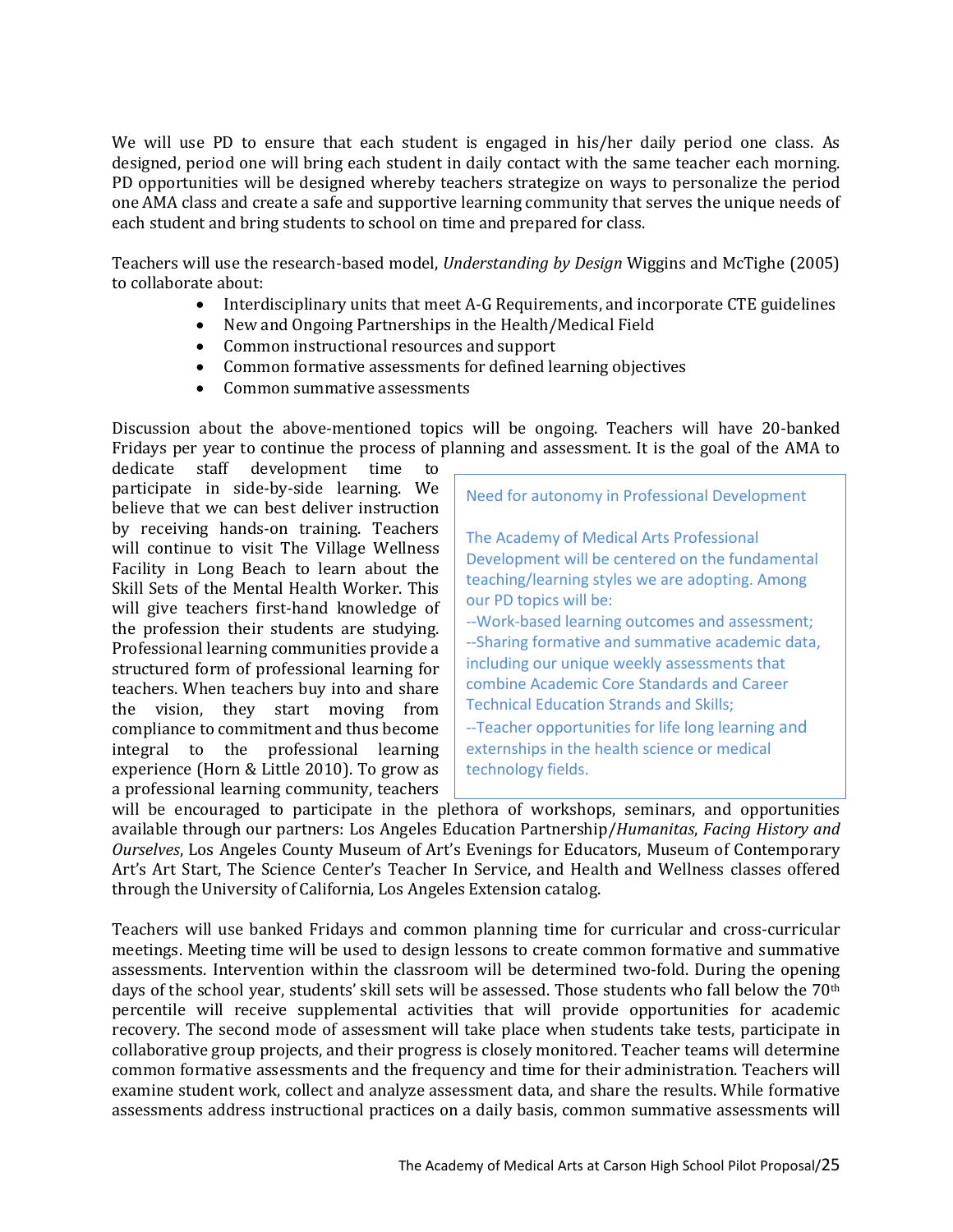We will use PD to ensure that each student is engaged in his/her daily period one class. As designed, period one will bring each student in daily contact with the same teacher each morning. PD opportunities will be designed whereby teachers strategize on ways to personalize the period one AMA class and create a safe and supportive learning community that serves the unique needs of each student and bring students to school on time and prepared for class.

Teachers will use the research-based model, *Understanding by Design* Wiggins and McTighe (2005) to collaborate about:

- Interdisciplinary units that meet A-G Requirements, and incorporate CTE guidelines
- New and Ongoing Partnerships in the Health/Medical Field
- Common instructional resources and support
- Common formative assessments for defined learning objectives
- Common summative assessments

Discussion about the above-mentioned topics will be ongoing. Teachers will have 20-banked Fridays per year to continue the process of planning and assessment. It is the goal of the AMA to dedicate staff development time to participate in side-by-side learning. We believe that we can best deliver instruction by receiving hands-on training. Teachers will continue to visit The Village Wellness Facility in Long Beach to learn about the Skill Sets of the Mental Health Worker. This will give teachers first-hand knowledge of the profession their students are studying. Professional learning communities provide a structured form of professional learning for teachers. When teachers buy into and share the vision, they start moving from compliance to commitment and thus become integral to the professional learning experience (Horn & Little 2010). To grow as a professional learning community, teachers will be encouraged to participate in the plethora of workshops, seminars, and opportunities available through our partners: Los Angeles Education Partnership/*Humanitas*, *Facing History and Ourselves*, Los Angeles County Museum of Art's Evenings for Educators, Museum of Contemporary Art's Art Start, The Science Center's Teacher In Service, and Health and Wellness classes offered through the University of California, Los Angeles Extension catalog.

> Need for autonomy in Professional Development
>
> The Academy of Medical Arts Professional Development will be centered on the fundamental teaching/learning styles we are adopting. Among our PD topics will be:
> --Work-based learning outcomes and assessment;
> --Sharing formative and summative academic data, including our unique weekly assessments that combine Academic Core Standards and Career Technical Education Strands and Skills;
> --Teacher opportunities for life long learning and externships in the health science or medical technology fields.

Teachers will use banked Fridays and common planning time for curricular and cross-curricular meetings. Meeting time will be used to design lessons to create common formative and summative assessments. Intervention within the classroom will be determined two-fold. During the opening days of the school year, students' skill sets will be assessed. Those students who fall below the 70th percentile will receive supplemental activities that will provide opportunities for academic recovery. The second mode of assessment will take place when students take tests, participate in collaborative group projects, and their progress is closely monitored. Teacher teams will determine common formative assessments and the frequency and time for their administration. Teachers will examine student work, collect and analyze assessment data, and share the results. While formative assessments address instructional practices on a daily basis, common summative assessments will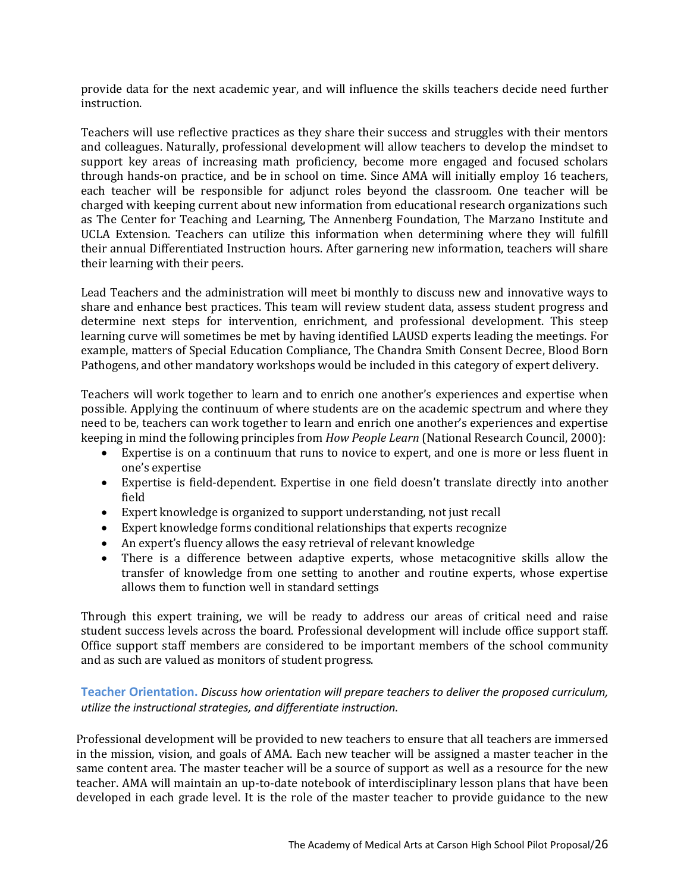provide data for the next academic year, and will influence the skills teachers decide need further instruction.

Teachers will use reflective practices as they share their success and struggles with their mentors and colleagues. Naturally, professional development will allow teachers to develop the mindset to support key areas of increasing math proficiency, become more engaged and focused scholars through hands-on practice, and be in school on time. Since AMA will initially employ 16 teachers, each teacher will be responsible for adjunct roles beyond the classroom. One teacher will be charged with keeping current about new information from educational research organizations such as The Center for Teaching and Learning, The Annenberg Foundation, The Marzano Institute and UCLA Extension. Teachers can utilize this information when determining where they will fulfill their annual Differentiated Instruction hours. After garnering new information, teachers will share their learning with their peers.

Lead Teachers and the administration will meet bi monthly to discuss new and innovative ways to share and enhance best practices. This team will review student data, assess student progress and determine next steps for intervention, enrichment, and professional development. This steep learning curve will sometimes be met by having identified LAUSD experts leading the meetings. For example, matters of Special Education Compliance, The Chandra Smith Consent Decree, Blood Born Pathogens, and other mandatory workshops would be included in this category of expert delivery.

Teachers will work together to learn and to enrich one another's experiences and expertise when possible. Applying the continuum of where students are on the academic spectrum and where they need to be, teachers can work together to learn and enrich one another's experiences and expertise keeping in mind the following principles from *How People Learn* (National Research Council, 2000):

- Expertise is on a continuum that runs to novice to expert, and one is more or less fluent in one's expertise
- Expertise is field-dependent. Expertise in one field doesn't translate directly into another field
- Expert knowledge is organized to support understanding, not just recall
- Expert knowledge forms conditional relationships that experts recognize
- An expert's fluency allows the easy retrieval of relevant knowledge
- There is a difference between adaptive experts, whose metacognitive skills allow the transfer of knowledge from one setting to another and routine experts, whose expertise allows them to function well in standard settings

Through this expert training, we will be ready to address our areas of critical need and raise student success levels across the board. Professional development will include office support staff. Office support staff members are considered to be important members of the school community and as such are valued as monitors of student progress.

**Teacher Orientation.** *Discuss how orientation will prepare teachers to deliver the proposed curriculum, utilize the instructional strategies, and differentiate instruction.*

Professional development will be provided to new teachers to ensure that all teachers are immersed in the mission, vision, and goals of AMA. Each new teacher will be assigned a master teacher in the same content area. The master teacher will be a source of support as well as a resource for the new teacher. AMA will maintain an up-to-date notebook of interdisciplinary lesson plans that have been developed in each grade level. It is the role of the master teacher to provide guidance to the new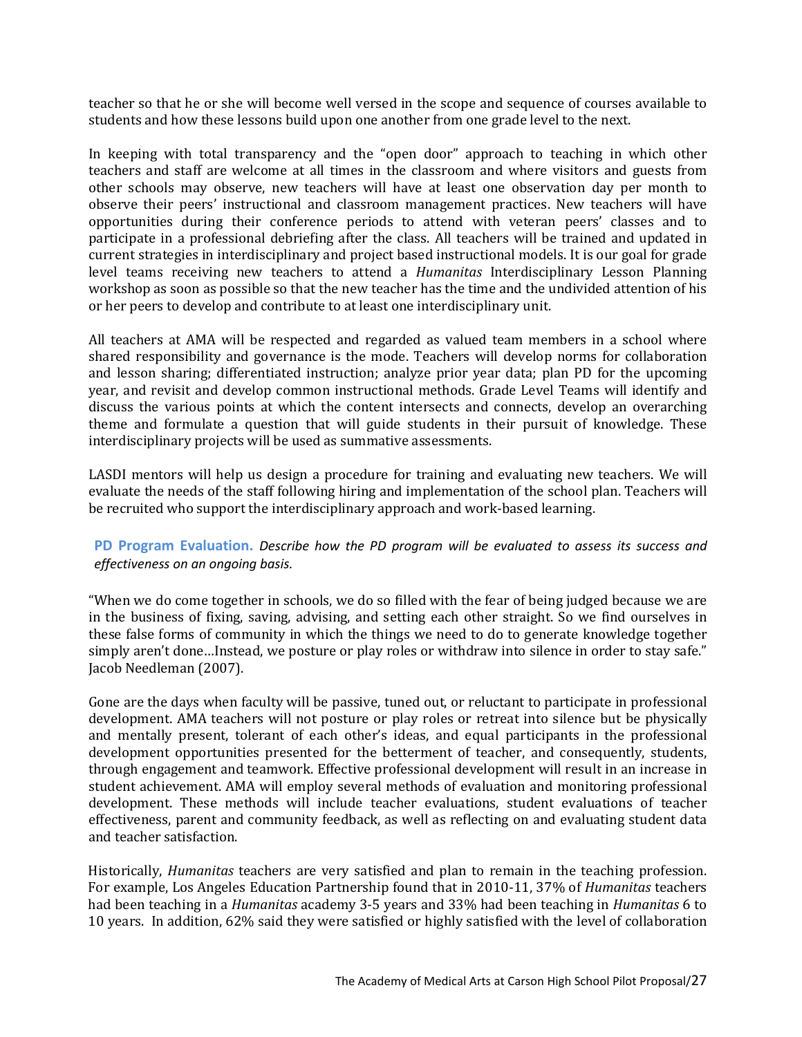teacher so that he or she will become well versed in the scope and sequence of courses available to students and how these lessons build upon one another from one grade level to the next.

In keeping with total transparency and the "open door" approach to teaching in which other teachers and staff are welcome at all times in the classroom and where visitors and guests from other schools may observe, new teachers will have at least one observation day per month to observe their peers' instructional and classroom management practices. New teachers will have opportunities during their conference periods to attend with veteran peers' classes and to participate in a professional debriefing after the class. All teachers will be trained and updated in current strategies in interdisciplinary and project based instructional models. It is our goal for grade level teams receiving new teachers to attend a *Humanitas* Interdisciplinary Lesson Planning workshop as soon as possible so that the new teacher has the time and the undivided attention of his or her peers to develop and contribute to at least one interdisciplinary unit.

All teachers at AMA will be respected and regarded as valued team members in a school where shared responsibility and governance is the mode. Teachers will develop norms for collaboration and lesson sharing; differentiated instruction; analyze prior year data; plan PD for the upcoming year, and revisit and develop common instructional methods. Grade Level Teams will identify and discuss the various points at which the content intersects and connects, develop an overarching theme and formulate a question that will guide students in their pursuit of knowledge. These interdisciplinary projects will be used as summative assessments.

LASDI mentors will help us design a procedure for training and evaluating new teachers. We will evaluate the needs of the staff following hiring and implementation of the school plan. Teachers will be recruited who support the interdisciplinary approach and work-based learning.

**PD Program Evaluation.** *Describe how the PD program will be evaluated to assess its success and effectiveness on an ongoing basis.*

"When we do come together in schools, we do so filled with the fear of being judged because we are in the business of fixing, saving, advising, and setting each other straight. So we find ourselves in these false forms of community in which the things we need to do to generate knowledge together simply aren't done…Instead, we posture or play roles or withdraw into silence in order to stay safe." Jacob Needleman (2007).

Gone are the days when faculty will be passive, tuned out, or reluctant to participate in professional development. AMA teachers will not posture or play roles or retreat into silence but be physically and mentally present, tolerant of each other's ideas, and equal participants in the professional development opportunities presented for the betterment of teacher, and consequently, students, through engagement and teamwork. Effective professional development will result in an increase in student achievement. AMA will employ several methods of evaluation and monitoring professional development. These methods will include teacher evaluations, student evaluations of teacher effectiveness, parent and community feedback, as well as reflecting on and evaluating student data and teacher satisfaction.

Historically, *Humanitas* teachers are very satisfied and plan to remain in the teaching profession. For example, Los Angeles Education Partnership found that in 2010-11, 37% of *Humanitas* teachers had been teaching in a *Humanitas* academy 3-5 years and 33% had been teaching in *Humanitas* 6 to 10 years. In addition, 62% said they were satisfied or highly satisfied with the level of collaboration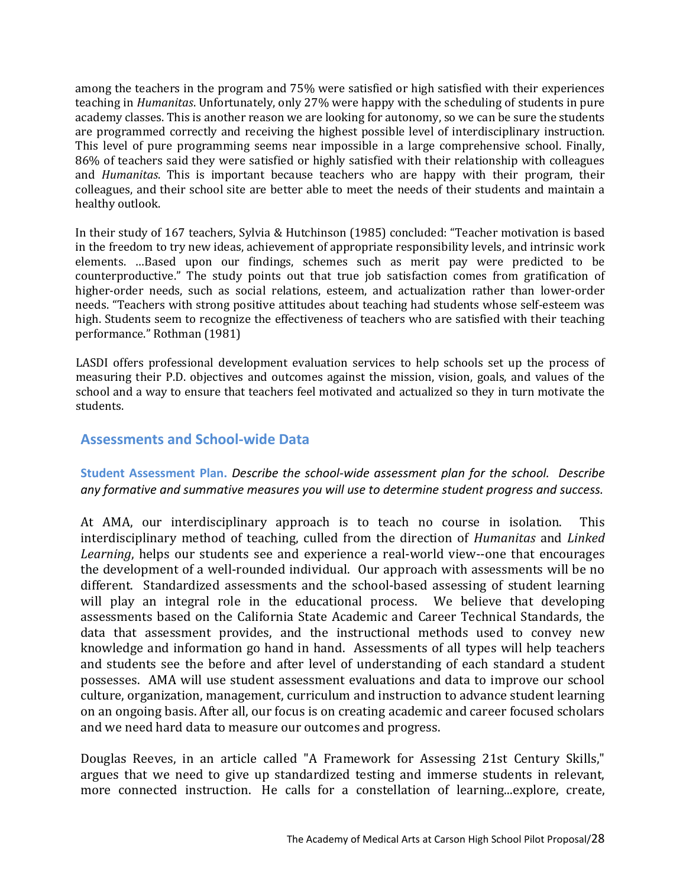among the teachers in the program and 75% were satisfied or high satisfied with their experiences teaching in *Humanitas*. Unfortunately, only 27% were happy with the scheduling of students in pure academy classes. This is another reason we are looking for autonomy, so we can be sure the students are programmed correctly and receiving the highest possible level of interdisciplinary instruction. This level of pure programming seems near impossible in a large comprehensive school. Finally, 86% of teachers said they were satisfied or highly satisfied with their relationship with colleagues and *Humanitas*. This is important because teachers who are happy with their program, their colleagues, and their school site are better able to meet the needs of their students and maintain a healthy outlook.

In their study of 167 teachers, Sylvia & Hutchinson (1985) concluded: "Teacher motivation is based in the freedom to try new ideas, achievement of appropriate responsibility levels, and intrinsic work elements. …Based upon our findings, schemes such as merit pay were predicted to be counterproductive." The study points out that true job satisfaction comes from gratification of higher-order needs, such as social relations, esteem, and actualization rather than lower-order needs. "Teachers with strong positive attitudes about teaching had students whose self-esteem was high. Students seem to recognize the effectiveness of teachers who are satisfied with their teaching performance." Rothman (1981)

LASDI offers professional development evaluation services to help schools set up the process of measuring their P.D. objectives and outcomes against the mission, vision, goals, and values of the school and a way to ensure that teachers feel motivated and actualized so they in turn motivate the students.

## Assessments and School-wide Data

**Student Assessment Plan.** *Describe the school-wide assessment plan for the school. Describe any formative and summative measures you will use to determine student progress and success.*

At AMA, our interdisciplinary approach is to teach no course in isolation. This interdisciplinary method of teaching, culled from the direction of *Humanitas* and *Linked Learning*, helps our students see and experience a real-world view--one that encourages the development of a well-rounded individual. Our approach with assessments will be no different. Standardized assessments and the school-based assessing of student learning will play an integral role in the educational process. We believe that developing assessments based on the California State Academic and Career Technical Standards, the data that assessment provides, and the instructional methods used to convey new knowledge and information go hand in hand. Assessments of all types will help teachers and students see the before and after level of understanding of each standard a student possesses. AMA will use student assessment evaluations and data to improve our school culture, organization, management, curriculum and instruction to advance student learning on an ongoing basis. After all, our focus is on creating academic and career focused scholars and we need hard data to measure our outcomes and progress.

Douglas Reeves, in an article called "A Framework for Assessing 21st Century Skills," argues that we need to give up standardized testing and immerse students in relevant, more connected instruction. He calls for a constellation of learning...explore, create,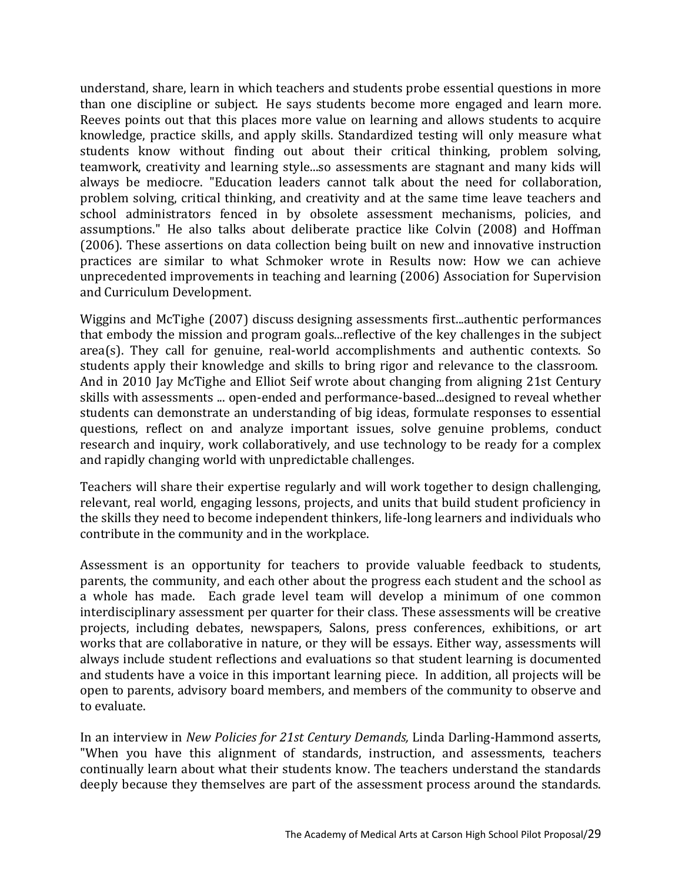understand, share, learn in which teachers and students probe essential questions in more than one discipline or subject. He says students become more engaged and learn more. Reeves points out that this places more value on learning and allows students to acquire knowledge, practice skills, and apply skills. Standardized testing will only measure what students know without finding out about their critical thinking, problem solving, teamwork, creativity and learning style...so assessments are stagnant and many kids will always be mediocre. "Education leaders cannot talk about the need for collaboration, problem solving, critical thinking, and creativity and at the same time leave teachers and school administrators fenced in by obsolete assessment mechanisms, policies, and assumptions." He also talks about deliberate practice like Colvin (2008) and Hoffman (2006). These assertions on data collection being built on new and innovative instruction practices are similar to what Schmoker wrote in Results now: How we can achieve unprecedented improvements in teaching and learning (2006) Association for Supervision and Curriculum Development.

Wiggins and McTighe (2007) discuss designing assessments first...authentic performances that embody the mission and program goals...reflective of the key challenges in the subject area(s). They call for genuine, real-world accomplishments and authentic contexts. So students apply their knowledge and skills to bring rigor and relevance to the classroom. And in 2010 Jay McTighe and Elliot Seif wrote about changing from aligning 21st Century skills with assessments ... open-ended and performance-based...designed to reveal whether students can demonstrate an understanding of big ideas, formulate responses to essential questions, reflect on and analyze important issues, solve genuine problems, conduct research and inquiry, work collaboratively, and use technology to be ready for a complex and rapidly changing world with unpredictable challenges.

Teachers will share their expertise regularly and will work together to design challenging, relevant, real world, engaging lessons, projects, and units that build student proficiency in the skills they need to become independent thinkers, life-long learners and individuals who contribute in the community and in the workplace.

Assessment is an opportunity for teachers to provide valuable feedback to students, parents, the community, and each other about the progress each student and the school as a whole has made. Each grade level team will develop a minimum of one common interdisciplinary assessment per quarter for their class. These assessments will be creative projects, including debates, newspapers, Salons, press conferences, exhibitions, or art works that are collaborative in nature, or they will be essays. Either way, assessments will always include student reflections and evaluations so that student learning is documented and students have a voice in this important learning piece. In addition, all projects will be open to parents, advisory board members, and members of the community to observe and to evaluate.

In an interview in *New Policies for 21st Century Demands,* Linda Darling-Hammond asserts, "When you have this alignment of standards, instruction, and assessments, teachers continually learn about what their students know. The teachers understand the standards deeply because they themselves are part of the assessment process around the standards.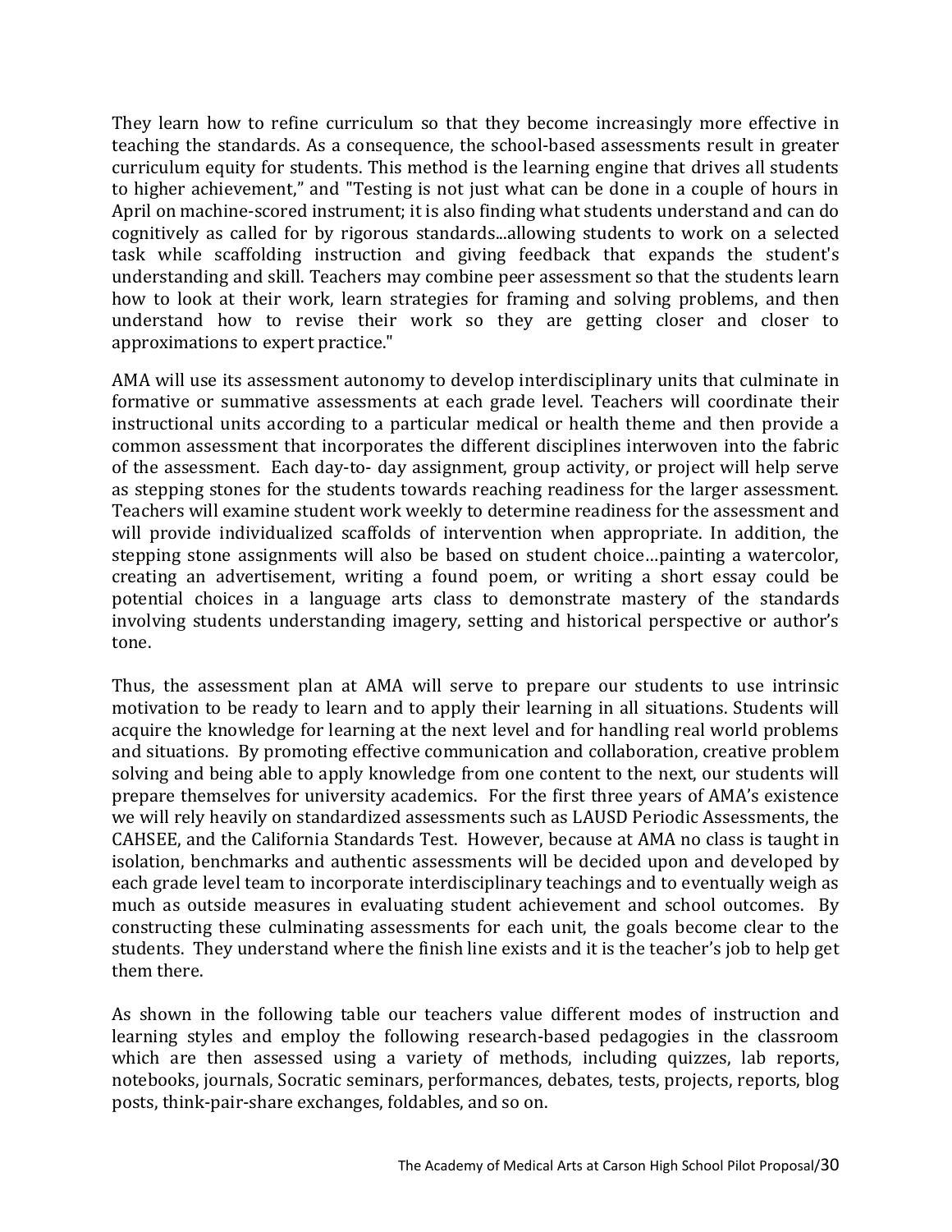They learn how to refine curriculum so that they become increasingly more effective in teaching the standards. As a consequence, the school-based assessments result in greater curriculum equity for students. This method is the learning engine that drives all students to higher achievement," and "Testing is not just what can be done in a couple of hours in April on machine-scored instrument; it is also finding what students understand and can do cognitively as called for by rigorous standards...allowing students to work on a selected task while scaffolding instruction and giving feedback that expands the student's understanding and skill. Teachers may combine peer assessment so that the students learn how to look at their work, learn strategies for framing and solving problems, and then understand how to revise their work so they are getting closer and closer to approximations to expert practice."

AMA will use its assessment autonomy to develop interdisciplinary units that culminate in formative or summative assessments at each grade level. Teachers will coordinate their instructional units according to a particular medical or health theme and then provide a common assessment that incorporates the different disciplines interwoven into the fabric of the assessment. Each day-to- day assignment, group activity, or project will help serve as stepping stones for the students towards reaching readiness for the larger assessment. Teachers will examine student work weekly to determine readiness for the assessment and will provide individualized scaffolds of intervention when appropriate. In addition, the stepping stone assignments will also be based on student choice…painting a watercolor, creating an advertisement, writing a found poem, or writing a short essay could be potential choices in a language arts class to demonstrate mastery of the standards involving students understanding imagery, setting and historical perspective or author's tone.

Thus, the assessment plan at AMA will serve to prepare our students to use intrinsic motivation to be ready to learn and to apply their learning in all situations. Students will acquire the knowledge for learning at the next level and for handling real world problems and situations. By promoting effective communication and collaboration, creative problem solving and being able to apply knowledge from one content to the next, our students will prepare themselves for university academics. For the first three years of AMA's existence we will rely heavily on standardized assessments such as LAUSD Periodic Assessments, the CAHSEE, and the California Standards Test. However, because at AMA no class is taught in isolation, benchmarks and authentic assessments will be decided upon and developed by each grade level team to incorporate interdisciplinary teachings and to eventually weigh as much as outside measures in evaluating student achievement and school outcomes. By constructing these culminating assessments for each unit, the goals become clear to the students. They understand where the finish line exists and it is the teacher's job to help get them there.

As shown in the following table our teachers value different modes of instruction and learning styles and employ the following research-based pedagogies in the classroom which are then assessed using a variety of methods, including quizzes, lab reports, notebooks, journals, Socratic seminars, performances, debates, tests, projects, reports, blog posts, think-pair-share exchanges, foldables, and so on.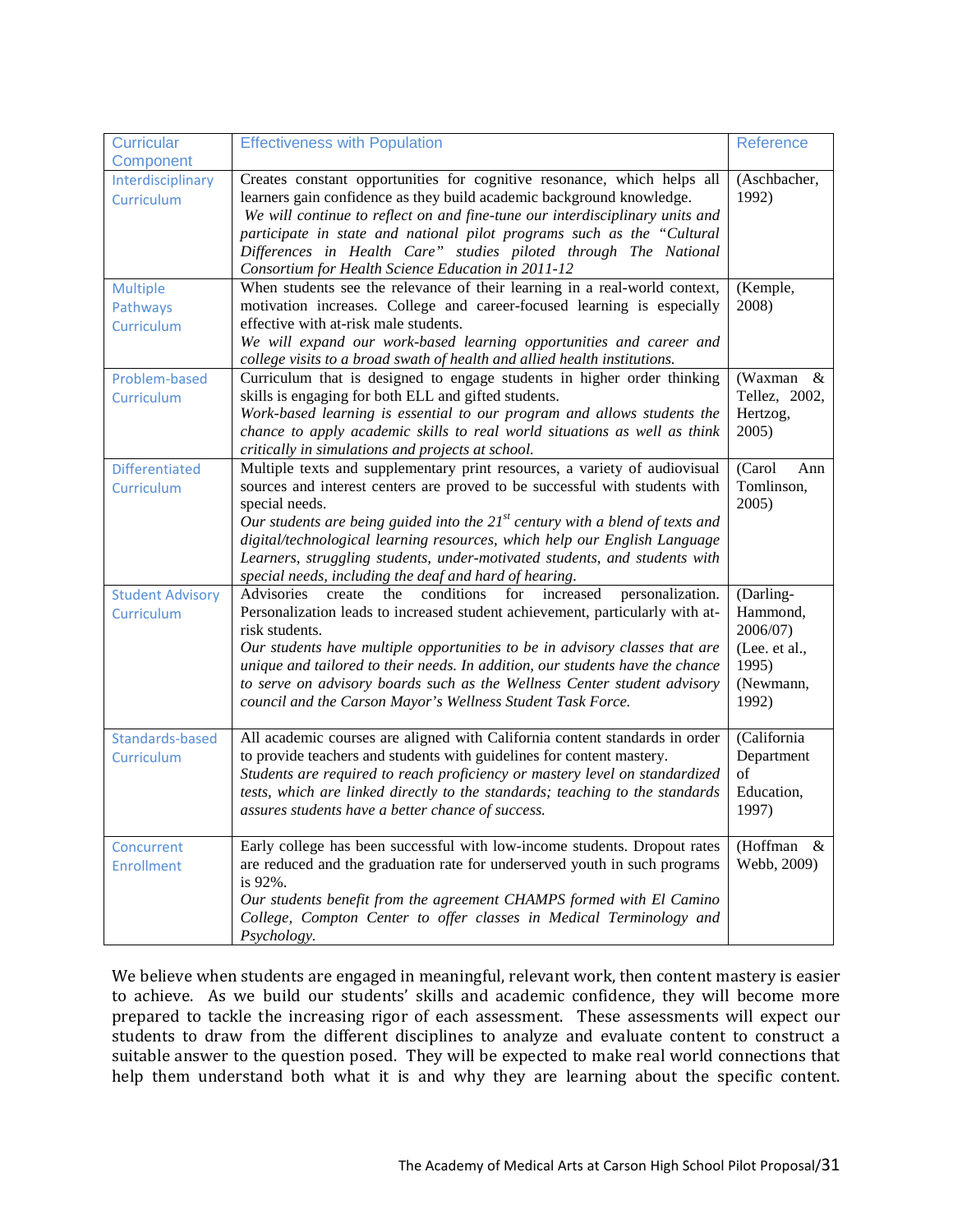| Curricular Component | Effectiveness with Population | Reference |
| --- | --- | --- |
| Interdisciplinary Curriculum | Creates constant opportunities for cognitive resonance, which helps all learners gain confidence as they build academic background knowledge. *We will continue to reflect on and fine-tune our interdisciplinary units and participate in state and national pilot programs such as the "Cultural Differences in Health Care" studies piloted through The National Consortium for Health Science Education in 2011-12* | (Aschbacher, 1992) |
| Multiple Pathways Curriculum | When students see the relevance of their learning in a real-world context, motivation increases. College and career-focused learning is especially effective with at-risk male students. *We will expand our work-based learning opportunities and career and college visits to a broad swath of health and allied health institutions.* | (Kemple, 2008) |
| Problem-based Curriculum | Curriculum that is designed to engage students in higher order thinking skills is engaging for both ELL and gifted students. *Work-based learning is essential to our program and allows students the chance to apply academic skills to real world situations as well as think critically in simulations and projects at school.* | (Waxman & Tellez, 2002, Hertzog, 2005) |
| Differentiated Curriculum | Multiple texts and supplementary print resources, a variety of audiovisual sources and interest centers are proved to be successful with students with special needs. *Our students are being guided into the 21st century with a blend of texts and digital/technological learning resources, which help our English Language Learners, struggling students, under-motivated students, and students with special needs, including the deaf and hard of hearing.* | (Carol Ann Tomlinson, 2005) |
| Student Advisory Curriculum | Advisories create the conditions for increased personalization. Personalization leads to increased student achievement, particularly with at-risk students. *Our students have multiple opportunities to be in advisory classes that are unique and tailored to their needs. In addition, our students have the chance to serve on advisory boards such as the Wellness Center student advisory council and the Carson Mayor's Wellness Student Task Force.* | (Darling-Hammond, 2006/07) (Lee. et al., 1995) (Newmann, 1992) |
| Standards-based Curriculum | All academic courses are aligned with California content standards in order to provide teachers and students with guidelines for content mastery. *Students are required to reach proficiency or mastery level on standardized tests, which are linked directly to the standards; teaching to the standards assures students have a better chance of success.* | (California Department of Education, 1997) |
| Concurrent Enrollment | Early college has been successful with low-income students. Dropout rates are reduced and the graduation rate for underserved youth in such programs is 92%. *Our students benefit from the agreement CHAMPS formed with El Camino College, Compton Center to offer classes in Medical Terminology and Psychology.* | (Hoffman & Webb, 2009) |

We believe when students are engaged in meaningful, relevant work, then content mastery is easier to achieve. As we build our students' skills and academic confidence, they will become more prepared to tackle the increasing rigor of each assessment. These assessments will expect our students to draw from the different disciplines to analyze and evaluate content to construct a suitable answer to the question posed. They will be expected to make real world connections that help them understand both what it is and why they are learning about the specific content.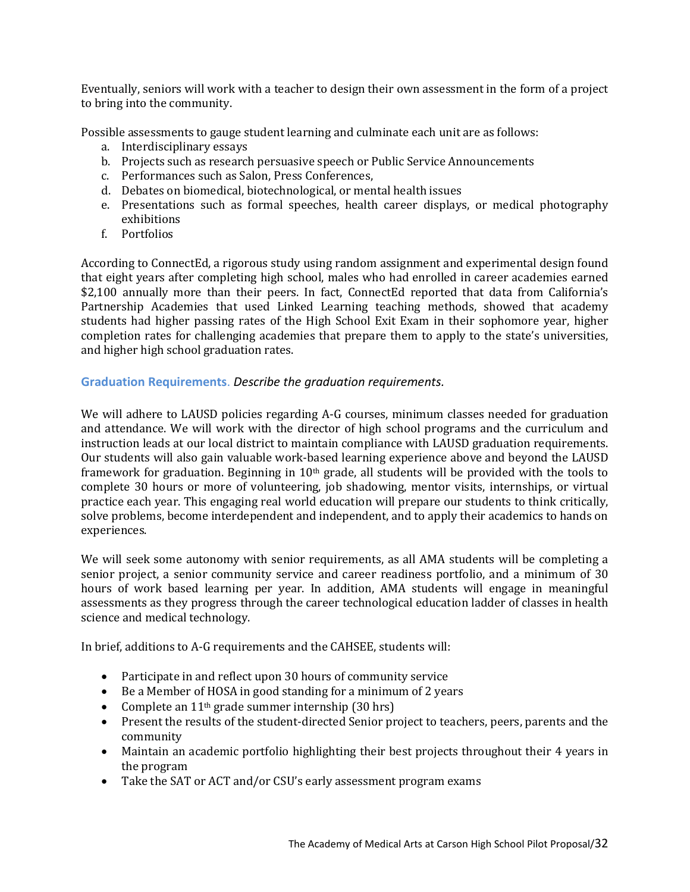Eventually, seniors will work with a teacher to design their own assessment in the form of a project to bring into the community.

Possible assessments to gauge student learning and culminate each unit are as follows:

a. Interdisciplinary essays
b. Projects such as research persuasive speech or Public Service Announcements
c. Performances such as Salon, Press Conferences,
d. Debates on biomedical, biotechnological, or mental health issues
e. Presentations such as formal speeches, health career displays, or medical photography exhibitions
f. Portfolios

According to ConnectEd, a rigorous study using random assignment and experimental design found that eight years after completing high school, males who had enrolled in career academies earned $2,100 annually more than their peers. In fact, ConnectEd reported that data from California's Partnership Academies that used Linked Learning teaching methods, showed that academy students had higher passing rates of the High School Exit Exam in their sophomore year, higher completion rates for challenging academies that prepare them to apply to the state's universities, and higher high school graduation rates.

**Graduation Requirements**. *Describe the graduation requirements.*

We will adhere to LAUSD policies regarding A-G courses, minimum classes needed for graduation and attendance. We will work with the director of high school programs and the curriculum and instruction leads at our local district to maintain compliance with LAUSD graduation requirements. Our students will also gain valuable work-based learning experience above and beyond the LAUSD framework for graduation. Beginning in 10th grade, all students will be provided with the tools to complete 30 hours or more of volunteering, job shadowing, mentor visits, internships, or virtual practice each year. This engaging real world education will prepare our students to think critically, solve problems, become interdependent and independent, and to apply their academics to hands on experiences.

We will seek some autonomy with senior requirements, as all AMA students will be completing a senior project, a senior community service and career readiness portfolio, and a minimum of 30 hours of work based learning per year. In addition, AMA students will engage in meaningful assessments as they progress through the career technological education ladder of classes in health science and medical technology.

In brief, additions to A-G requirements and the CAHSEE, students will:

- Participate in and reflect upon 30 hours of community service
- Be a Member of HOSA in good standing for a minimum of 2 years
- Complete an 11th grade summer internship (30 hrs)
- Present the results of the student-directed Senior project to teachers, peers, parents and the community
- Maintain an academic portfolio highlighting their best projects throughout their 4 years in the program
- Take the SAT or ACT and/or CSU's early assessment program exams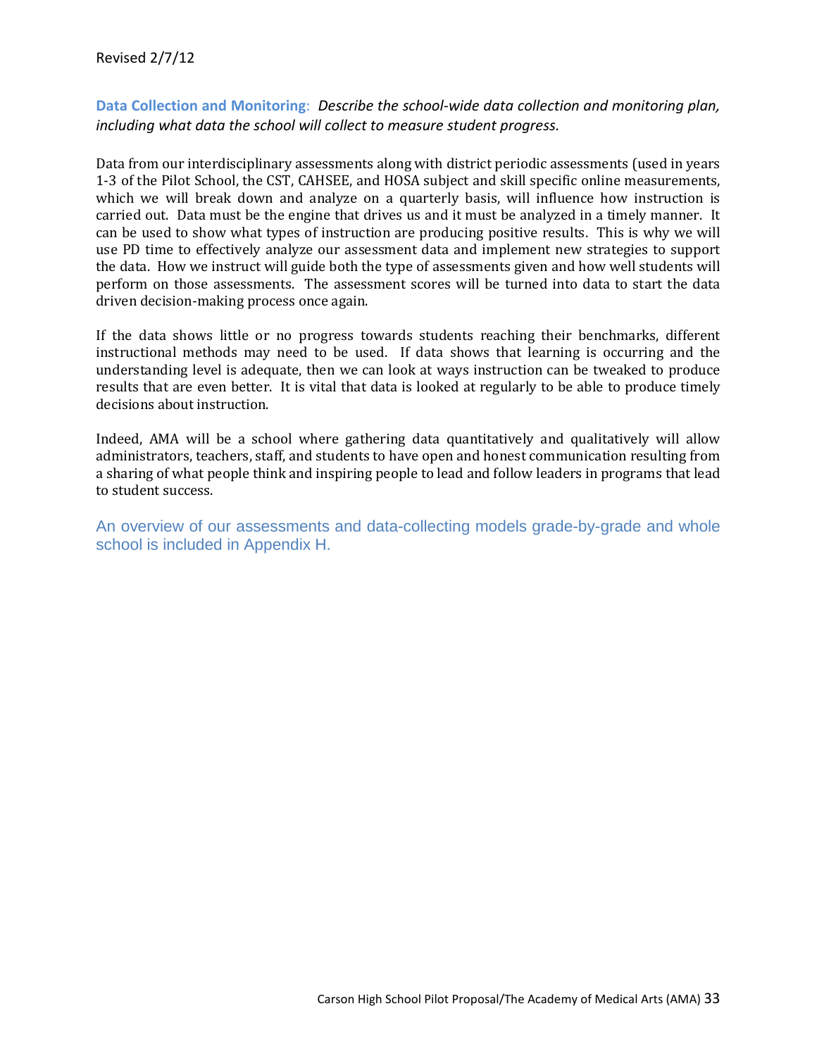Revised 2/7/12

**Data Collection and Monitoring**: *Describe the school-wide data collection and monitoring plan, including what data the school will collect to measure student progress.*

Data from our interdisciplinary assessments along with district periodic assessments (used in years 1-3 of the Pilot School, the CST, CAHSEE, and HOSA subject and skill specific online measurements, which we will break down and analyze on a quarterly basis, will influence how instruction is carried out. Data must be the engine that drives us and it must be analyzed in a timely manner. It can be used to show what types of instruction are producing positive results. This is why we will use PD time to effectively analyze our assessment data and implement new strategies to support the data. How we instruct will guide both the type of assessments given and how well students will perform on those assessments. The assessment scores will be turned into data to start the data driven decision-making process once again.

If the data shows little or no progress towards students reaching their benchmarks, different instructional methods may need to be used. If data shows that learning is occurring and the understanding level is adequate, then we can look at ways instruction can be tweaked to produce results that are even better. It is vital that data is looked at regularly to be able to produce timely decisions about instruction.

Indeed, AMA will be a school where gathering data quantitatively and qualitatively will allow administrators, teachers, staff, and students to have open and honest communication resulting from a sharing of what people think and inspiring people to lead and follow leaders in programs that lead to student success.

An overview of our assessments and data-collecting models grade-by-grade and whole school is included in Appendix H.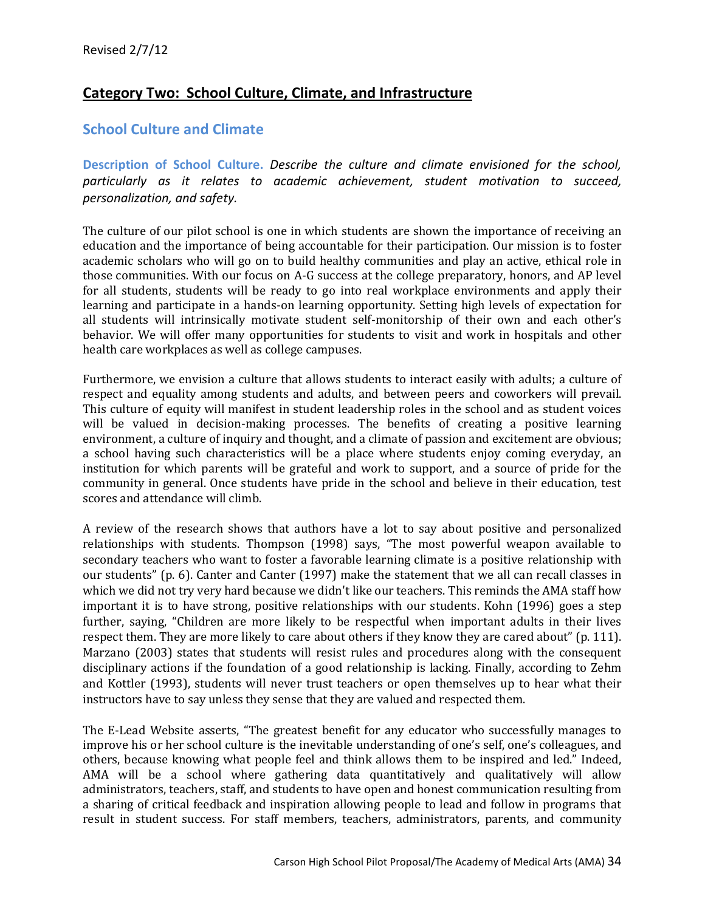## Category Two: School Culture, Climate, and Infrastructure

### School Culture and Climate

**Description of School Culture.** *Describe the culture and climate envisioned for the school, particularly as it relates to academic achievement, student motivation to succeed, personalization, and safety.*

The culture of our pilot school is one in which students are shown the importance of receiving an education and the importance of being accountable for their participation. Our mission is to foster academic scholars who will go on to build healthy communities and play an active, ethical role in those communities. With our focus on A-G success at the college preparatory, honors, and AP level for all students, students will be ready to go into real workplace environments and apply their learning and participate in a hands-on learning opportunity. Setting high levels of expectation for all students will intrinsically motivate student self-monitorship of their own and each other's behavior. We will offer many opportunities for students to visit and work in hospitals and other health care workplaces as well as college campuses.

Furthermore, we envision a culture that allows students to interact easily with adults; a culture of respect and equality among students and adults, and between peers and coworkers will prevail. This culture of equity will manifest in student leadership roles in the school and as student voices will be valued in decision-making processes. The benefits of creating a positive learning environment, a culture of inquiry and thought, and a climate of passion and excitement are obvious; a school having such characteristics will be a place where students enjoy coming everyday, an institution for which parents will be grateful and work to support, and a source of pride for the community in general. Once students have pride in the school and believe in their education, test scores and attendance will climb.

A review of the research shows that authors have a lot to say about positive and personalized relationships with students. Thompson (1998) says, "The most powerful weapon available to secondary teachers who want to foster a favorable learning climate is a positive relationship with our students" (p. 6). Canter and Canter (1997) make the statement that we all can recall classes in which we did not try very hard because we didn't like our teachers. This reminds the AMA staff how important it is to have strong, positive relationships with our students. Kohn (1996) goes a step further, saying, "Children are more likely to be respectful when important adults in their lives respect them. They are more likely to care about others if they know they are cared about" (p. 111). Marzano (2003) states that students will resist rules and procedures along with the consequent disciplinary actions if the foundation of a good relationship is lacking. Finally, according to Zehm and Kottler (1993), students will never trust teachers or open themselves up to hear what their instructors have to say unless they sense that they are valued and respected them.

The E-Lead Website asserts, "The greatest benefit for any educator who successfully manages to improve his or her school culture is the inevitable understanding of one's self, one's colleagues, and others, because knowing what people feel and think allows them to be inspired and led." Indeed, AMA will be a school where gathering data quantitatively and qualitatively will allow administrators, teachers, staff, and students to have open and honest communication resulting from a sharing of critical feedback and inspiration allowing people to lead and follow in programs that result in student success. For staff members, teachers, administrators, parents, and community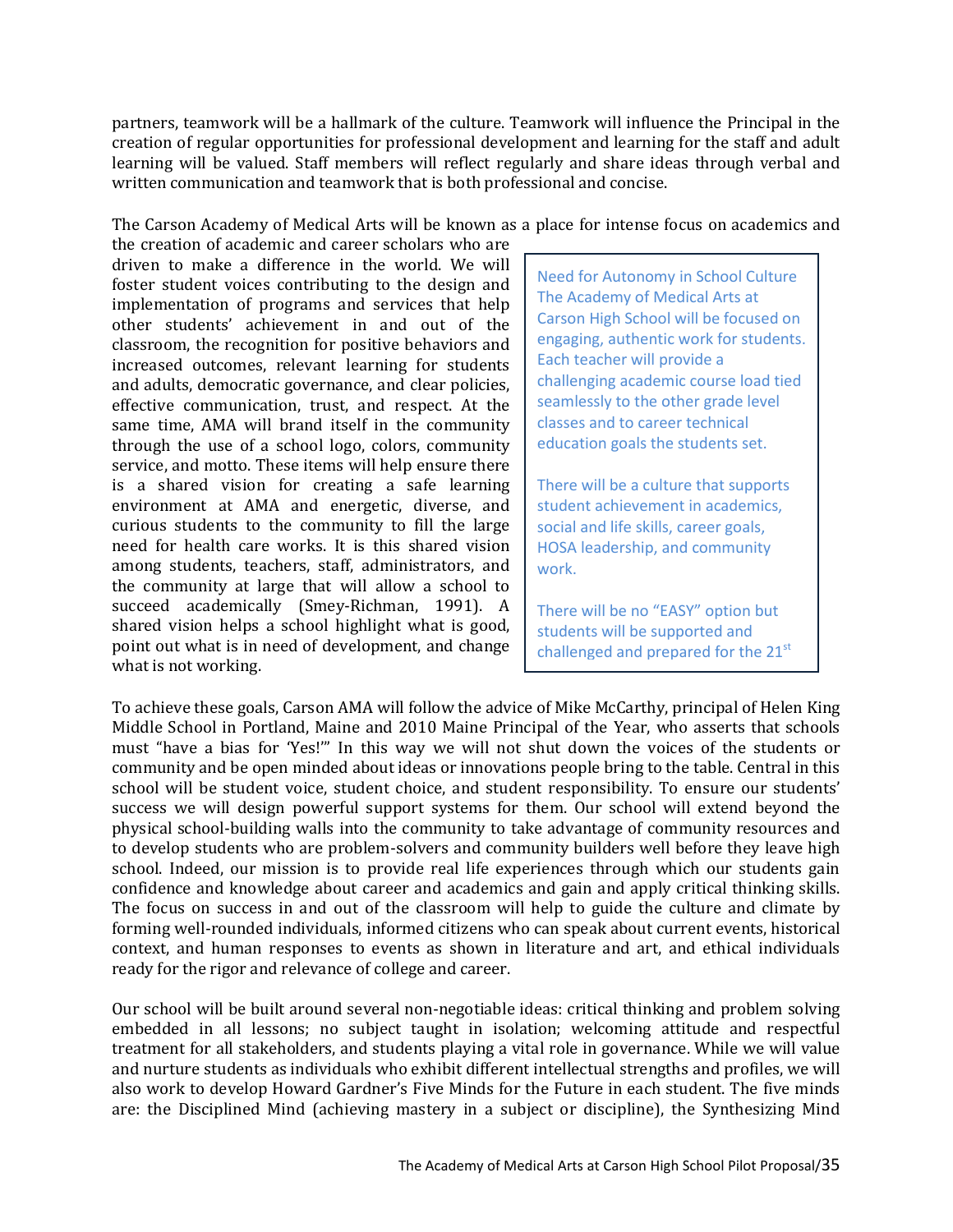partners, teamwork will be a hallmark of the culture. Teamwork will influence the Principal in the creation of regular opportunities for professional development and learning for the staff and adult learning will be valued. Staff members will reflect regularly and share ideas through verbal and written communication and teamwork that is both professional and concise.

The Carson Academy of Medical Arts will be known as a place for intense focus on academics and the creation of academic and career scholars who are driven to make a difference in the world. We will foster student voices contributing to the design and implementation of programs and services that help other students' achievement in and out of the classroom, the recognition for positive behaviors and increased outcomes, relevant learning for students and adults, democratic governance, and clear policies, effective communication, trust, and respect. At the same time, AMA will brand itself in the community through the use of a school logo, colors, community service, and motto. These items will help ensure there is a shared vision for creating a safe learning environment at AMA and energetic, diverse, and curious students to the community to fill the large need for health care works. It is this shared vision among students, teachers, staff, administrators, and the community at large that will allow a school to succeed academically (Smey-Richman, 1991). A shared vision helps a school highlight what is good, point out what is in need of development, and change what is not working.

> Need for Autonomy in School Culture
> The Academy of Medical Arts at Carson High School will be focused on engaging, authentic work for students. Each teacher will provide a challenging academic course load tied seamlessly to the other grade level classes and to career technical education goals the students set.
>
> There will be a culture that supports student achievement in academics, social and life skills, career goals, HOSA leadership, and community work.
>
> There will be no "EASY" option but students will be supported and challenged and prepared for the 21st

To achieve these goals, Carson AMA will follow the advice of Mike McCarthy, principal of Helen King Middle School in Portland, Maine and 2010 Maine Principal of the Year, who asserts that schools must "have a bias for 'Yes!'" In this way we will not shut down the voices of the students or community and be open minded about ideas or innovations people bring to the table. Central in this school will be student voice, student choice, and student responsibility. To ensure our students' success we will design powerful support systems for them. Our school will extend beyond the physical school-building walls into the community to take advantage of community resources and to develop students who are problem-solvers and community builders well before they leave high school. Indeed, our mission is to provide real life experiences through which our students gain confidence and knowledge about career and academics and gain and apply critical thinking skills. The focus on success in and out of the classroom will help to guide the culture and climate by forming well-rounded individuals, informed citizens who can speak about current events, historical context, and human responses to events as shown in literature and art, and ethical individuals ready for the rigor and relevance of college and career.

Our school will be built around several non-negotiable ideas: critical thinking and problem solving embedded in all lessons; no subject taught in isolation; welcoming attitude and respectful treatment for all stakeholders, and students playing a vital role in governance. While we will value and nurture students as individuals who exhibit different intellectual strengths and profiles, we will also work to develop Howard Gardner's Five Minds for the Future in each student. The five minds are: the Disciplined Mind (achieving mastery in a subject or discipline), the Synthesizing Mind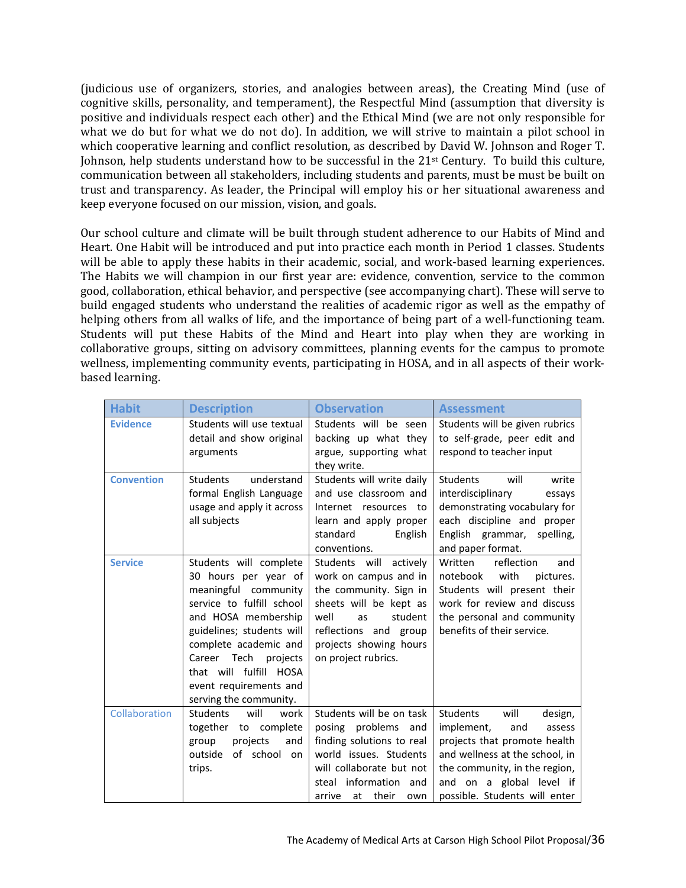(judicious use of organizers, stories, and analogies between areas), the Creating Mind (use of cognitive skills, personality, and temperament), the Respectful Mind (assumption that diversity is positive and individuals respect each other) and the Ethical Mind (we are not only responsible for what we do but for what we do not do). In addition, we will strive to maintain a pilot school in which cooperative learning and conflict resolution, as described by David W. Johnson and Roger T. Johnson, help students understand how to be successful in the 21st Century. To build this culture, communication between all stakeholders, including students and parents, must be must be built on trust and transparency. As leader, the Principal will employ his or her situational awareness and keep everyone focused on our mission, vision, and goals.

Our school culture and climate will be built through student adherence to our Habits of Mind and Heart. One Habit will be introduced and put into practice each month in Period 1 classes. Students will be able to apply these habits in their academic, social, and work-based learning experiences. The Habits we will champion in our first year are: evidence, convention, service to the common good, collaboration, ethical behavior, and perspective (see accompanying chart). These will serve to build engaged students who understand the realities of academic rigor as well as the empathy of helping others from all walks of life, and the importance of being part of a well-functioning team. Students will put these Habits of the Mind and Heart into play when they are working in collaborative groups, sitting on advisory committees, planning events for the campus to promote wellness, implementing community events, participating in HOSA, and in all aspects of their work-based learning.

| Habit | Description | Observation | Assessment |
|---|---|---|---|
| **Evidence** | Students will use textual detail and show original arguments | Students will be seen backing up what they argue, supporting what they write. | Students will be given rubrics to self-grade, peer edit and respond to teacher input |
| **Convention** | Students understand formal English Language usage and apply it across all subjects | Students will write daily and use classroom and Internet resources to learn and apply proper standard English conventions. | Students will write interdisciplinary essays demonstrating vocabulary for each discipline and proper English grammar, spelling, and paper format. |
| **Service** | Students will complete 30 hours per year of meaningful community service to fulfill school and HOSA membership guidelines; students will complete academic and Career Tech projects that will fulfill HOSA event requirements and serving the community. | Students will actively work on campus and in the community. Sign in sheets will be kept as well as student reflections and group projects showing hours on project rubrics. | Written reflection and notebook with pictures. Students will present their work for review and discuss the personal and community benefits of their service. |
| Collaboration | Students will work together to complete group projects and outside of school on trips. | Students will be on task posing problems and finding solutions to real world issues. Students will collaborate but not steal information and arrive at their own | Students will design, implement, and assess projects that promote health and wellness at the school, in the community, in the region, and on a global level if possible. Students will enter |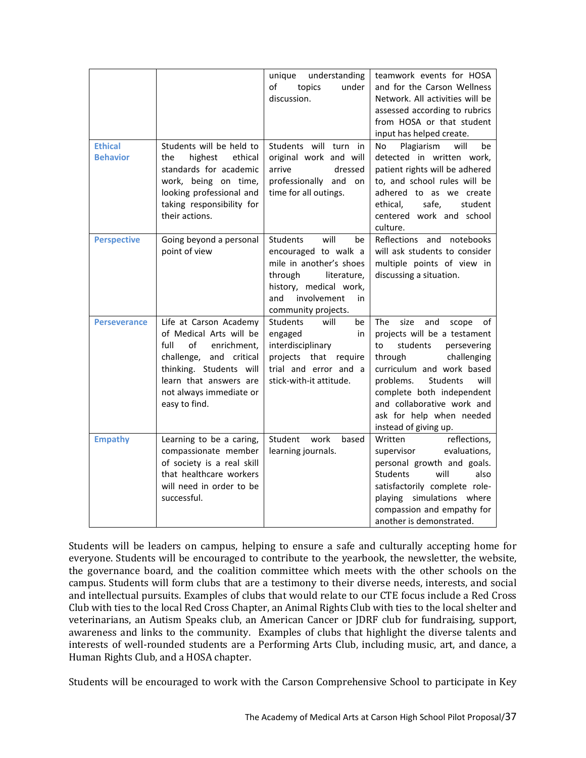| | | | |
|---|---|---|---|
| | | unique understanding of topics under discussion. | teamwork events for HOSA and for the Carson Wellness Network. All activities will be assessed according to rubrics from HOSA or that student input has helped create. |
| **Ethical Behavior** | Students will be held to the highest ethical standards for academic work, being on time, looking professional and taking responsibility for their actions. | Students will turn in original work and will arrive dressed professionally and on time for all outings. | No Plagiarism will be detected in written work, patient rights will be adhered to, and school rules will be adhered to as we create ethical, safe, student centered work and school culture. |
| **Perspective** | Going beyond a personal point of view | Students will be encouraged to walk a mile in another's shoes through literature, history, medical work, and involvement in community projects. | Reflections and notebooks will ask students to consider multiple points of view in discussing a situation. |
| **Perseverance** | Life at Carson Academy of Medical Arts will be full of enrichment, challenge, and critical thinking. Students will learn that answers are not always immediate or easy to find. | Students will be engaged in interdisciplinary projects that require trial and error and a stick-with-it attitude. | The size and scope of projects will be a testament to students persevering through challenging curriculum and work based problems. Students will complete both independent and collaborative work and ask for help when needed instead of giving up. |
| **Empathy** | Learning to be a caring, compassionate member of society is a real skill that healthcare workers will need in order to be successful. | Student work based learning journals. | Written reflections, supervisor evaluations, personal growth and goals. Students will also satisfactorily complete role-playing simulations where compassion and empathy for another is demonstrated. |

Students will be leaders on campus, helping to ensure a safe and culturally accepting home for everyone. Students will be encouraged to contribute to the yearbook, the newsletter, the website, the governance board, and the coalition committee which meets with the other schools on the campus. Students will form clubs that are a testimony to their diverse needs, interests, and social and intellectual pursuits. Examples of clubs that would relate to our CTE focus include a Red Cross Club with ties to the local Red Cross Chapter, an Animal Rights Club with ties to the local shelter and veterinarians, an Autism Speaks club, an American Cancer or JDRF club for fundraising, support, awareness and links to the community. Examples of clubs that highlight the diverse talents and interests of well-rounded students are a Performing Arts Club, including music, art, and dance, a Human Rights Club, and a HOSA chapter.

Students will be encouraged to work with the Carson Comprehensive School to participate in Key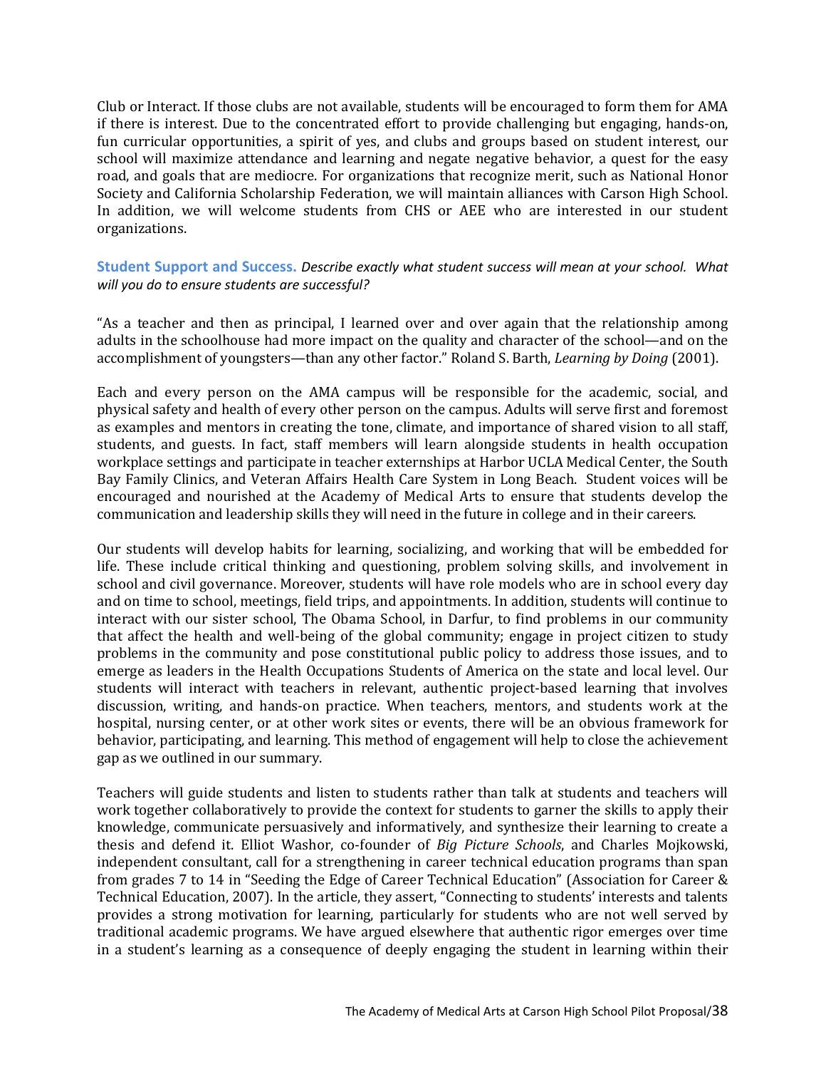Club or Interact. If those clubs are not available, students will be encouraged to form them for AMA if there is interest. Due to the concentrated effort to provide challenging but engaging, hands-on, fun curricular opportunities, a spirit of yes, and clubs and groups based on student interest, our school will maximize attendance and learning and negate negative behavior, a quest for the easy road, and goals that are mediocre. For organizations that recognize merit, such as National Honor Society and California Scholarship Federation, we will maintain alliances with Carson High School. In addition, we will welcome students from CHS or AEE who are interested in our student organizations.

**Student Support and Success.** *Describe exactly what student success will mean at your school. What will you do to ensure students are successful?*

"As a teacher and then as principal, I learned over and over again that the relationship among adults in the schoolhouse had more impact on the quality and character of the school—and on the accomplishment of youngsters—than any other factor." Roland S. Barth, *Learning by Doing* (2001).

Each and every person on the AMA campus will be responsible for the academic, social, and physical safety and health of every other person on the campus. Adults will serve first and foremost as examples and mentors in creating the tone, climate, and importance of shared vision to all staff, students, and guests. In fact, staff members will learn alongside students in health occupation workplace settings and participate in teacher externships at Harbor UCLA Medical Center, the South Bay Family Clinics, and Veteran Affairs Health Care System in Long Beach. Student voices will be encouraged and nourished at the Academy of Medical Arts to ensure that students develop the communication and leadership skills they will need in the future in college and in their careers.

Our students will develop habits for learning, socializing, and working that will be embedded for life. These include critical thinking and questioning, problem solving skills, and involvement in school and civil governance. Moreover, students will have role models who are in school every day and on time to school, meetings, field trips, and appointments. In addition, students will continue to interact with our sister school, The Obama School, in Darfur, to find problems in our community that affect the health and well-being of the global community; engage in project citizen to study problems in the community and pose constitutional public policy to address those issues, and to emerge as leaders in the Health Occupations Students of America on the state and local level. Our students will interact with teachers in relevant, authentic project-based learning that involves discussion, writing, and hands-on practice. When teachers, mentors, and students work at the hospital, nursing center, or at other work sites or events, there will be an obvious framework for behavior, participating, and learning. This method of engagement will help to close the achievement gap as we outlined in our summary.

Teachers will guide students and listen to students rather than talk at students and teachers will work together collaboratively to provide the context for students to garner the skills to apply their knowledge, communicate persuasively and informatively, and synthesize their learning to create a thesis and defend it. Elliot Washor, co-founder of *Big Picture Schools*, and Charles Mojkowski, independent consultant, call for a strengthening in career technical education programs than span from grades 7 to 14 in "Seeding the Edge of Career Technical Education" (Association for Career & Technical Education, 2007). In the article, they assert, "Connecting to students' interests and talents provides a strong motivation for learning, particularly for students who are not well served by traditional academic programs. We have argued elsewhere that authentic rigor emerges over time in a student's learning as a consequence of deeply engaging the student in learning within their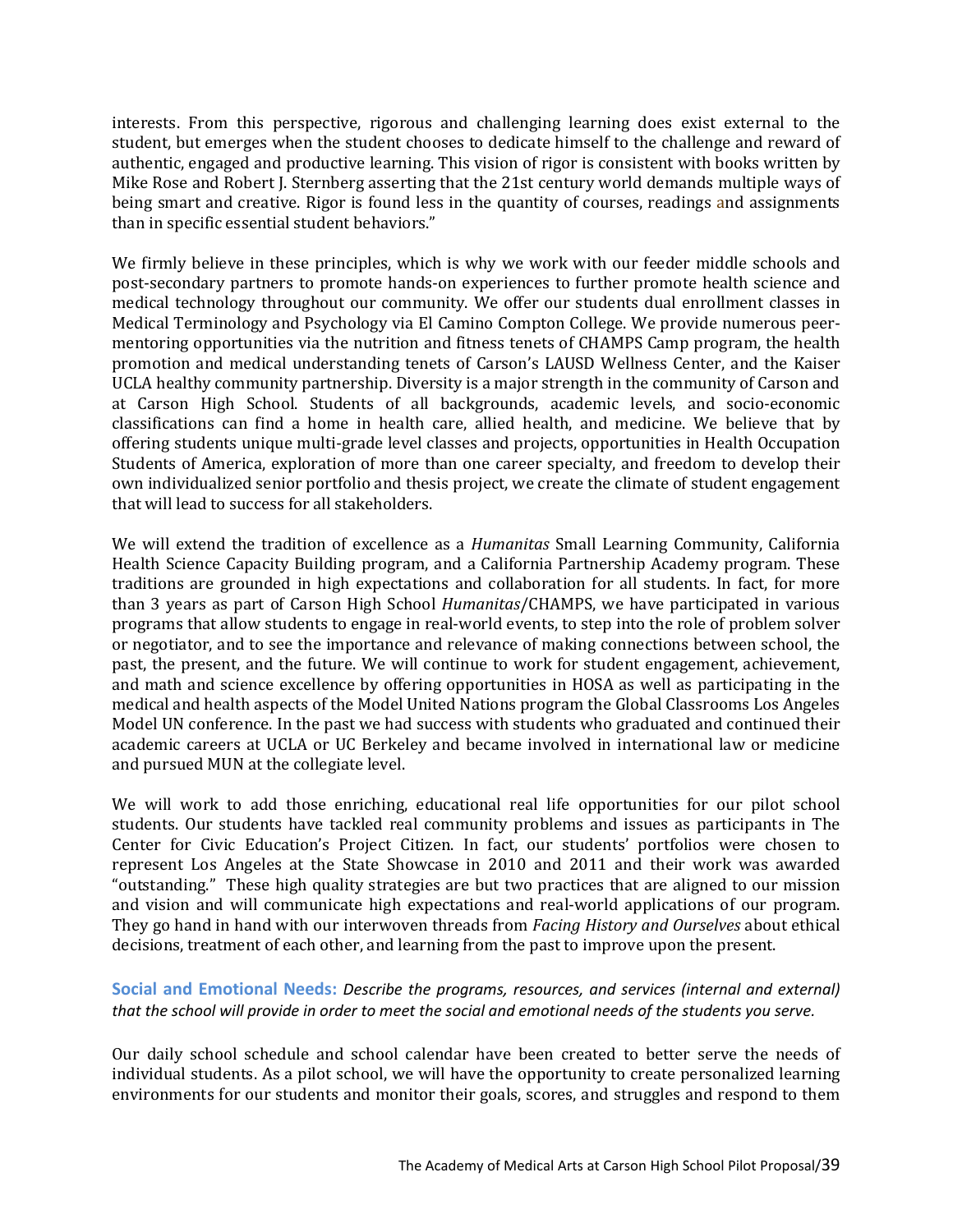interests. From this perspective, rigorous and challenging learning does exist external to the student, but emerges when the student chooses to dedicate himself to the challenge and reward of authentic, engaged and productive learning. This vision of rigor is consistent with books written by Mike Rose and Robert J. Sternberg asserting that the 21st century world demands multiple ways of being smart and creative. Rigor is found less in the quantity of courses, readings and assignments than in specific essential student behaviors."

We firmly believe in these principles, which is why we work with our feeder middle schools and post-secondary partners to promote hands-on experiences to further promote health science and medical technology throughout our community. We offer our students dual enrollment classes in Medical Terminology and Psychology via El Camino Compton College. We provide numerous peer-mentoring opportunities via the nutrition and fitness tenets of CHAMPS Camp program, the health promotion and medical understanding tenets of Carson's LAUSD Wellness Center, and the Kaiser UCLA healthy community partnership. Diversity is a major strength in the community of Carson and at Carson High School. Students of all backgrounds, academic levels, and socio-economic classifications can find a home in health care, allied health, and medicine. We believe that by offering students unique multi-grade level classes and projects, opportunities in Health Occupation Students of America, exploration of more than one career specialty, and freedom to develop their own individualized senior portfolio and thesis project, we create the climate of student engagement that will lead to success for all stakeholders.

We will extend the tradition of excellence as a *Humanitas* Small Learning Community, California Health Science Capacity Building program, and a California Partnership Academy program. These traditions are grounded in high expectations and collaboration for all students. In fact, for more than 3 years as part of Carson High School *Humanitas*/CHAMPS, we have participated in various programs that allow students to engage in real-world events, to step into the role of problem solver or negotiator, and to see the importance and relevance of making connections between school, the past, the present, and the future. We will continue to work for student engagement, achievement, and math and science excellence by offering opportunities in HOSA as well as participating in the medical and health aspects of the Model United Nations program the Global Classrooms Los Angeles Model UN conference. In the past we had success with students who graduated and continued their academic careers at UCLA or UC Berkeley and became involved in international law or medicine and pursued MUN at the collegiate level.

We will work to add those enriching, educational real life opportunities for our pilot school students. Our students have tackled real community problems and issues as participants in The Center for Civic Education's Project Citizen. In fact, our students' portfolios were chosen to represent Los Angeles at the State Showcase in 2010 and 2011 and their work was awarded "outstanding." These high quality strategies are but two practices that are aligned to our mission and vision and will communicate high expectations and real-world applications of our program. They go hand in hand with our interwoven threads from *Facing History and Ourselves* about ethical decisions, treatment of each other, and learning from the past to improve upon the present.

**Social and Emotional Needs:** *Describe the programs, resources, and services (internal and external) that the school will provide in order to meet the social and emotional needs of the students you serve.*

Our daily school schedule and school calendar have been created to better serve the needs of individual students. As a pilot school, we will have the opportunity to create personalized learning environments for our students and monitor their goals, scores, and struggles and respond to them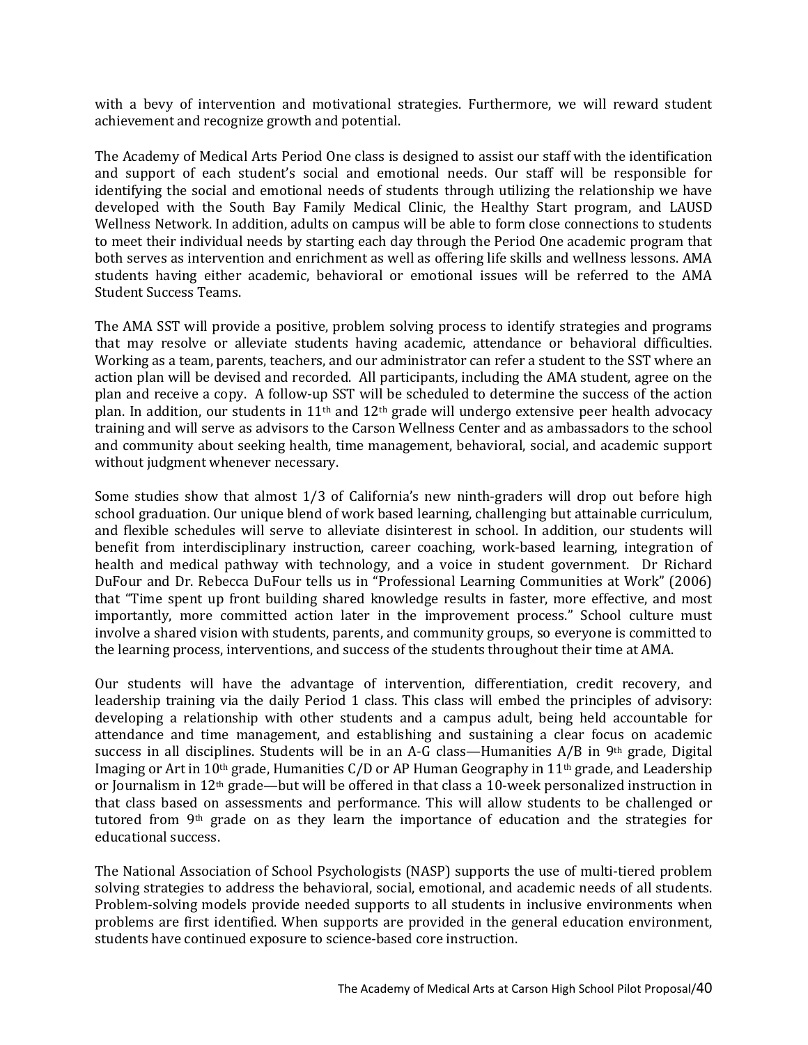with a bevy of intervention and motivational strategies. Furthermore, we will reward student achievement and recognize growth and potential.

The Academy of Medical Arts Period One class is designed to assist our staff with the identification and support of each student's social and emotional needs. Our staff will be responsible for identifying the social and emotional needs of students through utilizing the relationship we have developed with the South Bay Family Medical Clinic, the Healthy Start program, and LAUSD Wellness Network. In addition, adults on campus will be able to form close connections to students to meet their individual needs by starting each day through the Period One academic program that both serves as intervention and enrichment as well as offering life skills and wellness lessons. AMA students having either academic, behavioral or emotional issues will be referred to the AMA Student Success Teams.

The AMA SST will provide a positive, problem solving process to identify strategies and programs that may resolve or alleviate students having academic, attendance or behavioral difficulties. Working as a team, parents, teachers, and our administrator can refer a student to the SST where an action plan will be devised and recorded. All participants, including the AMA student, agree on the plan and receive a copy. A follow-up SST will be scheduled to determine the success of the action plan. In addition, our students in 11th and 12th grade will undergo extensive peer health advocacy training and will serve as advisors to the Carson Wellness Center and as ambassadors to the school and community about seeking health, time management, behavioral, social, and academic support without judgment whenever necessary.

Some studies show that almost 1/3 of California's new ninth-graders will drop out before high school graduation. Our unique blend of work based learning, challenging but attainable curriculum, and flexible schedules will serve to alleviate disinterest in school. In addition, our students will benefit from interdisciplinary instruction, career coaching, work-based learning, integration of health and medical pathway with technology, and a voice in student government. Dr Richard DuFour and Dr. Rebecca DuFour tells us in "Professional Learning Communities at Work" (2006) that "Time spent up front building shared knowledge results in faster, more effective, and most importantly, more committed action later in the improvement process." School culture must involve a shared vision with students, parents, and community groups, so everyone is committed to the learning process, interventions, and success of the students throughout their time at AMA.

Our students will have the advantage of intervention, differentiation, credit recovery, and leadership training via the daily Period 1 class. This class will embed the principles of advisory: developing a relationship with other students and a campus adult, being held accountable for attendance and time management, and establishing and sustaining a clear focus on academic success in all disciplines. Students will be in an A-G class—Humanities A/B in 9th grade, Digital Imaging or Art in 10th grade, Humanities C/D or AP Human Geography in 11th grade, and Leadership or Journalism in 12th grade—but will be offered in that class a 10-week personalized instruction in that class based on assessments and performance. This will allow students to be challenged or tutored from 9th grade on as they learn the importance of education and the strategies for educational success.

The National Association of School Psychologists (NASP) supports the use of multi-tiered problem solving strategies to address the behavioral, social, emotional, and academic needs of all students. Problem-solving models provide needed supports to all students in inclusive environments when problems are first identified. When supports are provided in the general education environment, students have continued exposure to science-based core instruction.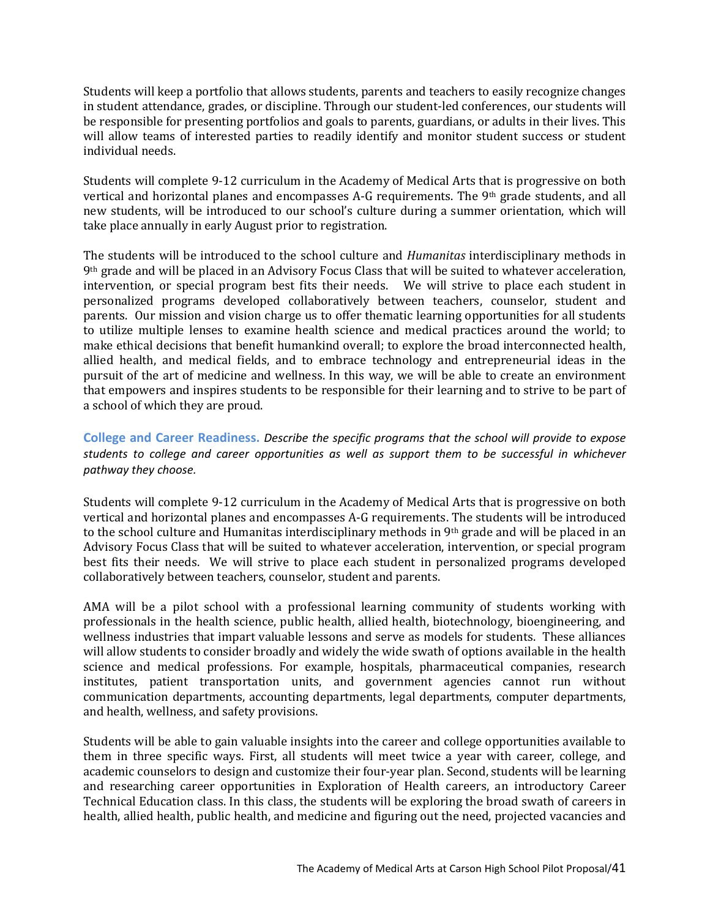Students will keep a portfolio that allows students, parents and teachers to easily recognize changes in student attendance, grades, or discipline. Through our student-led conferences, our students will be responsible for presenting portfolios and goals to parents, guardians, or adults in their lives. This will allow teams of interested parties to readily identify and monitor student success or student individual needs.

Students will complete 9-12 curriculum in the Academy of Medical Arts that is progressive on both vertical and horizontal planes and encompasses A-G requirements. The 9th grade students, and all new students, will be introduced to our school's culture during a summer orientation, which will take place annually in early August prior to registration.

The students will be introduced to the school culture and *Humanitas* interdisciplinary methods in 9th grade and will be placed in an Advisory Focus Class that will be suited to whatever acceleration, intervention, or special program best fits their needs. We will strive to place each student in personalized programs developed collaboratively between teachers, counselor, student and parents. Our mission and vision charge us to offer thematic learning opportunities for all students to utilize multiple lenses to examine health science and medical practices around the world; to make ethical decisions that benefit humankind overall; to explore the broad interconnected health, allied health, and medical fields, and to embrace technology and entrepreneurial ideas in the pursuit of the art of medicine and wellness. In this way, we will be able to create an environment that empowers and inspires students to be responsible for their learning and to strive to be part of a school of which they are proud.

**College and Career Readiness.** *Describe the specific programs that the school will provide to expose students to college and career opportunities as well as support them to be successful in whichever pathway they choose.*

Students will complete 9-12 curriculum in the Academy of Medical Arts that is progressive on both vertical and horizontal planes and encompasses A-G requirements. The students will be introduced to the school culture and Humanitas interdisciplinary methods in 9th grade and will be placed in an Advisory Focus Class that will be suited to whatever acceleration, intervention, or special program best fits their needs. We will strive to place each student in personalized programs developed collaboratively between teachers, counselor, student and parents.

AMA will be a pilot school with a professional learning community of students working with professionals in the health science, public health, allied health, biotechnology, bioengineering, and wellness industries that impart valuable lessons and serve as models for students. These alliances will allow students to consider broadly and widely the wide swath of options available in the health science and medical professions. For example, hospitals, pharmaceutical companies, research institutes, patient transportation units, and government agencies cannot run without communication departments, accounting departments, legal departments, computer departments, and health, wellness, and safety provisions.

Students will be able to gain valuable insights into the career and college opportunities available to them in three specific ways. First, all students will meet twice a year with career, college, and academic counselors to design and customize their four-year plan. Second, students will be learning and researching career opportunities in Exploration of Health careers, an introductory Career Technical Education class. In this class, the students will be exploring the broad swath of careers in health, allied health, public health, and medicine and figuring out the need, projected vacancies and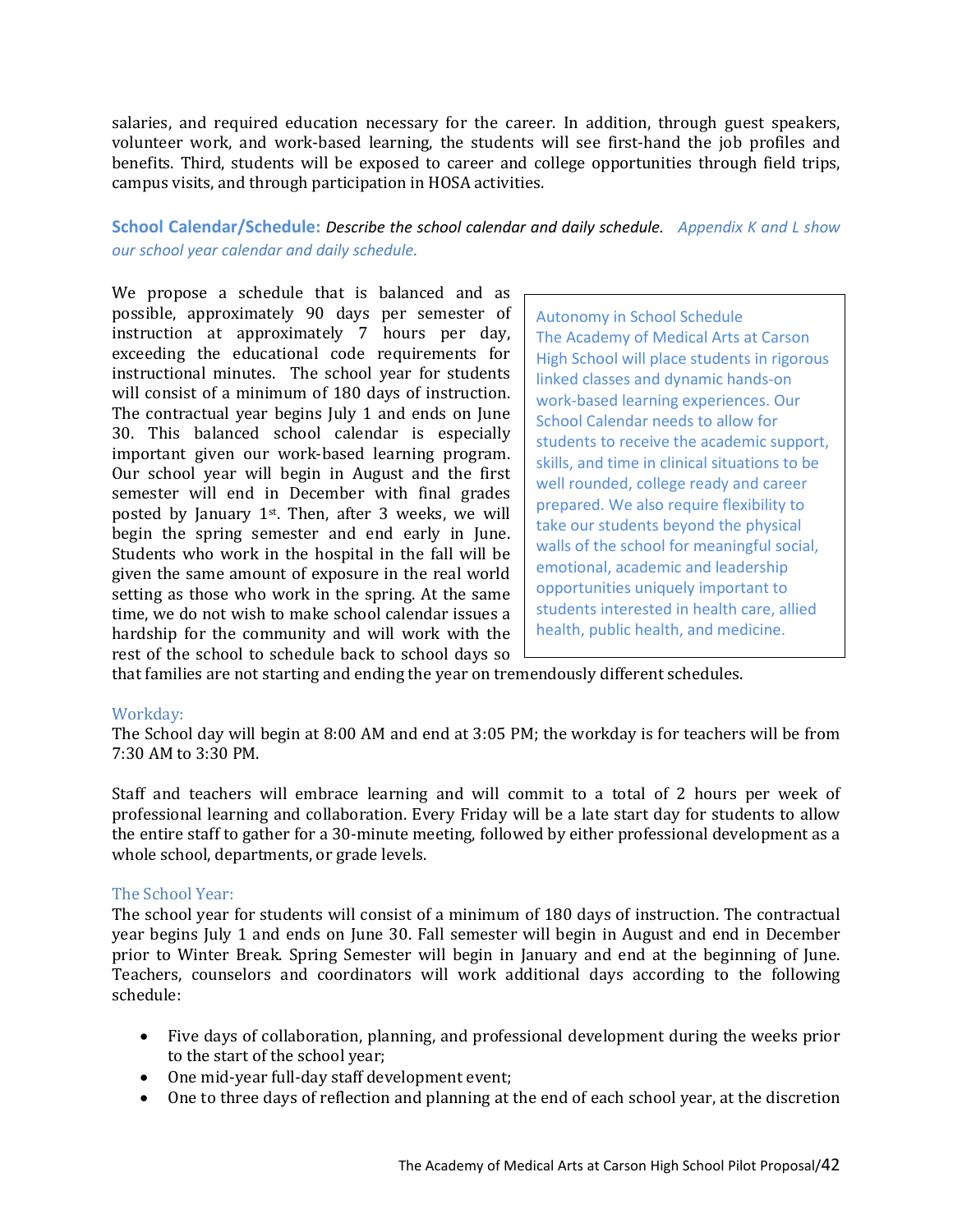salaries, and required education necessary for the career. In addition, through guest speakers, volunteer work, and work-based learning, the students will see first-hand the job profiles and benefits. Third, students will be exposed to career and college opportunities through field trips, campus visits, and through participation in HOSA activities.

**School Calendar/Schedule:** *Describe the school calendar and daily schedule. Appendix K and L show our school year calendar and daily schedule.*

We propose a schedule that is balanced and as possible, approximately 90 days per semester of instruction at approximately 7 hours per day, exceeding the educational code requirements for instructional minutes. The school year for students will consist of a minimum of 180 days of instruction. The contractual year begins July 1 and ends on June 30. This balanced school calendar is especially important given our work-based learning program. Our school year will begin in August and the first semester will end in December with final grades posted by January 1st. Then, after 3 weeks, we will begin the spring semester and end early in June. Students who work in the hospital in the fall will be given the same amount of exposure in the real world setting as those who work in the spring. At the same time, we do not wish to make school calendar issues a hardship for the community and will work with the rest of the school to schedule back to school days so that families are not starting and ending the year on tremendously different schedules.

> Autonomy in School Schedule
> The Academy of Medical Arts at Carson High School will place students in rigorous linked classes and dynamic hands-on work-based learning experiences. Our School Calendar needs to allow for students to receive the academic support, skills, and time in clinical situations to be well rounded, college ready and career prepared. We also require flexibility to take our students beyond the physical walls of the school for meaningful social, emotional, academic and leadership opportunities uniquely important to students interested in health care, allied health, public health, and medicine.

### Workday:

The School day will begin at 8:00 AM and end at 3:05 PM; the workday is for teachers will be from 7:30 AM to 3:30 PM.

Staff and teachers will embrace learning and will commit to a total of 2 hours per week of professional learning and collaboration. Every Friday will be a late start day for students to allow the entire staff to gather for a 30-minute meeting, followed by either professional development as a whole school, departments, or grade levels.

### The School Year:

The school year for students will consist of a minimum of 180 days of instruction. The contractual year begins July 1 and ends on June 30. Fall semester will begin in August and end in December prior to Winter Break. Spring Semester will begin in January and end at the beginning of June. Teachers, counselors and coordinators will work additional days according to the following schedule:

- Five days of collaboration, planning, and professional development during the weeks prior to the start of the school year;
- One mid-year full-day staff development event;
- One to three days of reflection and planning at the end of each school year, at the discretion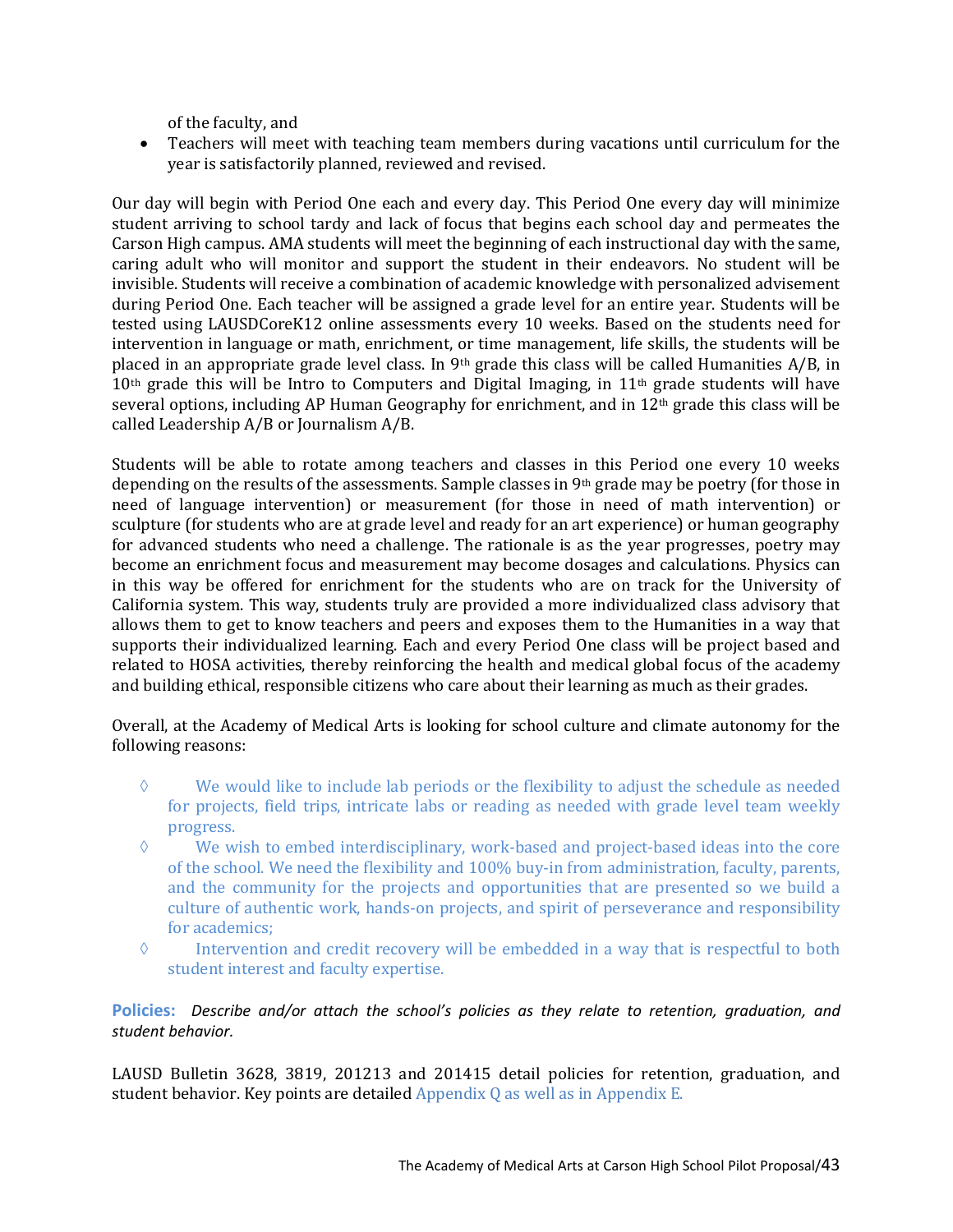of the faculty, and

- Teachers will meet with teaching team members during vacations until curriculum for the year is satisfactorily planned, reviewed and revised.

Our day will begin with Period One each and every day. This Period One every day will minimize student arriving to school tardy and lack of focus that begins each school day and permeates the Carson High campus. AMA students will meet the beginning of each instructional day with the same, caring adult who will monitor and support the student in their endeavors. No student will be invisible. Students will receive a combination of academic knowledge with personalized advisement during Period One. Each teacher will be assigned a grade level for an entire year. Students will be tested using LAUSDCoreK12 online assessments every 10 weeks. Based on the students need for intervention in language or math, enrichment, or time management, life skills, the students will be placed in an appropriate grade level class. In 9th grade this class will be called Humanities A/B, in 10th grade this will be Intro to Computers and Digital Imaging, in 11th grade students will have several options, including AP Human Geography for enrichment, and in 12th grade this class will be called Leadership A/B or Journalism A/B.

Students will be able to rotate among teachers and classes in this Period one every 10 weeks depending on the results of the assessments. Sample classes in 9th grade may be poetry (for those in need of language intervention) or measurement (for those in need of math intervention) or sculpture (for students who are at grade level and ready for an art experience) or human geography for advanced students who need a challenge. The rationale is as the year progresses, poetry may become an enrichment focus and measurement may become dosages and calculations. Physics can in this way be offered for enrichment for the students who are on track for the University of California system. This way, students truly are provided a more individualized class advisory that allows them to get to know teachers and peers and exposes them to the Humanities in a way that supports their individualized learning. Each and every Period One class will be project based and related to HOSA activities, thereby reinforcing the health and medical global focus of the academy and building ethical, responsible citizens who care about their learning as much as their grades.

Overall, at the Academy of Medical Arts is looking for school culture and climate autonomy for the following reasons:

- We would like to include lab periods or the flexibility to adjust the schedule as needed for projects, field trips, intricate labs or reading as needed with grade level team weekly progress.
- We wish to embed interdisciplinary, work-based and project-based ideas into the core of the school. We need the flexibility and 100% buy-in from administration, faculty, parents, and the community for the projects and opportunities that are presented so we build a culture of authentic work, hands-on projects, and spirit of perseverance and responsibility for academics;
- Intervention and credit recovery will be embedded in a way that is respectful to both student interest and faculty expertise.

**Policies:** *Describe and/or attach the school's policies as they relate to retention, graduation, and student behavior.*

LAUSD Bulletin 3628, 3819, 201213 and 201415 detail policies for retention, graduation, and student behavior. Key points are detailed Appendix Q as well as in Appendix E.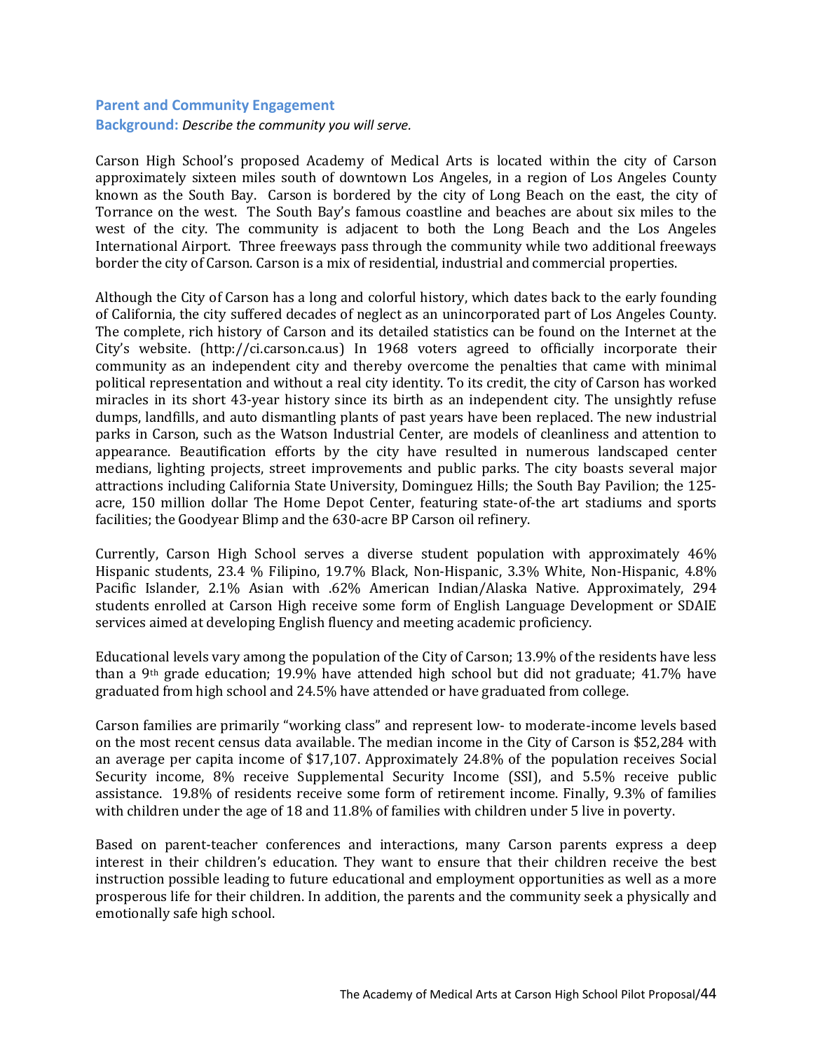## Parent and Community Engagement

**Background:** *Describe the community you will serve.*

Carson High School's proposed Academy of Medical Arts is located within the city of Carson approximately sixteen miles south of downtown Los Angeles, in a region of Los Angeles County known as the South Bay. Carson is bordered by the city of Long Beach on the east, the city of Torrance on the west. The South Bay's famous coastline and beaches are about six miles to the west of the city. The community is adjacent to both the Long Beach and the Los Angeles International Airport. Three freeways pass through the community while two additional freeways border the city of Carson. Carson is a mix of residential, industrial and commercial properties.

Although the City of Carson has a long and colorful history, which dates back to the early founding of California, the city suffered decades of neglect as an unincorporated part of Los Angeles County. The complete, rich history of Carson and its detailed statistics can be found on the Internet at the City's website. (http://ci.carson.ca.us) In 1968 voters agreed to officially incorporate their community as an independent city and thereby overcome the penalties that came with minimal political representation and without a real city identity. To its credit, the city of Carson has worked miracles in its short 43-year history since its birth as an independent city. The unsightly refuse dumps, landfills, and auto dismantling plants of past years have been replaced. The new industrial parks in Carson, such as the Watson Industrial Center, are models of cleanliness and attention to appearance. Beautification efforts by the city have resulted in numerous landscaped center medians, lighting projects, street improvements and public parks. The city boasts several major attractions including California State University, Dominguez Hills; the South Bay Pavilion; the 125-acre, 150 million dollar The Home Depot Center, featuring state-of-the art stadiums and sports facilities; the Goodyear Blimp and the 630-acre BP Carson oil refinery.

Currently, Carson High School serves a diverse student population with approximately 46% Hispanic students, 23.4 % Filipino, 19.7% Black, Non-Hispanic, 3.3% White, Non-Hispanic, 4.8% Pacific Islander, 2.1% Asian with .62% American Indian/Alaska Native. Approximately, 294 students enrolled at Carson High receive some form of English Language Development or SDAIE services aimed at developing English fluency and meeting academic proficiency.

Educational levels vary among the population of the City of Carson; 13.9% of the residents have less than a 9th grade education; 19.9% have attended high school but did not graduate; 41.7% have graduated from high school and 24.5% have attended or have graduated from college.

Carson families are primarily "working class" and represent low- to moderate-income levels based on the most recent census data available. The median income in the City of Carson is $52,284 with an average per capita income of $17,107. Approximately 24.8% of the population receives Social Security income, 8% receive Supplemental Security Income (SSI), and 5.5% receive public assistance. 19.8% of residents receive some form of retirement income. Finally, 9.3% of families with children under the age of 18 and 11.8% of families with children under 5 live in poverty.

Based on parent-teacher conferences and interactions, many Carson parents express a deep interest in their children's education. They want to ensure that their children receive the best instruction possible leading to future educational and employment opportunities as well as a more prosperous life for their children. In addition, the parents and the community seek a physically and emotionally safe high school.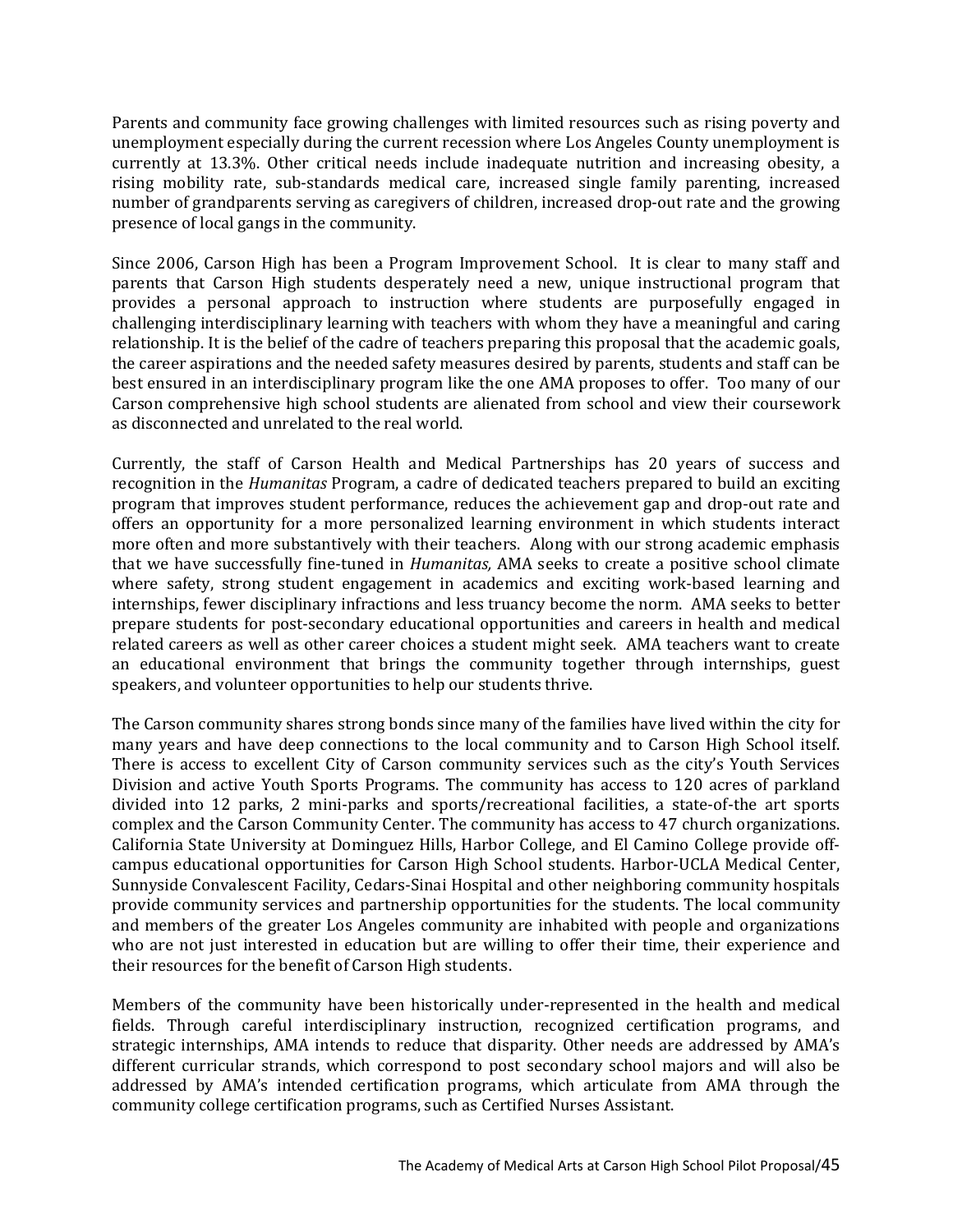Parents and community face growing challenges with limited resources such as rising poverty and unemployment especially during the current recession where Los Angeles County unemployment is currently at 13.3%. Other critical needs include inadequate nutrition and increasing obesity, a rising mobility rate, sub-standards medical care, increased single family parenting, increased number of grandparents serving as caregivers of children, increased drop-out rate and the growing presence of local gangs in the community.

Since 2006, Carson High has been a Program Improvement School. It is clear to many staff and parents that Carson High students desperately need a new, unique instructional program that provides a personal approach to instruction where students are purposefully engaged in challenging interdisciplinary learning with teachers with whom they have a meaningful and caring relationship. It is the belief of the cadre of teachers preparing this proposal that the academic goals, the career aspirations and the needed safety measures desired by parents, students and staff can be best ensured in an interdisciplinary program like the one AMA proposes to offer. Too many of our Carson comprehensive high school students are alienated from school and view their coursework as disconnected and unrelated to the real world.

Currently, the staff of Carson Health and Medical Partnerships has 20 years of success and recognition in the *Humanitas* Program, a cadre of dedicated teachers prepared to build an exciting program that improves student performance, reduces the achievement gap and drop-out rate and offers an opportunity for a more personalized learning environment in which students interact more often and more substantively with their teachers. Along with our strong academic emphasis that we have successfully fine-tuned in *Humanitas,* AMA seeks to create a positive school climate where safety, strong student engagement in academics and exciting work-based learning and internships, fewer disciplinary infractions and less truancy become the norm. AMA seeks to better prepare students for post-secondary educational opportunities and careers in health and medical related careers as well as other career choices a student might seek. AMA teachers want to create an educational environment that brings the community together through internships, guest speakers, and volunteer opportunities to help our students thrive.

The Carson community shares strong bonds since many of the families have lived within the city for many years and have deep connections to the local community and to Carson High School itself. There is access to excellent City of Carson community services such as the city's Youth Services Division and active Youth Sports Programs. The community has access to 120 acres of parkland divided into 12 parks, 2 mini-parks and sports/recreational facilities, a state-of-the art sports complex and the Carson Community Center. The community has access to 47 church organizations. California State University at Dominguez Hills, Harbor College, and El Camino College provide off-campus educational opportunities for Carson High School students. Harbor-UCLA Medical Center, Sunnyside Convalescent Facility, Cedars-Sinai Hospital and other neighboring community hospitals provide community services and partnership opportunities for the students. The local community and members of the greater Los Angeles community are inhabited with people and organizations who are not just interested in education but are willing to offer their time, their experience and their resources for the benefit of Carson High students.

Members of the community have been historically under-represented in the health and medical fields. Through careful interdisciplinary instruction, recognized certification programs, and strategic internships, AMA intends to reduce that disparity. Other needs are addressed by AMA's different curricular strands, which correspond to post secondary school majors and will also be addressed by AMA's intended certification programs, which articulate from AMA through the community college certification programs, such as Certified Nurses Assistant.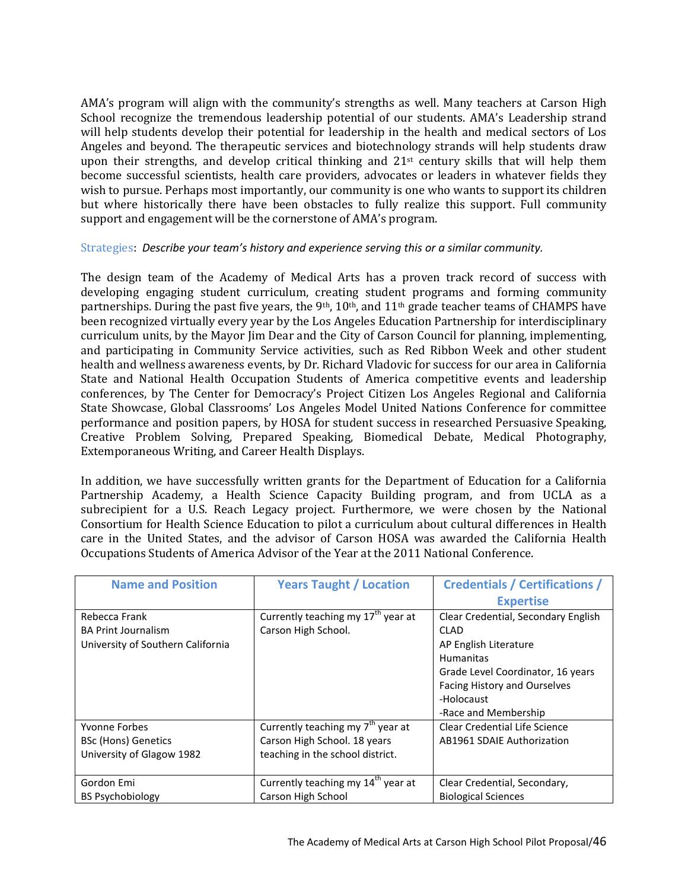AMA's program will align with the community's strengths as well. Many teachers at Carson High School recognize the tremendous leadership potential of our students. AMA's Leadership strand will help students develop their potential for leadership in the health and medical sectors of Los Angeles and beyond. The therapeutic services and biotechnology strands will help students draw upon their strengths, and develop critical thinking and 21st century skills that will help them become successful scientists, health care providers, advocates or leaders in whatever fields they wish to pursue. Perhaps most importantly, our community is one who wants to support its children but where historically there have been obstacles to fully realize this support. Full community support and engagement will be the cornerstone of AMA's program.

Strategies: *Describe your team's history and experience serving this or a similar community.*

The design team of the Academy of Medical Arts has a proven track record of success with developing engaging student curriculum, creating student programs and forming community partnerships. During the past five years, the 9th, 10th, and 11th grade teacher teams of CHAMPS have been recognized virtually every year by the Los Angeles Education Partnership for interdisciplinary curriculum units, by the Mayor Jim Dear and the City of Carson Council for planning, implementing, and participating in Community Service activities, such as Red Ribbon Week and other student health and wellness awareness events, by Dr. Richard Vladovic for success for our area in California State and National Health Occupation Students of America competitive events and leadership conferences, by The Center for Democracy's Project Citizen Los Angeles Regional and California State Showcase, Global Classrooms' Los Angeles Model United Nations Conference for committee performance and position papers, by HOSA for student success in researched Persuasive Speaking, Creative Problem Solving, Prepared Speaking, Biomedical Debate, Medical Photography, Extemporaneous Writing, and Career Health Displays.

In addition, we have successfully written grants for the Department of Education for a California Partnership Academy, a Health Science Capacity Building program, and from UCLA as a subrecipient for a U.S. Reach Legacy project. Furthermore, we were chosen by the National Consortium for Health Science Education to pilot a curriculum about cultural differences in Health care in the United States, and the advisor of Carson HOSA was awarded the California Health Occupations Students of America Advisor of the Year at the 2011 National Conference.

| Name and Position | Years Taught / Location | Credentials / Certifications / Expertise |
|---|---|---|
| Rebecca Frank<br>BA Print Journalism<br>University of Southern California | Currently teaching my 17th year at Carson High School. | Clear Credential, Secondary English<br>CLAD<br>AP English Literature<br>Humanitas<br>Grade Level Coordinator, 16 years<br>Facing History and Ourselves<br>-Holocaust<br>-Race and Membership |
| Yvonne Forbes<br>BSc (Hons) Genetics<br>University of Glagow 1982 | Currently teaching my 7th year at Carson High School. 18 years teaching in the school district. | Clear Credential Life Science<br>AB1961 SDAIE Authorization |
| Gordon Emi<br>BS Psychobiology | Currently teaching my 14th year at Carson High School | Clear Credential, Secondary, Biological Sciences |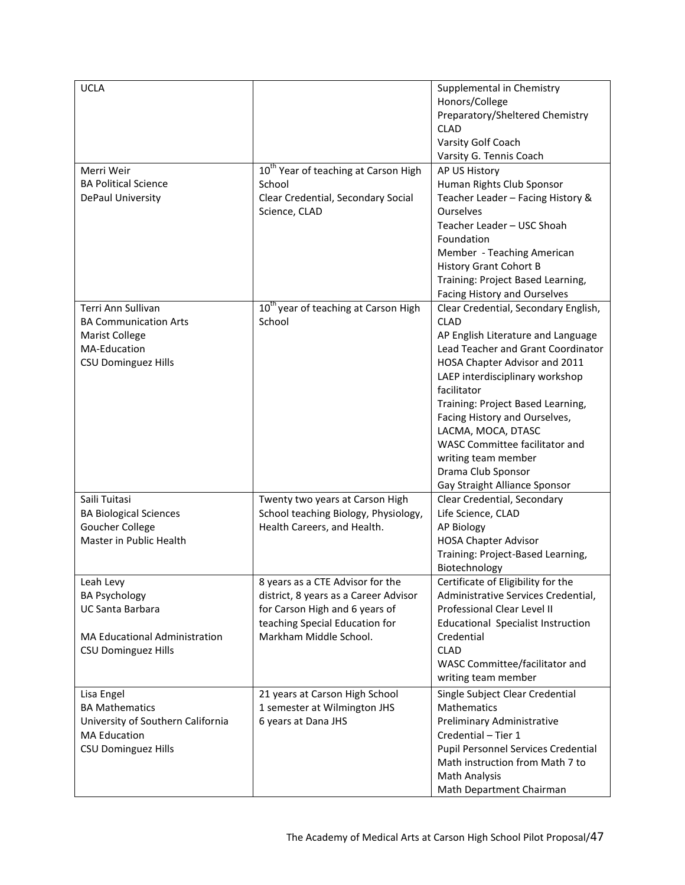| | | |
|---|---|---|
| UCLA | | Supplemental in Chemistry<br>Honors/College Preparatory/Sheltered Chemistry<br>CLAD<br>Varsity Golf Coach<br>Varsity G. Tennis Coach |
| Merri Weir<br>BA Political Science<br>DePaul University | 10th Year of teaching at Carson High School<br>Clear Credential, Secondary Social Science, CLAD | AP US History<br>Human Rights Club Sponsor<br>Teacher Leader – Facing History & Ourselves<br>Teacher Leader – USC Shoah Foundation<br>Member - Teaching American History Grant Cohort B<br>Training: Project Based Learning, Facing History and Ourselves |
| Terri Ann Sullivan<br>BA Communication Arts<br>Marist College<br>MA-Education<br>CSU Dominguez Hills | 10th year of teaching at Carson High School | Clear Credential, Secondary English, CLAD<br>AP English Literature and Language<br>Lead Teacher and Grant Coordinator<br>HOSA Chapter Advisor and 2011 LAEP interdisciplinary workshop facilitator<br>Training: Project Based Learning, Facing History and Ourselves, LACMA, MOCA, DTASC<br>WASC Committee facilitator and writing team member<br>Drama Club Sponsor<br>Gay Straight Alliance Sponsor |
| Saili Tuitasi<br>BA Biological Sciences<br>Goucher College<br>Master in Public Health | Twenty two years at Carson High School teaching Biology, Physiology, Health Careers, and Health. | Clear Credential, Secondary Life Science, CLAD<br>AP Biology<br>HOSA Chapter Advisor<br>Training: Project-Based Learning, Biotechnology |
| Leah Levy<br>BA Psychology<br>UC Santa Barbara<br><br>MA Educational Administration<br>CSU Dominguez Hills | 8 years as a CTE Advisor for the district, 8 years as a Career Advisor for Carson High and 6 years of teaching Special Education for Markham Middle School. | Certificate of Eligibility for the Administrative Services Credential, Professional Clear Level II<br>Educational Specialist Instruction Credential<br>CLAD<br>WASC Committee/facilitator and writing team member |
| Lisa Engel<br>BA Mathematics<br>University of Southern California<br>MA Education<br>CSU Dominguez Hills | 21 years at Carson High School<br>1 semester at Wilmington JHS<br>6 years at Dana JHS | Single Subject Clear Credential Mathematics<br>Preliminary Administrative Credential – Tier 1<br>Pupil Personnel Services Credential<br>Math instruction from Math 7 to Math Analysis<br>Math Department Chairman |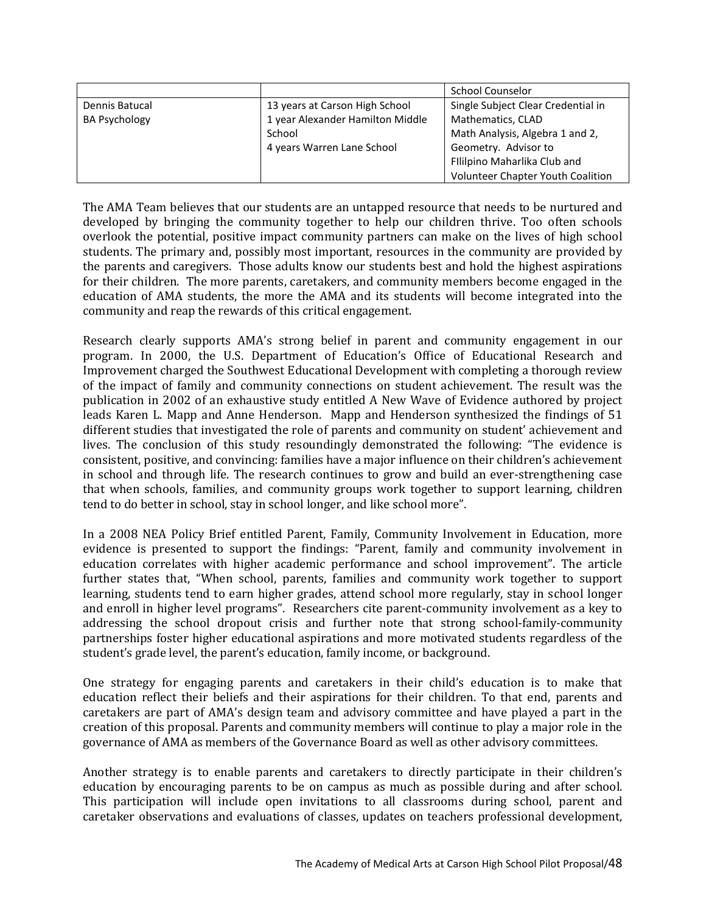| | | School Counselor |
|---|---|---|
| Dennis Batucal<br>BA Psychology | 13 years at Carson High School<br>1 year Alexander Hamilton Middle School<br>4 years Warren Lane School | Single Subject Clear Credential in Mathematics, CLAD<br>Math Analysis, Algebra 1 and 2, Geometry. Advisor to FIlilpino Maharlika Club and Volunteer Chapter Youth Coalition |

The AMA Team believes that our students are an untapped resource that needs to be nurtured and developed by bringing the community together to help our children thrive. Too often schools overlook the potential, positive impact community partners can make on the lives of high school students. The primary and, possibly most important, resources in the community are provided by the parents and caregivers. Those adults know our students best and hold the highest aspirations for their children. The more parents, caretakers, and community members become engaged in the education of AMA students, the more the AMA and its students will become integrated into the community and reap the rewards of this critical engagement.

Research clearly supports AMA's strong belief in parent and community engagement in our program. In 2000, the U.S. Department of Education's Office of Educational Research and Improvement charged the Southwest Educational Development with completing a thorough review of the impact of family and community connections on student achievement. The result was the publication in 2002 of an exhaustive study entitled A New Wave of Evidence authored by project leads Karen L. Mapp and Anne Henderson. Mapp and Henderson synthesized the findings of 51 different studies that investigated the role of parents and community on student' achievement and lives. The conclusion of this study resoundingly demonstrated the following: "The evidence is consistent, positive, and convincing: families have a major influence on their children's achievement in school and through life. The research continues to grow and build an ever-strengthening case that when schools, families, and community groups work together to support learning, children tend to do better in school, stay in school longer, and like school more".

In a 2008 NEA Policy Brief entitled Parent, Family, Community Involvement in Education, more evidence is presented to support the findings: "Parent, family and community involvement in education correlates with higher academic performance and school improvement". The article further states that, "When school, parents, families and community work together to support learning, students tend to earn higher grades, attend school more regularly, stay in school longer and enroll in higher level programs". Researchers cite parent-community involvement as a key to addressing the school dropout crisis and further note that strong school-family-community partnerships foster higher educational aspirations and more motivated students regardless of the student's grade level, the parent's education, family income, or background.

One strategy for engaging parents and caretakers in their child's education is to make that education reflect their beliefs and their aspirations for their children. To that end, parents and caretakers are part of AMA's design team and advisory committee and have played a part in the creation of this proposal. Parents and community members will continue to play a major role in the governance of AMA as members of the Governance Board as well as other advisory committees.

Another strategy is to enable parents and caretakers to directly participate in their children's education by encouraging parents to be on campus as much as possible during and after school. This participation will include open invitations to all classrooms during school, parent and caretaker observations and evaluations of classes, updates on teachers professional development,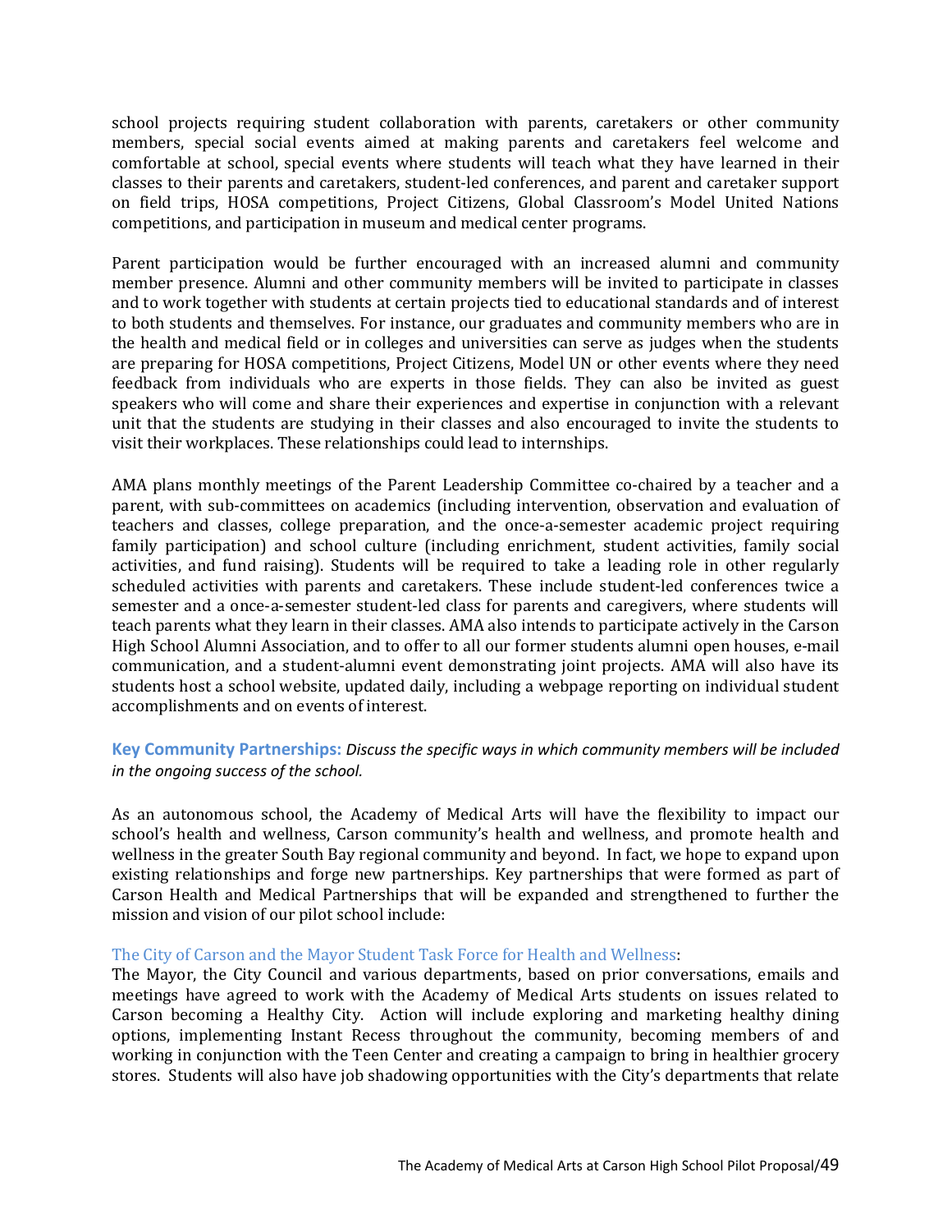school projects requiring student collaboration with parents, caretakers or other community members, special social events aimed at making parents and caretakers feel welcome and comfortable at school, special events where students will teach what they have learned in their classes to their parents and caretakers, student-led conferences, and parent and caretaker support on field trips, HOSA competitions, Project Citizens, Global Classroom's Model United Nations competitions, and participation in museum and medical center programs.

Parent participation would be further encouraged with an increased alumni and community member presence. Alumni and other community members will be invited to participate in classes and to work together with students at certain projects tied to educational standards and of interest to both students and themselves. For instance, our graduates and community members who are in the health and medical field or in colleges and universities can serve as judges when the students are preparing for HOSA competitions, Project Citizens, Model UN or other events where they need feedback from individuals who are experts in those fields. They can also be invited as guest speakers who will come and share their experiences and expertise in conjunction with a relevant unit that the students are studying in their classes and also encouraged to invite the students to visit their workplaces. These relationships could lead to internships.

AMA plans monthly meetings of the Parent Leadership Committee co-chaired by a teacher and a parent, with sub-committees on academics (including intervention, observation and evaluation of teachers and classes, college preparation, and the once-a-semester academic project requiring family participation) and school culture (including enrichment, student activities, family social activities, and fund raising). Students will be required to take a leading role in other regularly scheduled activities with parents and caretakers. These include student-led conferences twice a semester and a once-a-semester student-led class for parents and caregivers, where students will teach parents what they learn in their classes. AMA also intends to participate actively in the Carson High School Alumni Association, and to offer to all our former students alumni open houses, e-mail communication, and a student-alumni event demonstrating joint projects. AMA will also have its students host a school website, updated daily, including a webpage reporting on individual student accomplishments and on events of interest.

**Key Community Partnerships:** *Discuss the specific ways in which community members will be included in the ongoing success of the school.*

As an autonomous school, the Academy of Medical Arts will have the flexibility to impact our school's health and wellness, Carson community's health and wellness, and promote health and wellness in the greater South Bay regional community and beyond. In fact, we hope to expand upon existing relationships and forge new partnerships. Key partnerships that were formed as part of Carson Health and Medical Partnerships that will be expanded and strengthened to further the mission and vision of our pilot school include:

The City of Carson and the Mayor Student Task Force for Health and Wellness:

The Mayor, the City Council and various departments, based on prior conversations, emails and meetings have agreed to work with the Academy of Medical Arts students on issues related to Carson becoming a Healthy City. Action will include exploring and marketing healthy dining options, implementing Instant Recess throughout the community, becoming members of and working in conjunction with the Teen Center and creating a campaign to bring in healthier grocery stores. Students will also have job shadowing opportunities with the City's departments that relate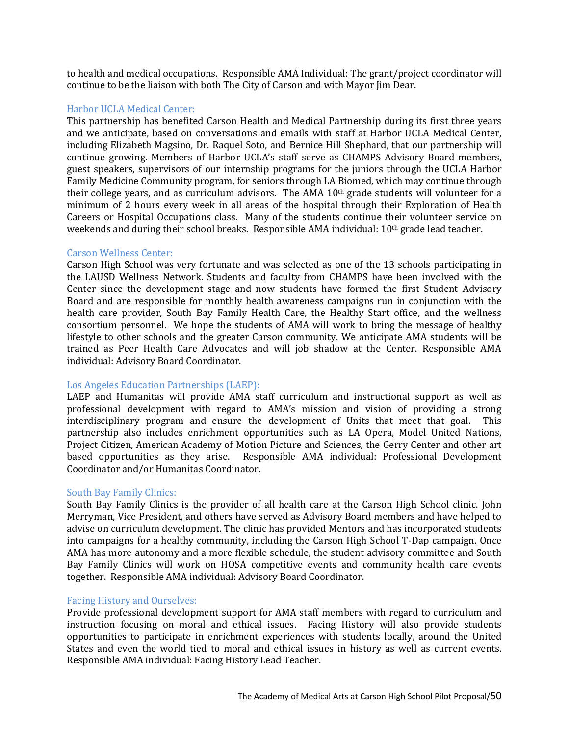to health and medical occupations. Responsible AMA Individual: The grant/project coordinator will continue to be the liaison with both The City of Carson and with Mayor Jim Dear.

### Harbor UCLA Medical Center:

This partnership has benefited Carson Health and Medical Partnership during its first three years and we anticipate, based on conversations and emails with staff at Harbor UCLA Medical Center, including Elizabeth Magsino, Dr. Raquel Soto, and Bernice Hill Shephard, that our partnership will continue growing. Members of Harbor UCLA's staff serve as CHAMPS Advisory Board members, guest speakers, supervisors of our internship programs for the juniors through the UCLA Harbor Family Medicine Community program, for seniors through LA Biomed, which may continue through their college years, and as curriculum advisors. The AMA 10th grade students will volunteer for a minimum of 2 hours every week in all areas of the hospital through their Exploration of Health Careers or Hospital Occupations class. Many of the students continue their volunteer service on weekends and during their school breaks. Responsible AMA individual: 10th grade lead teacher.

### Carson Wellness Center:

Carson High School was very fortunate and was selected as one of the 13 schools participating in the LAUSD Wellness Network. Students and faculty from CHAMPS have been involved with the Center since the development stage and now students have formed the first Student Advisory Board and are responsible for monthly health awareness campaigns run in conjunction with the health care provider, South Bay Family Health Care, the Healthy Start office, and the wellness consortium personnel. We hope the students of AMA will work to bring the message of healthy lifestyle to other schools and the greater Carson community. We anticipate AMA students will be trained as Peer Health Care Advocates and will job shadow at the Center. Responsible AMA individual: Advisory Board Coordinator.

### Los Angeles Education Partnerships (LAEP):

LAEP and Humanitas will provide AMA staff curriculum and instructional support as well as professional development with regard to AMA's mission and vision of providing a strong interdisciplinary program and ensure the development of Units that meet that goal. This partnership also includes enrichment opportunities such as LA Opera, Model United Nations, Project Citizen, American Academy of Motion Picture and Sciences, the Gerry Center and other art based opportunities as they arise. Responsible AMA individual: Professional Development Coordinator and/or Humanitas Coordinator.

### South Bay Family Clinics:

South Bay Family Clinics is the provider of all health care at the Carson High School clinic. John Merryman, Vice President, and others have served as Advisory Board members and have helped to advise on curriculum development. The clinic has provided Mentors and has incorporated students into campaigns for a healthy community, including the Carson High School T-Dap campaign. Once AMA has more autonomy and a more flexible schedule, the student advisory committee and South Bay Family Clinics will work on HOSA competitive events and community health care events together. Responsible AMA individual: Advisory Board Coordinator.

### Facing History and Ourselves:

Provide professional development support for AMA staff members with regard to curriculum and instruction focusing on moral and ethical issues. Facing History will also provide students opportunities to participate in enrichment experiences with students locally, around the United States and even the world tied to moral and ethical issues in history as well as current events. Responsible AMA individual: Facing History Lead Teacher.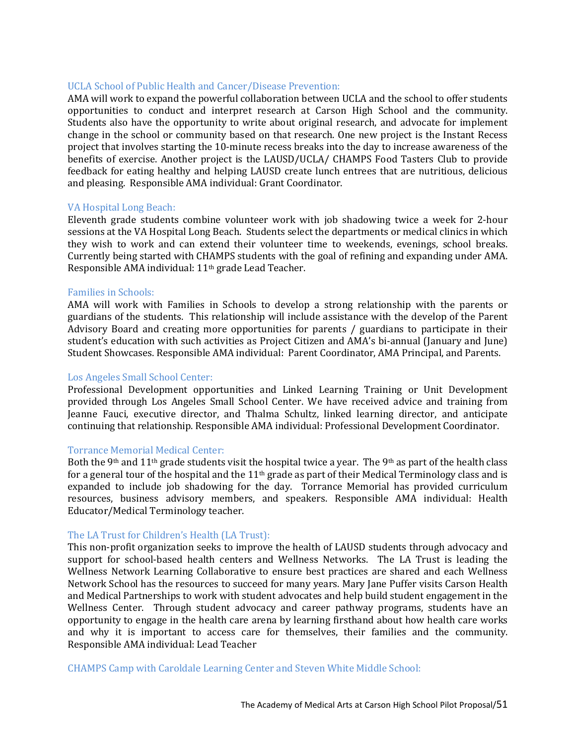### UCLA School of Public Health and Cancer/Disease Prevention:

AMA will work to expand the powerful collaboration between UCLA and the school to offer students opportunities to conduct and interpret research at Carson High School and the community. Students also have the opportunity to write about original research, and advocate for implement change in the school or community based on that research. One new project is the Instant Recess project that involves starting the 10-minute recess breaks into the day to increase awareness of the benefits of exercise. Another project is the LAUSD/UCLA/ CHAMPS Food Tasters Club to provide feedback for eating healthy and helping LAUSD create lunch entrees that are nutritious, delicious and pleasing. Responsible AMA individual: Grant Coordinator.

### VA Hospital Long Beach:

Eleventh grade students combine volunteer work with job shadowing twice a week for 2-hour sessions at the VA Hospital Long Beach. Students select the departments or medical clinics in which they wish to work and can extend their volunteer time to weekends, evenings, school breaks. Currently being started with CHAMPS students with the goal of refining and expanding under AMA. Responsible AMA individual: 11th grade Lead Teacher.

### Families in Schools:

AMA will work with Families in Schools to develop a strong relationship with the parents or guardians of the students. This relationship will include assistance with the develop of the Parent Advisory Board and creating more opportunities for parents / guardians to participate in their student's education with such activities as Project Citizen and AMA's bi-annual (January and June) Student Showcases. Responsible AMA individual: Parent Coordinator, AMA Principal, and Parents.

### Los Angeles Small School Center:

Professional Development opportunities and Linked Learning Training or Unit Development provided through Los Angeles Small School Center. We have received advice and training from Jeanne Fauci, executive director, and Thalma Schultz, linked learning director, and anticipate continuing that relationship. Responsible AMA individual: Professional Development Coordinator.

### Torrance Memorial Medical Center:

Both the 9th and 11th grade students visit the hospital twice a year. The 9th as part of the health class for a general tour of the hospital and the 11th grade as part of their Medical Terminology class and is expanded to include job shadowing for the day. Torrance Memorial has provided curriculum resources, business advisory members, and speakers. Responsible AMA individual: Health Educator/Medical Terminology teacher.

### The LA Trust for Children's Health (LA Trust):

This non-profit organization seeks to improve the health of LAUSD students through advocacy and support for school-based health centers and Wellness Networks. The LA Trust is leading the Wellness Network Learning Collaborative to ensure best practices are shared and each Wellness Network School has the resources to succeed for many years. Mary Jane Puffer visits Carson Health and Medical Partnerships to work with student advocates and help build student engagement in the Wellness Center. Through student advocacy and career pathway programs, students have an opportunity to engage in the health care arena by learning firsthand about how health care works and why it is important to access care for themselves, their families and the community. Responsible AMA individual: Lead Teacher

### CHAMPS Camp with Caroldale Learning Center and Steven White Middle School: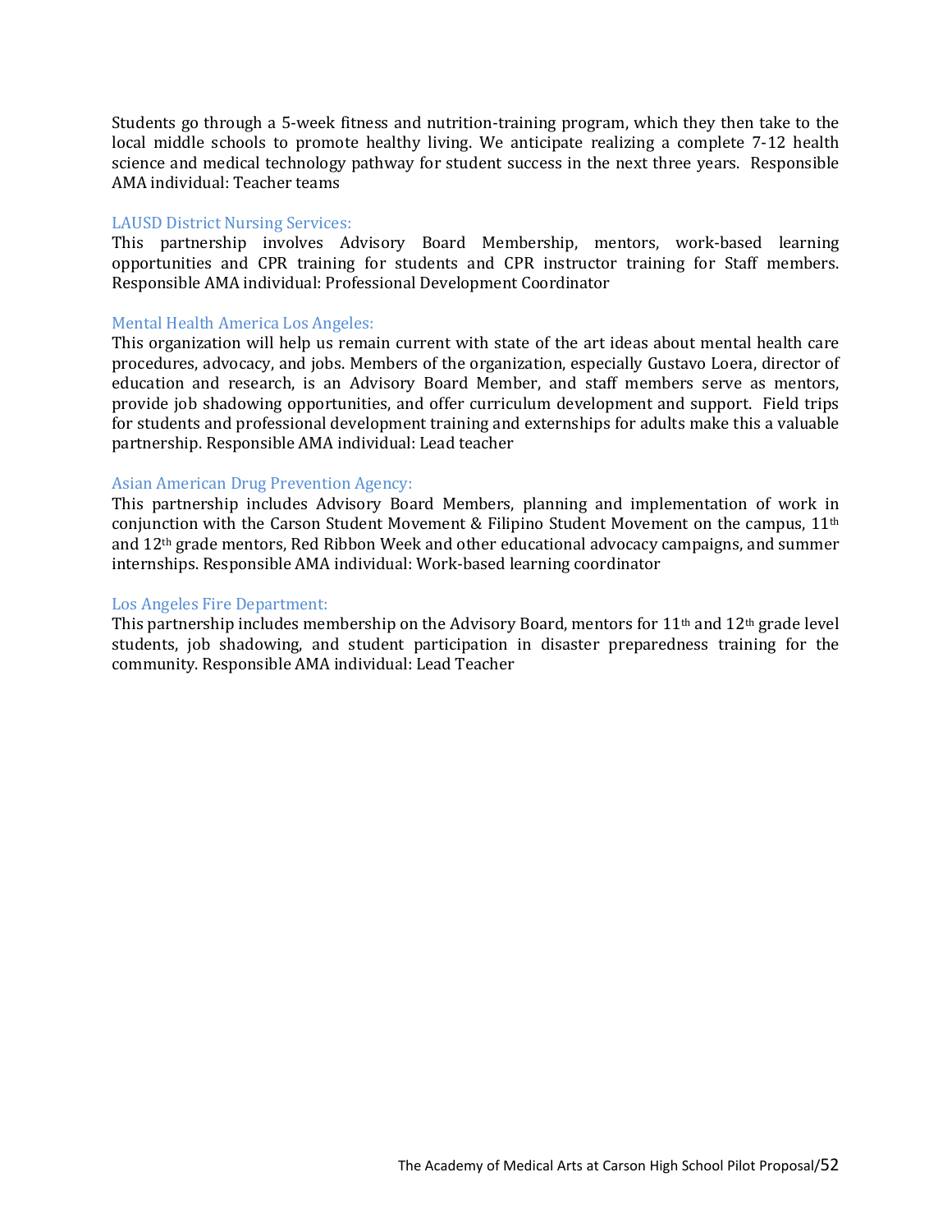Students go through a 5-week fitness and nutrition-training program, which they then take to the local middle schools to promote healthy living. We anticipate realizing a complete 7-12 health science and medical technology pathway for student success in the next three years. Responsible AMA individual: Teacher teams

### LAUSD District Nursing Services:

This partnership involves Advisory Board Membership, mentors, work-based learning opportunities and CPR training for students and CPR instructor training for Staff members. Responsible AMA individual: Professional Development Coordinator

### Mental Health America Los Angeles:

This organization will help us remain current with state of the art ideas about mental health care procedures, advocacy, and jobs. Members of the organization, especially Gustavo Loera, director of education and research, is an Advisory Board Member, and staff members serve as mentors, provide job shadowing opportunities, and offer curriculum development and support. Field trips for students and professional development training and externships for adults make this a valuable partnership. Responsible AMA individual: Lead teacher

### Asian American Drug Prevention Agency:

This partnership includes Advisory Board Members, planning and implementation of work in conjunction with the Carson Student Movement & Filipino Student Movement on the campus, 11th and 12th grade mentors, Red Ribbon Week and other educational advocacy campaigns, and summer internships. Responsible AMA individual: Work-based learning coordinator

### Los Angeles Fire Department:

This partnership includes membership on the Advisory Board, mentors for 11th and 12th grade level students, job shadowing, and student participation in disaster preparedness training for the community. Responsible AMA individual: Lead Teacher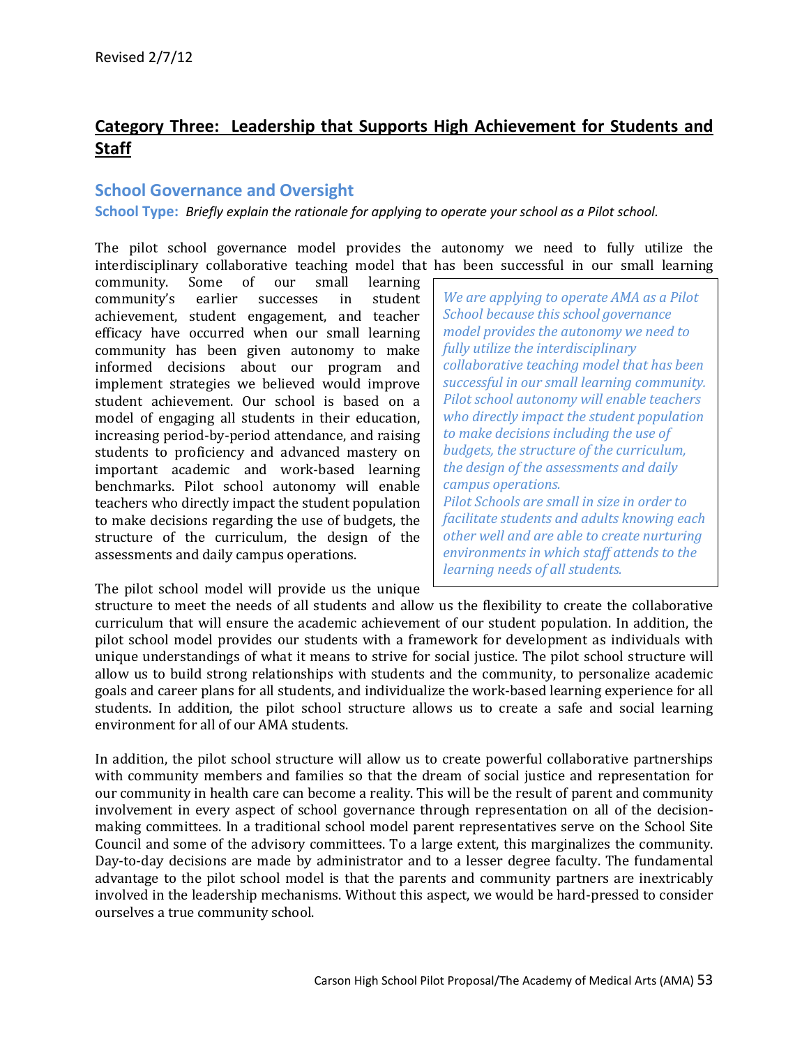## Category Three: Leadership that Supports High Achievement for Students and Staff

### School Governance and Oversight

**School Type:** *Briefly explain the rationale for applying to operate your school as a Pilot school.*

The pilot school governance model provides the autonomy we need to fully utilize the interdisciplinary collaborative teaching model that has been successful in our small learning community. Some of our small learning community's earlier successes in student achievement, student engagement, and teacher efficacy have occurred when our small learning community has been given autonomy to make informed decisions about our program and implement strategies we believed would improve student achievement. Our school is based on a model of engaging all students in their education, increasing period-by-period attendance, and raising students to proficiency and advanced mastery on important academic and work-based learning benchmarks. Pilot school autonomy will enable teachers who directly impact the student population to make decisions regarding the use of budgets, the structure of the curriculum, the design of the assessments and daily campus operations.

> *We are applying to operate AMA as a Pilot School because this school governance model provides the autonomy we need to fully utilize the interdisciplinary collaborative teaching model that has been successful in our small learning community. Pilot school autonomy will enable teachers who directly impact the student population to make decisions including the use of budgets, the structure of the curriculum, the design of the assessments and daily campus operations.*
> *Pilot Schools are small in size in order to facilitate students and adults knowing each other well and are able to create nurturing environments in which staff attends to the learning needs of all students.*

The pilot school model will provide us the unique structure to meet the needs of all students and allow us the flexibility to create the collaborative curriculum that will ensure the academic achievement of our student population. In addition, the pilot school model provides our students with a framework for development as individuals with unique understandings of what it means to strive for social justice. The pilot school structure will allow us to build strong relationships with students and the community, to personalize academic goals and career plans for all students, and individualize the work-based learning experience for all students. In addition, the pilot school structure allows us to create a safe and social learning environment for all of our AMA students.

In addition, the pilot school structure will allow us to create powerful collaborative partnerships with community members and families so that the dream of social justice and representation for our community in health care can become a reality. This will be the result of parent and community involvement in every aspect of school governance through representation on all of the decision-making committees. In a traditional school model parent representatives serve on the School Site Council and some of the advisory committees. To a large extent, this marginalizes the community. Day-to-day decisions are made by administrator and to a lesser degree faculty. The fundamental advantage to the pilot school model is that the parents and community partners are inextricably involved in the leadership mechanisms. Without this aspect, we would be hard-pressed to consider ourselves a true community school.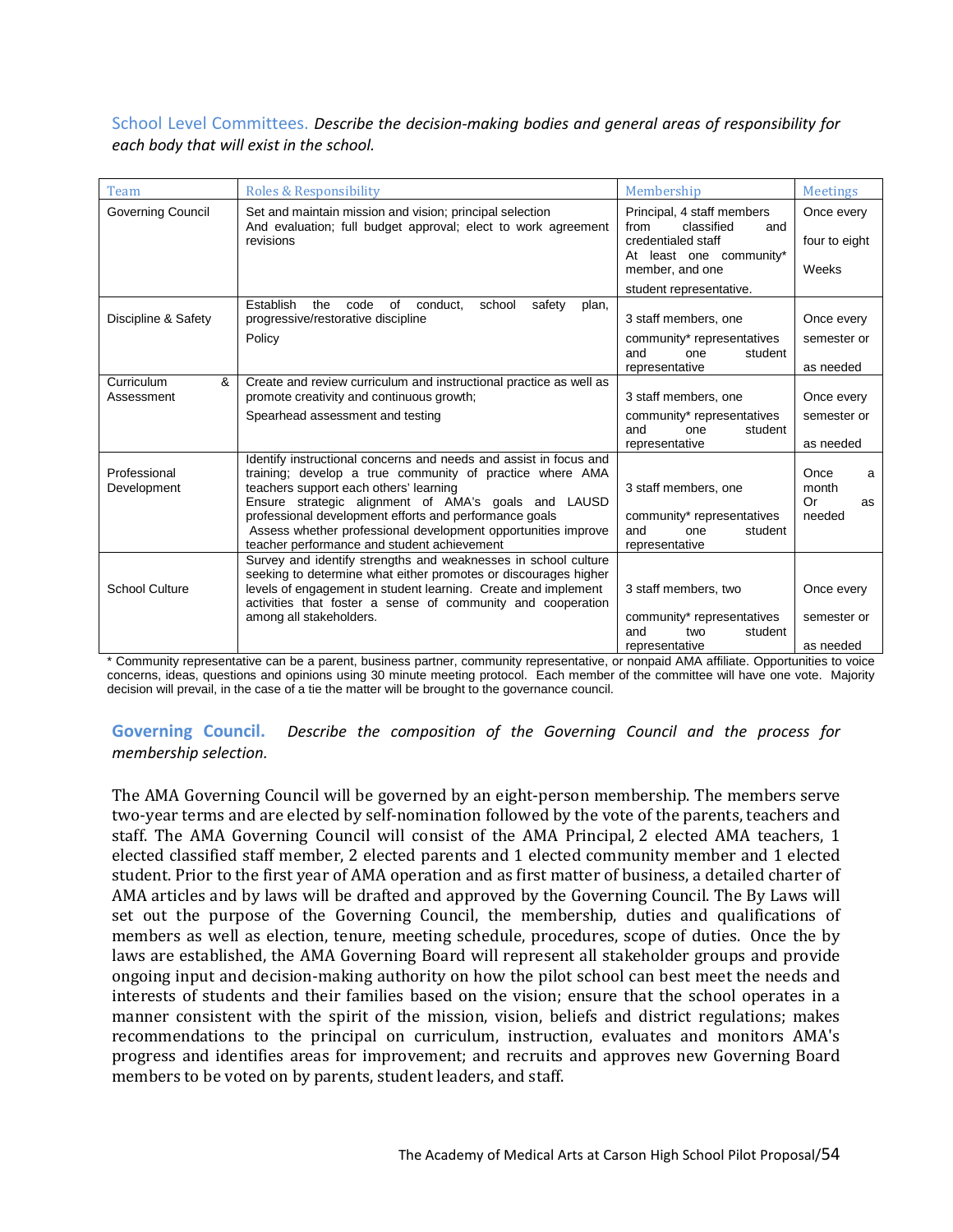**School Level Committees.** *Describe the decision-making bodies and general areas of responsibility for each body that will exist in the school.*

| Team | Roles & Responsibility | Membership | Meetings |
|---|---|---|---|
| Governing Council | Set and maintain mission and vision; principal selection And evaluation; full budget approval; elect to work agreement revisions | Principal, 4 staff members from classified and credentialed staff At least one community* member, and one student representative. | Once every four to eight Weeks |
| Discipline & Safety | Establish the code of conduct, school safety plan, progressive/restorative discipline Policy | 3 staff members, one community* representatives and one student representative | Once every semester or as needed |
| Curriculum & Assessment | Create and review curriculum and instructional practice as well as promote creativity and continuous growth; Spearhead assessment and testing | 3 staff members, one community* representatives and one student representative | Once every semester or as needed |
| Professional Development | Identify instructional concerns and needs and assist in focus and training; develop a true community of practice where AMA teachers support each others' learning Ensure strategic alignment of AMA's goals and LAUSD professional development efforts and performance goals Assess whether professional development opportunities improve teacher performance and student achievement | 3 staff members, one community* representatives and one student representative | Once a month Or as needed |
| School Culture | Survey and identify strengths and weaknesses in school culture seeking to determine what either promotes or discourages higher levels of engagement in student learning. Create and implement activities that foster a sense of community and cooperation among all stakeholders. | 3 staff members, two community* representatives and two student representative | Once every semester or as needed |

* Community representative can be a parent, business partner, community representative, or nonpaid AMA affiliate. Opportunities to voice concerns, ideas, questions and opinions using 30 minute meeting protocol. Each member of the committee will have one vote. Majority decision will prevail, in the case of a tie the matter will be brought to the governance council.

**Governing Council.** *Describe the composition of the Governing Council and the process for membership selection.*

The AMA Governing Council will be governed by an eight-person membership. The members serve two-year terms and are elected by self-nomination followed by the vote of the parents, teachers and staff. The AMA Governing Council will consist of the AMA Principal, 2 elected AMA teachers, 1 elected classified staff member, 2 elected parents and 1 elected community member and 1 elected student. Prior to the first year of AMA operation and as first matter of business, a detailed charter of AMA articles and by laws will be drafted and approved by the Governing Council. The By Laws will set out the purpose of the Governing Council, the membership, duties and qualifications of members as well as election, tenure, meeting schedule, procedures, scope of duties. Once the by laws are established, the AMA Governing Board will represent all stakeholder groups and provide ongoing input and decision-making authority on how the pilot school can best meet the needs and interests of students and their families based on the vision; ensure that the school operates in a manner consistent with the spirit of the mission, vision, beliefs and district regulations; makes recommendations to the principal on curriculum, instruction, evaluates and monitors AMA's progress and identifies areas for improvement; and recruits and approves new Governing Board members to be voted on by parents, student leaders, and staff.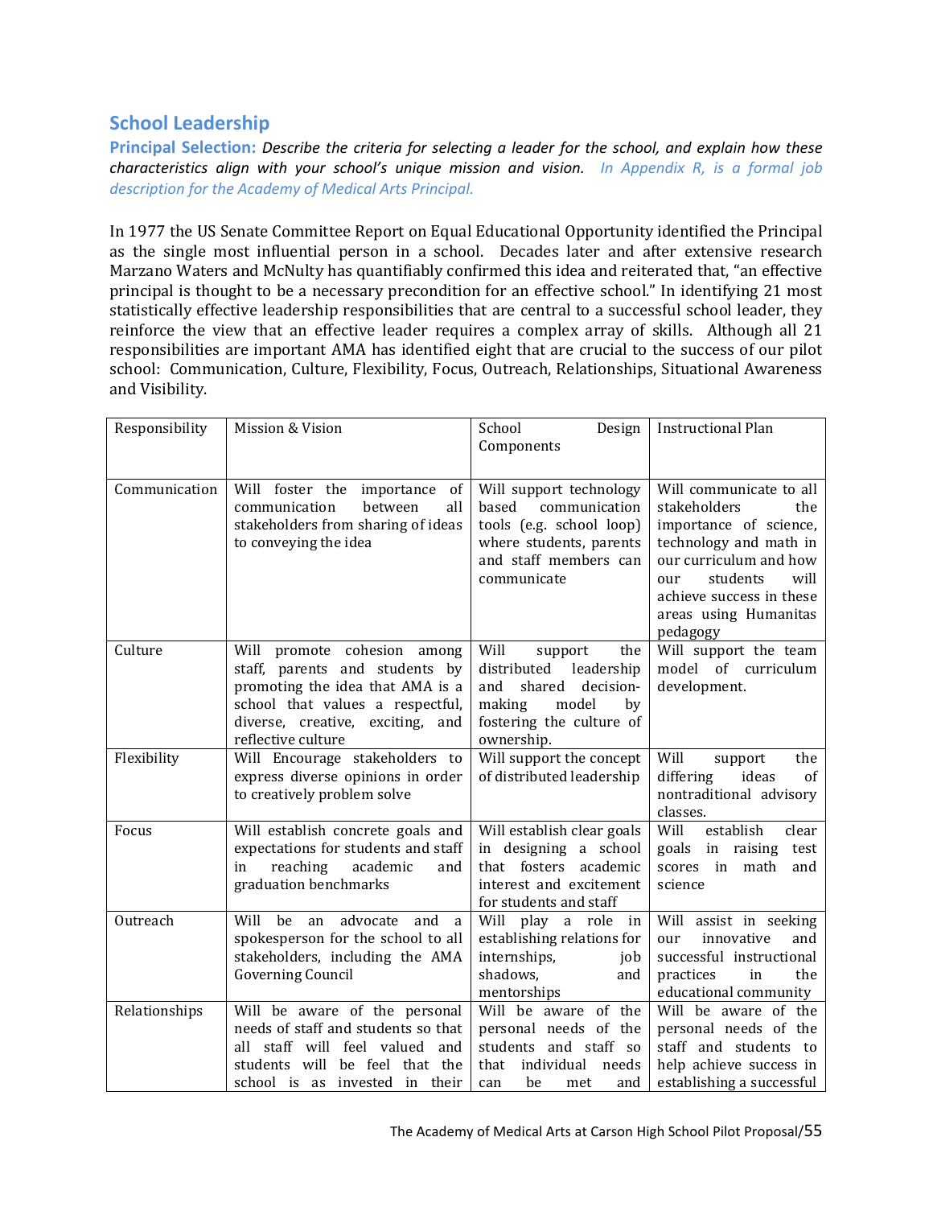## School Leadership

**Principal Selection:** *Describe the criteria for selecting a leader for the school, and explain how these characteristics align with your school's unique mission and vision. In Appendix R, is a formal job description for the Academy of Medical Arts Principal.*

In 1977 the US Senate Committee Report on Equal Educational Opportunity identified the Principal as the single most influential person in a school. Decades later and after extensive research Marzano Waters and McNulty has quantifiably confirmed this idea and reiterated that, "an effective principal is thought to be a necessary precondition for an effective school." In identifying 21 most statistically effective leadership responsibilities that are central to a successful school leader, they reinforce the view that an effective leader requires a complex array of skills. Although all 21 responsibilities are important AMA has identified eight that are crucial to the success of our pilot school: Communication, Culture, Flexibility, Focus, Outreach, Relationships, Situational Awareness and Visibility.

| Responsibility | Mission & Vision | School Design Components | Instructional Plan |
|---|---|---|---|
| Communication | Will foster the importance of communication between all stakeholders from sharing of ideas to conveying the idea | Will support technology based communication tools (e.g. school loop) where students, parents and staff members can communicate | Will communicate to all stakeholders the importance of science, technology and math in our curriculum and how our students will achieve success in these areas using Humanitas pedagogy |
| Culture | Will promote cohesion among staff, parents and students by promoting the idea that AMA is a school that values a respectful, diverse, creative, exciting, and reflective culture | Will support the distributed leadership and shared decision-making model by fostering the culture of ownership. | Will support the team model of curriculum development. |
| Flexibility | Will Encourage stakeholders to express diverse opinions in order to creatively problem solve | Will support the concept of distributed leadership | Will support the differing ideas of nontraditional advisory classes. |
| Focus | Will establish concrete goals and expectations for students and staff in reaching academic and graduation benchmarks | Will establish clear goals in designing a school that fosters academic interest and excitement for students and staff | Will establish clear goals in raising test scores in math and science |
| Outreach | Will be an advocate and a spokesperson for the school to all stakeholders, including the AMA Governing Council | Will play a role in establishing relations for internships, job shadows, and mentorships | Will assist in seeking our innovative and successful instructional practices in the educational community |
| Relationships | Will be aware of the personal needs of staff and students so that all staff will feel valued and students will be feel that the school is as invested in their | Will be aware of the personal needs of the students and staff so that individual needs can be met and | Will be aware of the personal needs of the staff and students to help achieve success in establishing a successful |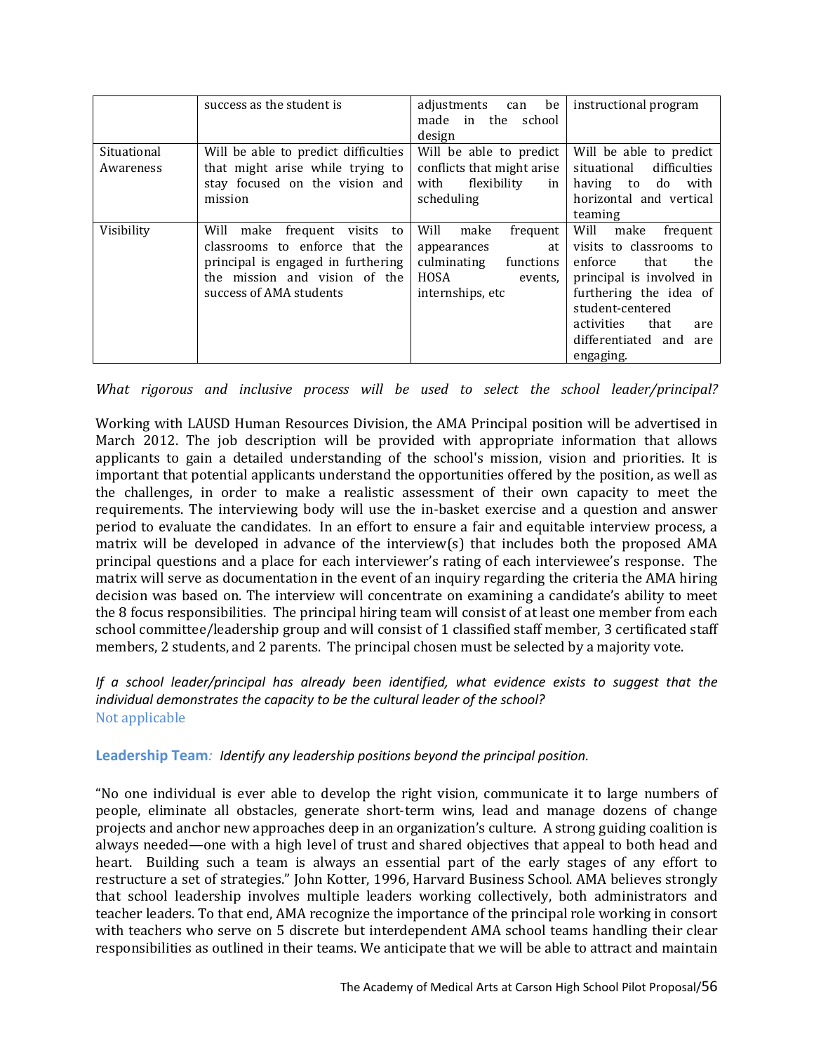| | success as the student is | adjustments can be made in the school design | instructional program |
|---|---|---|---|
| Situational Awareness | Will be able to predict difficulties that might arise while trying to stay focused on the vision and mission | Will be able to predict conflicts that might arise with flexibility in scheduling | Will be able to predict situational difficulties having to do with horizontal and vertical teaming |
| Visibility | Will make frequent visits to classrooms to enforce that the principal is engaged in furthering the mission and vision of the success of AMA students | Will make frequent appearances at culminating functions HOSA events, internships, etc | Will make frequent visits to classrooms to enforce that the principal is involved in furthering the idea of student-centered activities that are differentiated and are engaging. |

*What rigorous and inclusive process will be used to select the school leader/principal?*

Working with LAUSD Human Resources Division, the AMA Principal position will be advertised in March 2012. The job description will be provided with appropriate information that allows applicants to gain a detailed understanding of the school's mission, vision and priorities. It is important that potential applicants understand the opportunities offered by the position, as well as the challenges, in order to make a realistic assessment of their own capacity to meet the requirements. The interviewing body will use the in-basket exercise and a question and answer period to evaluate the candidates. In an effort to ensure a fair and equitable interview process, a matrix will be developed in advance of the interview(s) that includes both the proposed AMA principal questions and a place for each interviewer's rating of each interviewee's response. The matrix will serve as documentation in the event of an inquiry regarding the criteria the AMA hiring decision was based on. The interview will concentrate on examining a candidate's ability to meet the 8 focus responsibilities. The principal hiring team will consist of at least one member from each school committee/leadership group and will consist of 1 classified staff member, 3 certificated staff members, 2 students, and 2 parents. The principal chosen must be selected by a majority vote.

*If a school leader/principal has already been identified, what evidence exists to suggest that the individual demonstrates the capacity to be the cultural leader of the school?*
Not applicable

**Leadership Team**: *Identify any leadership positions beyond the principal position.*

"No one individual is ever able to develop the right vision, communicate it to large numbers of people, eliminate all obstacles, generate short-term wins, lead and manage dozens of change projects and anchor new approaches deep in an organization's culture. A strong guiding coalition is always needed—one with a high level of trust and shared objectives that appeal to both head and heart. Building such a team is always an essential part of the early stages of any effort to restructure a set of strategies." John Kotter, 1996, Harvard Business School. AMA believes strongly that school leadership involves multiple leaders working collectively, both administrators and teacher leaders. To that end, AMA recognize the importance of the principal role working in consort with teachers who serve on 5 discrete but interdependent AMA school teams handling their clear responsibilities as outlined in their teams. We anticipate that we will be able to attract and maintain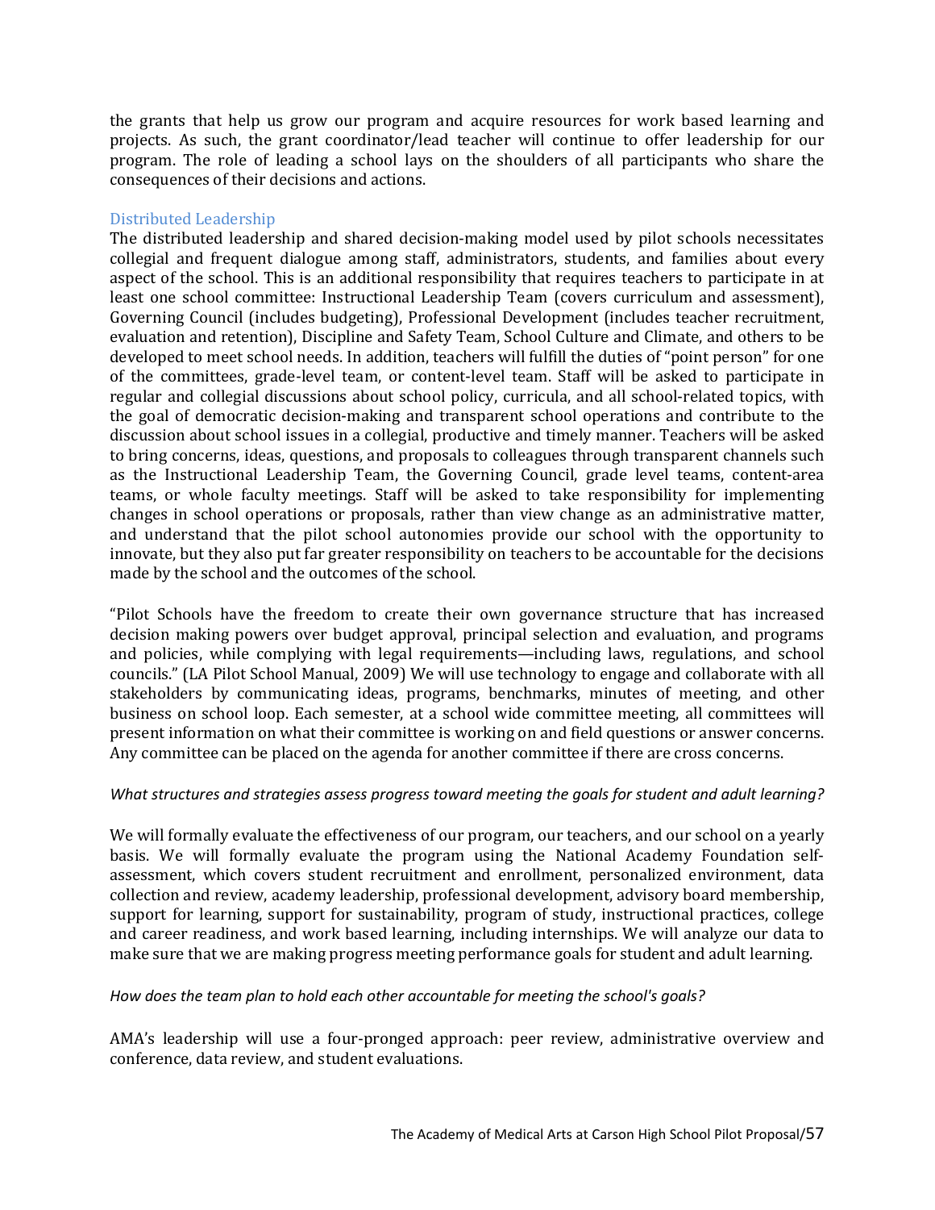the grants that help us grow our program and acquire resources for work based learning and projects. As such, the grant coordinator/lead teacher will continue to offer leadership for our program. The role of leading a school lays on the shoulders of all participants who share the consequences of their decisions and actions.

### Distributed Leadership

The distributed leadership and shared decision-making model used by pilot schools necessitates collegial and frequent dialogue among staff, administrators, students, and families about every aspect of the school. This is an additional responsibility that requires teachers to participate in at least one school committee: Instructional Leadership Team (covers curriculum and assessment), Governing Council (includes budgeting), Professional Development (includes teacher recruitment, evaluation and retention), Discipline and Safety Team, School Culture and Climate, and others to be developed to meet school needs. In addition, teachers will fulfill the duties of "point person" for one of the committees, grade-level team, or content-level team. Staff will be asked to participate in regular and collegial discussions about school policy, curricula, and all school-related topics, with the goal of democratic decision-making and transparent school operations and contribute to the discussion about school issues in a collegial, productive and timely manner. Teachers will be asked to bring concerns, ideas, questions, and proposals to colleagues through transparent channels such as the Instructional Leadership Team, the Governing Council, grade level teams, content-area teams, or whole faculty meetings. Staff will be asked to take responsibility for implementing changes in school operations or proposals, rather than view change as an administrative matter, and understand that the pilot school autonomies provide our school with the opportunity to innovate, but they also put far greater responsibility on teachers to be accountable for the decisions made by the school and the outcomes of the school.

"Pilot Schools have the freedom to create their own governance structure that has increased decision making powers over budget approval, principal selection and evaluation, and programs and policies, while complying with legal requirements—including laws, regulations, and school councils." (LA Pilot School Manual, 2009) We will use technology to engage and collaborate with all stakeholders by communicating ideas, programs, benchmarks, minutes of meeting, and other business on school loop. Each semester, at a school wide committee meeting, all committees will present information on what their committee is working on and field questions or answer concerns. Any committee can be placed on the agenda for another committee if there are cross concerns.

*What structures and strategies assess progress toward meeting the goals for student and adult learning?*

We will formally evaluate the effectiveness of our program, our teachers, and our school on a yearly basis. We will formally evaluate the program using the National Academy Foundation self-assessment, which covers student recruitment and enrollment, personalized environment, data collection and review, academy leadership, professional development, advisory board membership, support for learning, support for sustainability, program of study, instructional practices, college and career readiness, and work based learning, including internships. We will analyze our data to make sure that we are making progress meeting performance goals for student and adult learning.

*How does the team plan to hold each other accountable for meeting the school's goals?*

AMA's leadership will use a four-pronged approach: peer review, administrative overview and conference, data review, and student evaluations.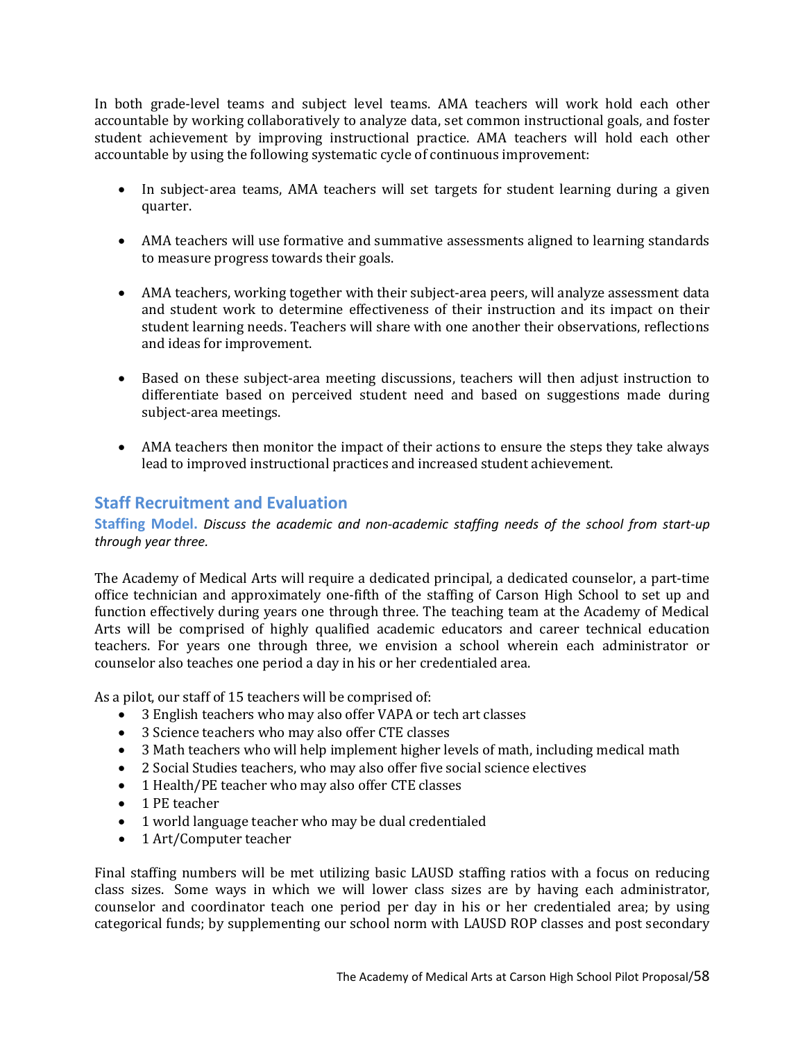In both grade-level teams and subject level teams. AMA teachers will work hold each other accountable by working collaboratively to analyze data, set common instructional goals, and foster student achievement by improving instructional practice. AMA teachers will hold each other accountable by using the following systematic cycle of continuous improvement:

- In subject-area teams, AMA teachers will set targets for student learning during a given quarter.
- AMA teachers will use formative and summative assessments aligned to learning standards to measure progress towards their goals.
- AMA teachers, working together with their subject-area peers, will analyze assessment data and student work to determine effectiveness of their instruction and its impact on their student learning needs. Teachers will share with one another their observations, reflections and ideas for improvement.
- Based on these subject-area meeting discussions, teachers will then adjust instruction to differentiate based on perceived student need and based on suggestions made during subject-area meetings.
- AMA teachers then monitor the impact of their actions to ensure the steps they take always lead to improved instructional practices and increased student achievement.

## Staff Recruitment and Evaluation

**Staffing Model.** *Discuss the academic and non-academic staffing needs of the school from start-up through year three.*

The Academy of Medical Arts will require a dedicated principal, a dedicated counselor, a part-time office technician and approximately one-fifth of the staffing of Carson High School to set up and function effectively during years one through three. The teaching team at the Academy of Medical Arts will be comprised of highly qualified academic educators and career technical education teachers. For years one through three, we envision a school wherein each administrator or counselor also teaches one period a day in his or her credentialed area.

As a pilot, our staff of 15 teachers will be comprised of:

- 3 English teachers who may also offer VAPA or tech art classes
- 3 Science teachers who may also offer CTE classes
- 3 Math teachers who will help implement higher levels of math, including medical math
- 2 Social Studies teachers, who may also offer five social science electives
- 1 Health/PE teacher who may also offer CTE classes
- 1 PE teacher
- 1 world language teacher who may be dual credentialed
- 1 Art/Computer teacher

Final staffing numbers will be met utilizing basic LAUSD staffing ratios with a focus on reducing class sizes. Some ways in which we will lower class sizes are by having each administrator, counselor and coordinator teach one period per day in his or her credentialed area; by using categorical funds; by supplementing our school norm with LAUSD ROP classes and post secondary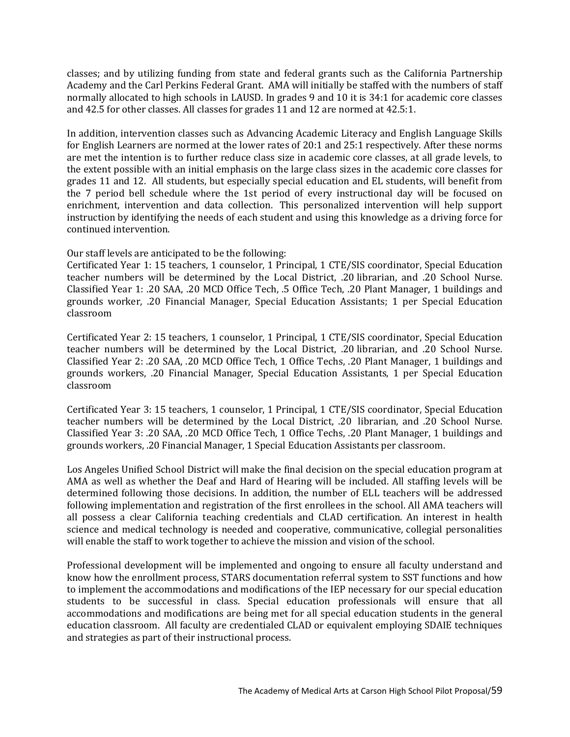classes; and by utilizing funding from state and federal grants such as the California Partnership Academy and the Carl Perkins Federal Grant. AMA will initially be staffed with the numbers of staff normally allocated to high schools in LAUSD. In grades 9 and 10 it is 34:1 for academic core classes and 42.5 for other classes. All classes for grades 11 and 12 are normed at 42.5:1.

In addition, intervention classes such as Advancing Academic Literacy and English Language Skills for English Learners are normed at the lower rates of 20:1 and 25:1 respectively. After these norms are met the intention is to further reduce class size in academic core classes, at all grade levels, to the extent possible with an initial emphasis on the large class sizes in the academic core classes for grades 11 and 12. All students, but especially special education and EL students, will benefit from the 7 period bell schedule where the 1st period of every instructional day will be focused on enrichment, intervention and data collection. This personalized intervention will help support instruction by identifying the needs of each student and using this knowledge as a driving force for continued intervention.

Our staff levels are anticipated to be the following:
Certificated Year 1: 15 teachers, 1 counselor, 1 Principal, 1 CTE/SIS coordinator, Special Education teacher numbers will be determined by the Local District, .20 librarian, and .20 School Nurse. Classified Year 1: .20 SAA, .20 MCD Office Tech, .5 Office Tech, .20 Plant Manager, 1 buildings and grounds worker, .20 Financial Manager, Special Education Assistants; 1 per Special Education classroom

Certificated Year 2: 15 teachers, 1 counselor, 1 Principal, 1 CTE/SIS coordinator, Special Education teacher numbers will be determined by the Local District, .20 librarian, and .20 School Nurse. Classified Year 2: .20 SAA, .20 MCD Office Tech, 1 Office Techs, .20 Plant Manager, 1 buildings and grounds workers, .20 Financial Manager, Special Education Assistants, 1 per Special Education classroom

Certificated Year 3: 15 teachers, 1 counselor, 1 Principal, 1 CTE/SIS coordinator, Special Education teacher numbers will be determined by the Local District, .20 librarian, and .20 School Nurse. Classified Year 3: .20 SAA, .20 MCD Office Tech, 1 Office Techs, .20 Plant Manager, 1 buildings and grounds workers, .20 Financial Manager, 1 Special Education Assistants per classroom.

Los Angeles Unified School District will make the final decision on the special education program at AMA as well as whether the Deaf and Hard of Hearing will be included. All staffing levels will be determined following those decisions. In addition, the number of ELL teachers will be addressed following implementation and registration of the first enrollees in the school. All AMA teachers will all possess a clear California teaching credentials and CLAD certification. An interest in health science and medical technology is needed and cooperative, communicative, collegial personalities will enable the staff to work together to achieve the mission and vision of the school.

Professional development will be implemented and ongoing to ensure all faculty understand and know how the enrollment process, STARS documentation referral system to SST functions and how to implement the accommodations and modifications of the IEP necessary for our special education students to be successful in class. Special education professionals will ensure that all accommodations and modifications are being met for all special education students in the general education classroom. All faculty are credentialed CLAD or equivalent employing SDAIE techniques and strategies as part of their instructional process.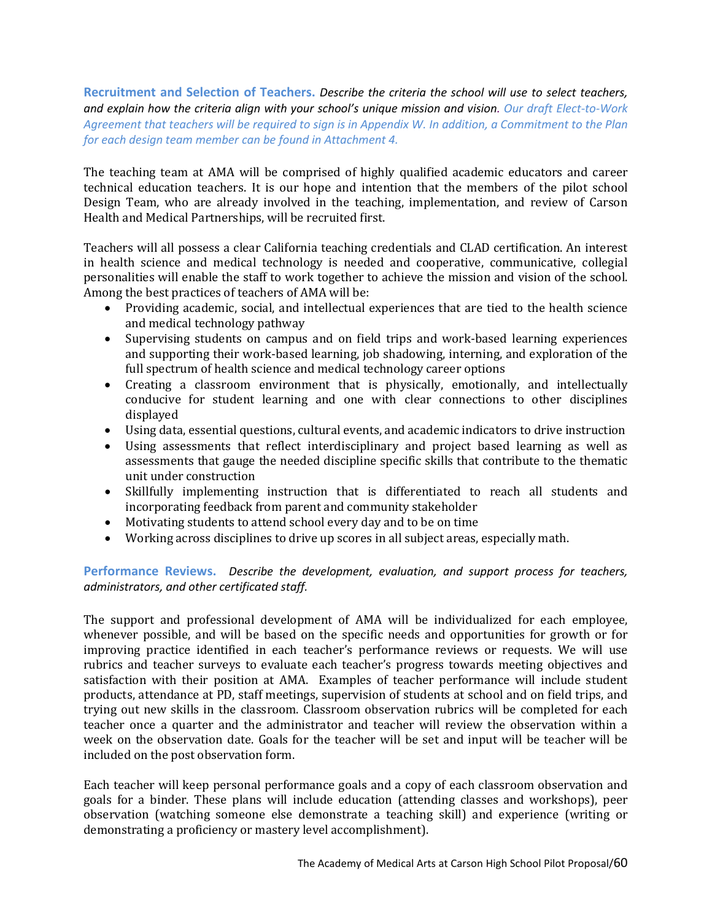**Recruitment and Selection of Teachers.** *Describe the criteria the school will use to select teachers, and explain how the criteria align with your school's unique mission and vision. Our draft Elect-to-Work Agreement that teachers will be required to sign is in Appendix W. In addition, a Commitment to the Plan for each design team member can be found in Attachment 4.*

The teaching team at AMA will be comprised of highly qualified academic educators and career technical education teachers. It is our hope and intention that the members of the pilot school Design Team, who are already involved in the teaching, implementation, and review of Carson Health and Medical Partnerships, will be recruited first.

Teachers will all possess a clear California teaching credentials and CLAD certification. An interest in health science and medical technology is needed and cooperative, communicative, collegial personalities will enable the staff to work together to achieve the mission and vision of the school. Among the best practices of teachers of AMA will be:

- Providing academic, social, and intellectual experiences that are tied to the health science and medical technology pathway
- Supervising students on campus and on field trips and work-based learning experiences and supporting their work-based learning, job shadowing, interning, and exploration of the full spectrum of health science and medical technology career options
- Creating a classroom environment that is physically, emotionally, and intellectually conducive for student learning and one with clear connections to other disciplines displayed
- Using data, essential questions, cultural events, and academic indicators to drive instruction
- Using assessments that reflect interdisciplinary and project based learning as well as assessments that gauge the needed discipline specific skills that contribute to the thematic unit under construction
- Skillfully implementing instruction that is differentiated to reach all students and incorporating feedback from parent and community stakeholder
- Motivating students to attend school every day and to be on time
- Working across disciplines to drive up scores in all subject areas, especially math.

**Performance Reviews.** *Describe the development, evaluation, and support process for teachers, administrators, and other certificated staff.*

The support and professional development of AMA will be individualized for each employee, whenever possible, and will be based on the specific needs and opportunities for growth or for improving practice identified in each teacher's performance reviews or requests. We will use rubrics and teacher surveys to evaluate each teacher's progress towards meeting objectives and satisfaction with their position at AMA. Examples of teacher performance will include student products, attendance at PD, staff meetings, supervision of students at school and on field trips, and trying out new skills in the classroom. Classroom observation rubrics will be completed for each teacher once a quarter and the administrator and teacher will review the observation within a week on the observation date. Goals for the teacher will be set and input will be teacher will be included on the post observation form.

Each teacher will keep personal performance goals and a copy of each classroom observation and goals for a binder. These plans will include education (attending classes and workshops), peer observation (watching someone else demonstrate a teaching skill) and experience (writing or demonstrating a proficiency or mastery level accomplishment).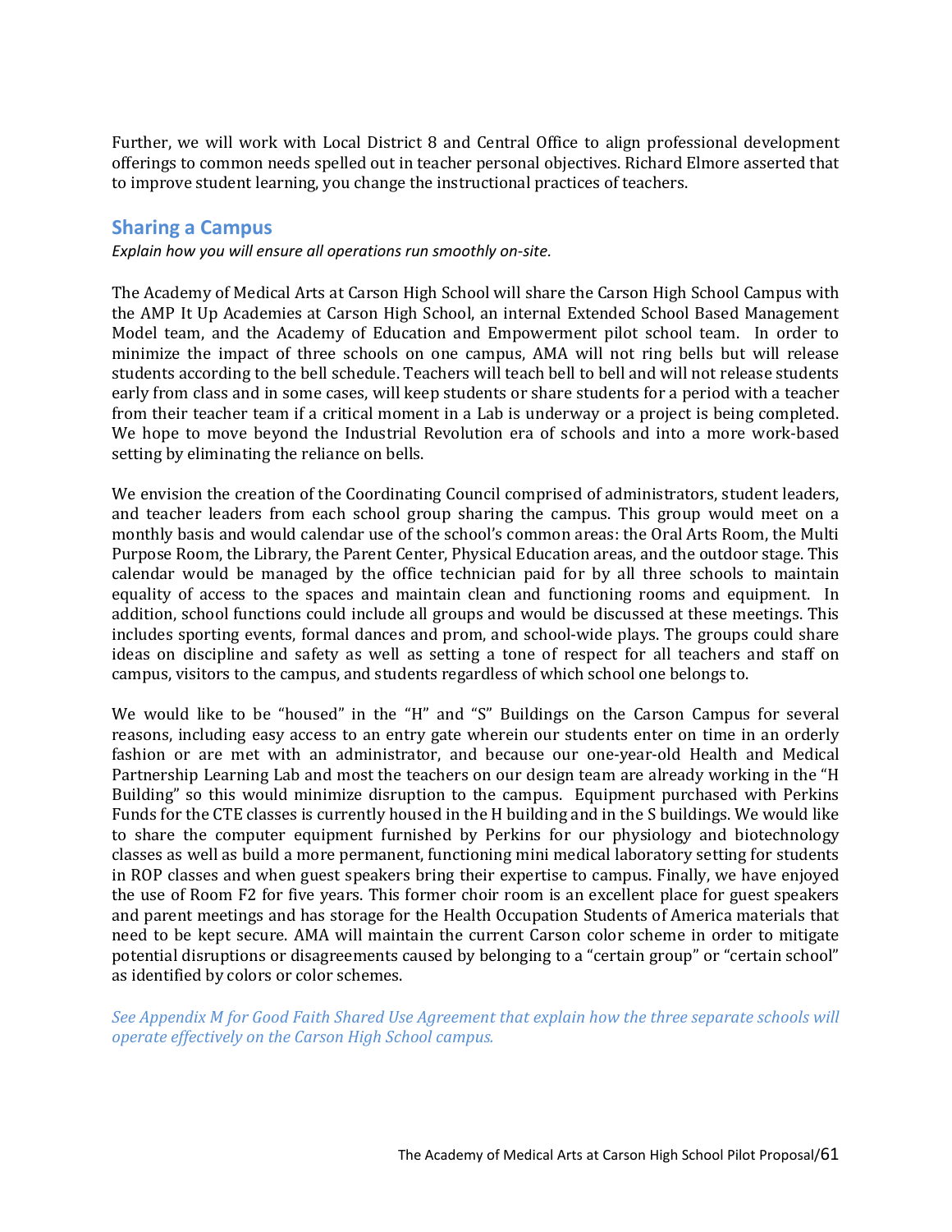Further, we will work with Local District 8 and Central Office to align professional development offerings to common needs spelled out in teacher personal objectives. Richard Elmore asserted that to improve student learning, you change the instructional practices of teachers.

## Sharing a Campus

*Explain how you will ensure all operations run smoothly on-site.*

The Academy of Medical Arts at Carson High School will share the Carson High School Campus with the AMP It Up Academies at Carson High School, an internal Extended School Based Management Model team, and the Academy of Education and Empowerment pilot school team. In order to minimize the impact of three schools on one campus, AMA will not ring bells but will release students according to the bell schedule. Teachers will teach bell to bell and will not release students early from class and in some cases, will keep students or share students for a period with a teacher from their teacher team if a critical moment in a Lab is underway or a project is being completed. We hope to move beyond the Industrial Revolution era of schools and into a more work-based setting by eliminating the reliance on bells.

We envision the creation of the Coordinating Council comprised of administrators, student leaders, and teacher leaders from each school group sharing the campus. This group would meet on a monthly basis and would calendar use of the school's common areas: the Oral Arts Room, the Multi Purpose Room, the Library, the Parent Center, Physical Education areas, and the outdoor stage. This calendar would be managed by the office technician paid for by all three schools to maintain equality of access to the spaces and maintain clean and functioning rooms and equipment. In addition, school functions could include all groups and would be discussed at these meetings. This includes sporting events, formal dances and prom, and school-wide plays. The groups could share ideas on discipline and safety as well as setting a tone of respect for all teachers and staff on campus, visitors to the campus, and students regardless of which school one belongs to.

We would like to be "housed" in the "H" and "S" Buildings on the Carson Campus for several reasons, including easy access to an entry gate wherein our students enter on time in an orderly fashion or are met with an administrator, and because our one-year-old Health and Medical Partnership Learning Lab and most the teachers on our design team are already working in the "H Building" so this would minimize disruption to the campus. Equipment purchased with Perkins Funds for the CTE classes is currently housed in the H building and in the S buildings. We would like to share the computer equipment furnished by Perkins for our physiology and biotechnology classes as well as build a more permanent, functioning mini medical laboratory setting for students in ROP classes and when guest speakers bring their expertise to campus. Finally, we have enjoyed the use of Room F2 for five years. This former choir room is an excellent place for guest speakers and parent meetings and has storage for the Health Occupation Students of America materials that need to be kept secure. AMA will maintain the current Carson color scheme in order to mitigate potential disruptions or disagreements caused by belonging to a "certain group" or "certain school" as identified by colors or color schemes.

*See Appendix M for Good Faith Shared Use Agreement that explain how the three separate schools will operate effectively on the Carson High School campus.*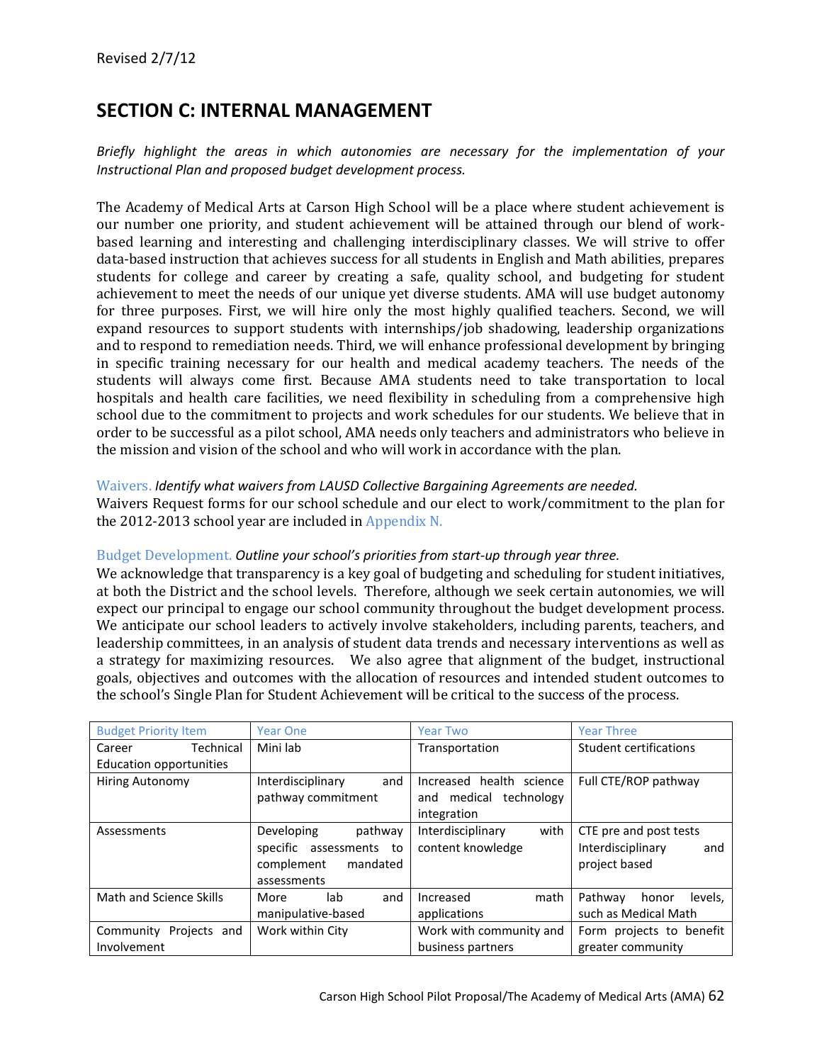Revised 2/7/12

## SECTION C: INTERNAL MANAGEMENT

*Briefly highlight the areas in which autonomies are necessary for the implementation of your Instructional Plan and proposed budget development process.*

The Academy of Medical Arts at Carson High School will be a place where student achievement is our number one priority, and student achievement will be attained through our blend of work-based learning and interesting and challenging interdisciplinary classes. We will strive to offer data-based instruction that achieves success for all students in English and Math abilities, prepares students for college and career by creating a safe, quality school, and budgeting for student achievement to meet the needs of our unique yet diverse students. AMA will use budget autonomy for three purposes. First, we will hire only the most highly qualified teachers. Second, we will expand resources to support students with internships/job shadowing, leadership organizations and to respond to remediation needs. Third, we will enhance professional development by bringing in specific training necessary for our health and medical academy teachers. The needs of the students will always come first. Because AMA students need to take transportation to local hospitals and health care facilities, we need flexibility in scheduling from a comprehensive high school due to the commitment to projects and work schedules for our students. We believe that in order to be successful as a pilot school, AMA needs only teachers and administrators who believe in the mission and vision of the school and who will work in accordance with the plan.

Waivers. *Identify what waivers from LAUSD Collective Bargaining Agreements are needed.*
Waivers Request forms for our school schedule and our elect to work/commitment to the plan for the 2012-2013 school year are included in Appendix N.

Budget Development. *Outline your school's priorities from start-up through year three.*
We acknowledge that transparency is a key goal of budgeting and scheduling for student initiatives, at both the District and the school levels. Therefore, although we seek certain autonomies, we will expect our principal to engage our school community throughout the budget development process. We anticipate our school leaders to actively involve stakeholders, including parents, teachers, and leadership committees, in an analysis of student data trends and necessary interventions as well as a strategy for maximizing resources. We also agree that alignment of the budget, instructional goals, objectives and outcomes with the allocation of resources and intended student outcomes to the school's Single Plan for Student Achievement will be critical to the success of the process.

| Budget Priority Item | Year One | Year Two | Year Three |
|---|---|---|---|
| Career Technical Education opportunities | Mini lab | Transportation | Student certifications |
| Hiring Autonomy | Interdisciplinary and pathway commitment | Increased health science and medical technology integration | Full CTE/ROP pathway |
| Assessments | Developing pathway specific assessments to complement mandated assessments | Interdisciplinary with content knowledge | CTE pre and post tests Interdisciplinary and project based |
| Math and Science Skills | More lab and manipulative-based | Increased math applications | Pathway honor levels, such as Medical Math |
| Community Projects and Involvement | Work within City | Work with community and business partners | Form projects to benefit greater community |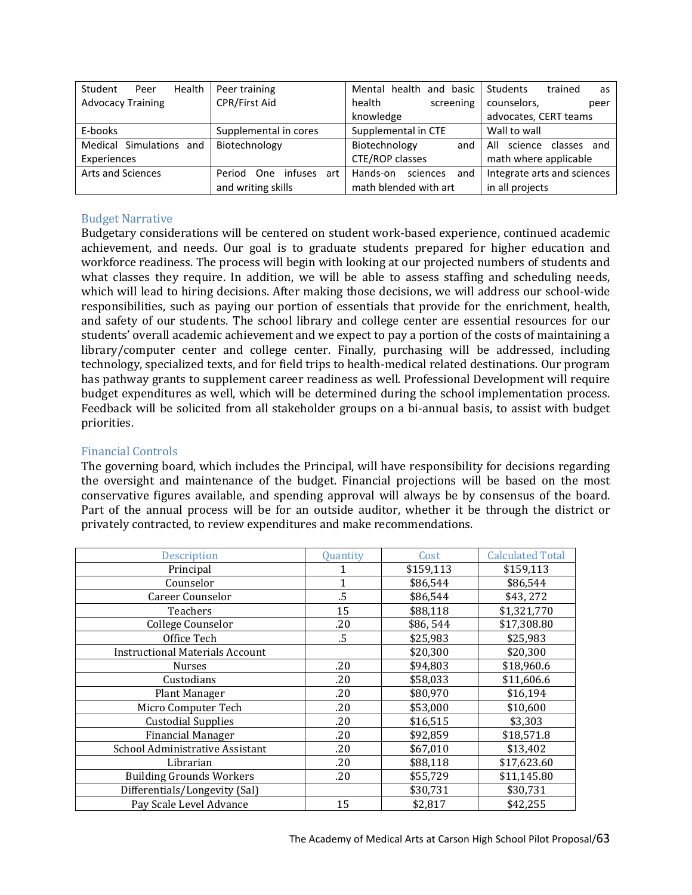| Student Peer Health Advocacy Training | Peer training CPR/First Aid | Mental health and basic health screening knowledge | Students trained as counselors, peer advocates, CERT teams |
|---|---|---|---|
| E-books | Supplemental in cores | Supplemental in CTE | Wall to wall |
| Medical Simulations and Experiences | Biotechnology | Biotechnology and CTE/ROP classes | All science classes and math where applicable |
| Arts and Sciences | Period One infuses art and writing skills | Hands-on sciences and math blended with art | Integrate arts and sciences in all projects |

## Budget Narrative

Budgetary considerations will be centered on student work-based experience, continued academic achievement, and needs. Our goal is to graduate students prepared for higher education and workforce readiness. The process will begin with looking at our projected numbers of students and what classes they require. In addition, we will be able to assess staffing and scheduling needs, which will lead to hiring decisions. After making those decisions, we will address our school-wide responsibilities, such as paying our portion of essentials that provide for the enrichment, health, and safety of our students. The school library and college center are essential resources for our students' overall academic achievement and we expect to pay a portion of the costs of maintaining a library/computer center and college center. Finally, purchasing will be addressed, including technology, specialized texts, and for field trips to health-medical related destinations. Our program has pathway grants to supplement career readiness as well. Professional Development will require budget expenditures as well, which will be determined during the school implementation process. Feedback will be solicited from all stakeholder groups on a bi-annual basis, to assist with budget priorities.

## Financial Controls

The governing board, which includes the Principal, will have responsibility for decisions regarding the oversight and maintenance of the budget. Financial projections will be based on the most conservative figures available, and spending approval will always be by consensus of the board. Part of the annual process will be for an outside auditor, whether it be through the district or privately contracted, to review expenditures and make recommendations.

| Description | Quantity | Cost | Calculated Total |
|---|---|---|---|
| Principal | 1 | $159,113 | $159,113 |
| Counselor | 1 | $86,544 | $86,544 |
| Career Counselor | .5 | $86,544 | $43, 272 |
| Teachers | 15 | $88,118 | $1,321,770 |
| College Counselor | .20 | $86, 544 | $17,308.80 |
| Office Tech | .5 | $25,983 | $25,983 |
| Instructional Materials Account | | $20,300 | $20,300 |
| Nurses | .20 | $94,803 | $18,960.6 |
| Custodians | .20 | $58,033 | $11,606.6 |
| Plant Manager | .20 | $80,970 | $16,194 |
| Micro Computer Tech | .20 | $53,000 | $10,600 |
| Custodial Supplies | .20 | $16,515 | $3,303 |
| Financial Manager | .20 | $92,859 | $18,571.8 |
| School Administrative Assistant | .20 | $67,010 | $13,402 |
| Librarian | .20 | $88,118 | $17,623.60 |
| Building Grounds Workers | .20 | $55,729 | $11,145.80 |
| Differentials/Longevity (Sal) | | $30,731 | $30,731 |
| Pay Scale Level Advance | 15 | $2,817 | $42,255 |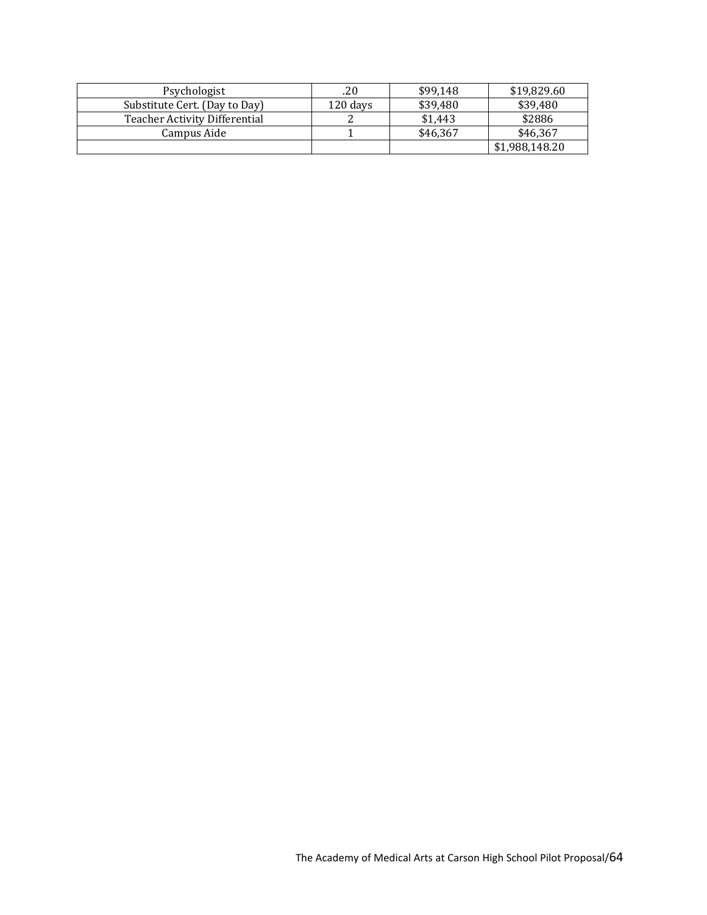| Psychologist | .20 | \$99,148 | \$19,829.60 |
|---|---|---|---|
| Substitute Cert. (Day to Day) | 120 days | \$39,480 | \$39,480 |
| Teacher Activity Differential | 2 | \$1,443 | \$2886 |
| Campus Aide | 1 | \$46,367 | \$46,367 |
| | | | \$1,988,148.20 |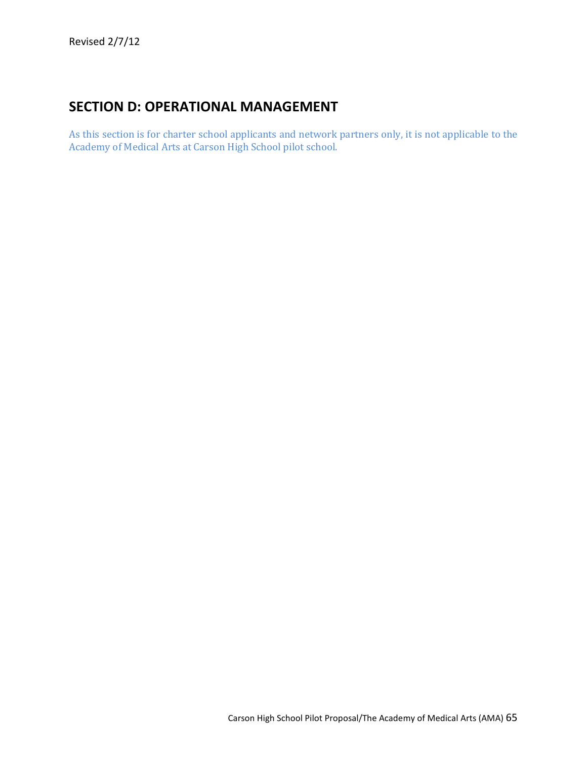## SECTION D: OPERATIONAL MANAGEMENT

As this section is for charter school applicants and network partners only, it is not applicable to the Academy of Medical Arts at Carson High School pilot school.